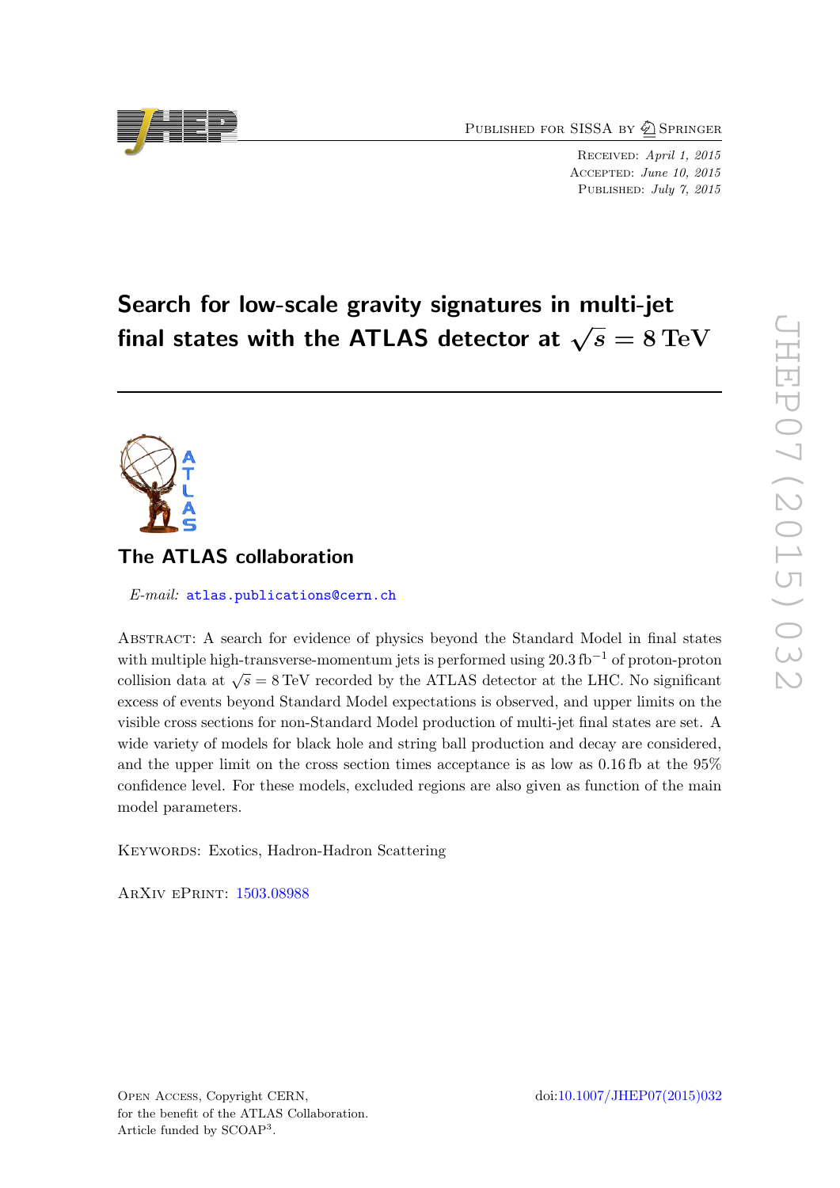Published for SISSA by Springer

Received: *April 1, 2015*
Accepted: *June 10, 2015*
Published: *July 7, 2015*

# Search for low-scale gravity signatures in multi-jet final states with the ATLAS detector at $\sqrt{s} = 8\,\text{TeV}$

## The ATLAS collaboration

*E-mail:* atlas.publications@cern.ch

Abstract: A search for evidence of physics beyond the Standard Model in final states with multiple high-transverse-momentum jets is performed using $20.3\,\text{fb}^{-1}$ of proton-proton collision data at $\sqrt{s} = 8\,\text{TeV}$ recorded by the ATLAS detector at the LHC. No significant excess of events beyond Standard Model expectations is observed, and upper limits on the visible cross sections for non-Standard Model production of multi-jet final states are set. A wide variety of models for black hole and string ball production and decay are considered, and the upper limit on the cross section times acceptance is as low as $0.16\,\text{fb}$ at the 95% confidence level. For these models, excluded regions are also given as function of the main model parameters.

Keywords: Exotics, Hadron-Hadron Scattering

ArXiv ePrint: 1503.08988

Open Access, Copyright CERN, for the benefit of the ATLAS Collaboration. Article funded by SCOAP[3].

doi:10.1007/JHEP07(2015)032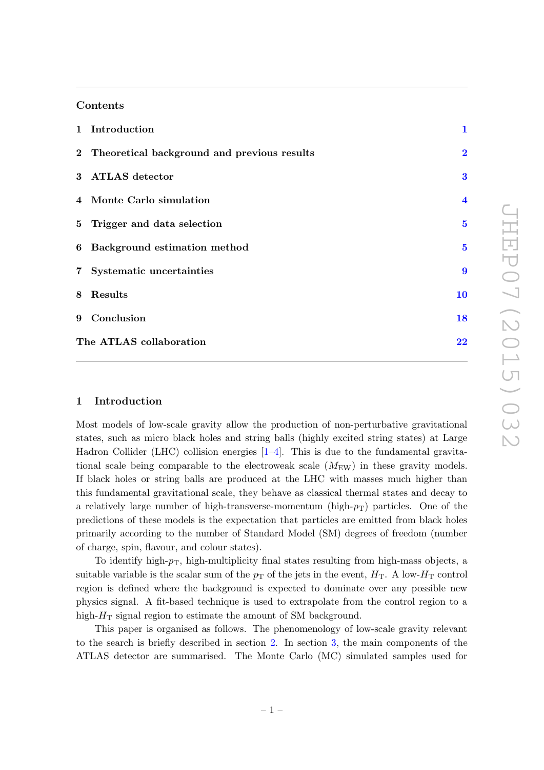## Contents

| | | |
|---|---|---|
| 1 | Introduction | 1 |
| 2 | Theoretical background and previous results | 2 |
| 3 | ATLAS detector | 3 |
| 4 | Monte Carlo simulation | 4 |
| 5 | Trigger and data selection | 5 |
| 6 | Background estimation method | 5 |
| 7 | Systematic uncertainties | 9 |
| 8 | Results | 10 |
| 9 | Conclusion | 18 |
| | The ATLAS collaboration | 22 |

## 1 Introduction

Most models of low-scale gravity allow the production of non-perturbative gravitational states, such as micro black holes and string balls (highly excited string states) at Large Hadron Collider (LHC) collision energies [1–4]. This is due to the fundamental gravitational scale being comparable to the electroweak scale ($M_{\mathrm{EW}}$) in these gravity models. If black holes or string balls are produced at the LHC with masses much higher than this fundamental gravitational scale, they behave as classical thermal states and decay to a relatively large number of high-transverse-momentum (high-$p_{\mathrm{T}}$) particles. One of the predictions of these models is the expectation that particles are emitted from black holes primarily according to the number of Standard Model (SM) degrees of freedom (number of charge, spin, flavour, and colour states).

To identify high-$p_{\mathrm{T}}$, high-multiplicity final states resulting from high-mass objects, a suitable variable is the scalar sum of the $p_{\mathrm{T}}$ of the jets in the event, $H_{\mathrm{T}}$. A low-$H_{\mathrm{T}}$ control region is defined where the background is expected to dominate over any possible new physics signal. A fit-based technique is used to extrapolate from the control region to a high-$H_{\mathrm{T}}$ signal region to estimate the amount of SM background.

This paper is organised as follows. The phenomenology of low-scale gravity relevant to the search is briefly described in section 2. In section 3, the main components of the ATLAS detector are summarised. The Monte Carlo (MC) simulated samples used for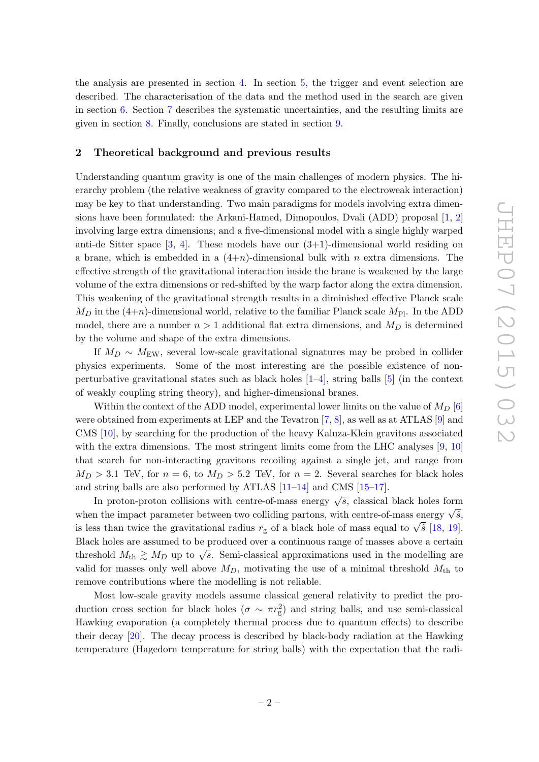the analysis are presented in section 4. In section 5, the trigger and event selection are described. The characterisation of the data and the method used in the search are given in section 6. Section 7 describes the systematic uncertainties, and the resulting limits are given in section 8. Finally, conclusions are stated in section 9.

## 2 Theoretical background and previous results

Understanding quantum gravity is one of the main challenges of modern physics. The hierarchy problem (the relative weakness of gravity compared to the electroweak interaction) may be key to that understanding. Two main paradigms for models involving extra dimensions have been formulated: the Arkani-Hamed, Dimopoulos, Dvali (ADD) proposal [1, 2] involving large extra dimensions; and a five-dimensional model with a single highly warped anti-de Sitter space [3, 4]. These models have our (3+1)-dimensional world residing on a brane, which is embedded in a (4+$n$)-dimensional bulk with $n$ extra dimensions. The effective strength of the gravitational interaction inside the brane is weakened by the large volume of the extra dimensions or red-shifted by the warp factor along the extra dimension. This weakening of the gravitational strength results in a diminished effective Planck scale $M_D$ in the (4+$n$)-dimensional world, relative to the familiar Planck scale $M_{\rm Pl}$. In the ADD model, there are a number $n > 1$ additional flat extra dimensions, and $M_D$ is determined by the volume and shape of the extra dimensions.

If $M_D \sim M_{\rm EW}$, several low-scale gravitational signatures may be probed in collider physics experiments. Some of the most interesting are the possible existence of non-perturbative gravitational states such as black holes [1–4], string balls [5] (in the context of weakly coupling string theory), and higher-dimensional branes.

Within the context of the ADD model, experimental lower limits on the value of $M_D$ [6] were obtained from experiments at LEP and the Tevatron [7, 8], as well as at ATLAS [9] and CMS [10], by searching for the production of the heavy Kaluza-Klein gravitons associated with the extra dimensions. The most stringent limits come from the LHC analyses [9, 10] that search for non-interacting gravitons recoiling against a single jet, and range from $M_D > 3.1$ TeV, for $n = 6$, to $M_D > 5.2$ TeV, for $n = 2$. Several searches for black holes and string balls are also performed by ATLAS [11–14] and CMS [15–17].

In proton-proton collisions with centre-of-mass energy $\sqrt{s}$, classical black holes form when the impact parameter between two colliding partons, with centre-of-mass energy $\sqrt{\hat{s}}$, is less than twice the gravitational radius $r_{\rm g}$ of a black hole of mass equal to $\sqrt{\hat{s}}$ [18, 19]. Black holes are assumed to be produced over a continuous range of masses above a certain threshold $M_{\rm th} \gtrsim M_D$ up to $\sqrt{s}$. Semi-classical approximations used in the modelling are valid for masses only well above $M_D$, motivating the use of a minimal threshold $M_{\rm th}$ to remove contributions where the modelling is not reliable.

Most low-scale gravity models assume classical general relativity to predict the production cross section for black holes ($\sigma \sim \pi r_{\rm g}^2$) and string balls, and use semi-classical Hawking evaporation (a completely thermal process due to quantum effects) to describe their decay [20]. The decay process is described by black-body radiation at the Hawking temperature (Hagedorn temperature for string balls) with the expectation that the radi-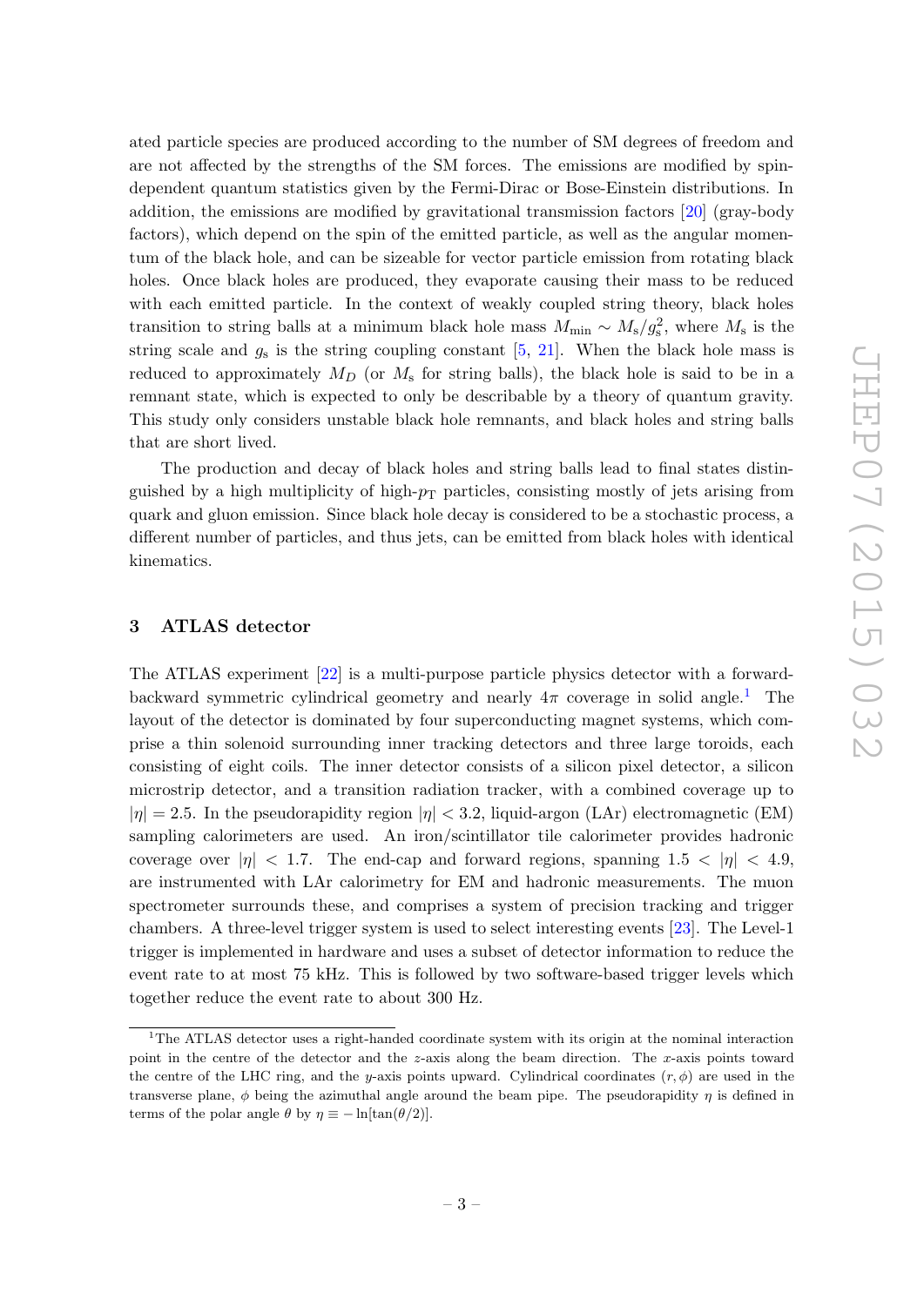ated particle species are produced according to the number of SM degrees of freedom and are not affected by the strengths of the SM forces. The emissions are modified by spin-dependent quantum statistics given by the Fermi-Dirac or Bose-Einstein distributions. In addition, the emissions are modified by gravitational transmission factors [20] (gray-body factors), which depend on the spin of the emitted particle, as well as the angular momentum of the black hole, and can be sizeable for vector particle emission from rotating black holes. Once black holes are produced, they evaporate causing their mass to be reduced with each emitted particle. In the context of weakly coupled string theory, black holes transition to string balls at a minimum black hole mass $M_{\min} \sim M_{\mathrm{s}}/g_{\mathrm{s}}^2$, where $M_{\mathrm{s}}$ is the string scale and $g_{\mathrm{s}}$ is the string coupling constant [5, 21]. When the black hole mass is reduced to approximately $M_D$ (or $M_{\mathrm{s}}$ for string balls), the black hole is said to be in a remnant state, which is expected to only be describable by a theory of quantum gravity. This study only considers unstable black hole remnants, and black holes and string balls that are short lived.

The production and decay of black holes and string balls lead to final states distinguished by a high multiplicity of high-$p_{\mathrm{T}}$ particles, consisting mostly of jets arising from quark and gluon emission. Since black hole decay is considered to be a stochastic process, a different number of particles, and thus jets, can be emitted from black holes with identical kinematics.

## 3 ATLAS detector

The ATLAS experiment [22] is a multi-purpose particle physics detector with a forward-backward symmetric cylindrical geometry and nearly $4\pi$ coverage in solid angle.[1] The layout of the detector is dominated by four superconducting magnet systems, which comprise a thin solenoid surrounding inner tracking detectors and three large toroids, each consisting of eight coils. The inner detector consists of a silicon pixel detector, a silicon microstrip detector, and a transition radiation tracker, with a combined coverage up to $|\eta| = 2.5$. In the pseudorapidity region $|\eta| < 3.2$, liquid-argon (LAr) electromagnetic (EM) sampling calorimeters are used. An iron/scintillator tile calorimeter provides hadronic coverage over $|\eta| < 1.7$. The end-cap and forward regions, spanning $1.5 < |\eta| < 4.9$, are instrumented with LAr calorimetry for EM and hadronic measurements. The muon spectrometer surrounds these, and comprises a system of precision tracking and trigger chambers. A three-level trigger system is used to select interesting events [23]. The Level-1 trigger is implemented in hardware and uses a subset of detector information to reduce the event rate to at most 75 kHz. This is followed by two software-based trigger levels which together reduce the event rate to about 300 Hz.

[1] The ATLAS detector uses a right-handed coordinate system with its origin at the nominal interaction point in the centre of the detector and the $z$-axis along the beam direction. The $x$-axis points toward the centre of the LHC ring, and the $y$-axis points upward. Cylindrical coordinates $(r, \phi)$ are used in the transverse plane, $\phi$ being the azimuthal angle around the beam pipe. The pseudorapidity $\eta$ is defined in terms of the polar angle $\theta$ by $\eta \equiv -\ln[\tan(\theta/2)]$.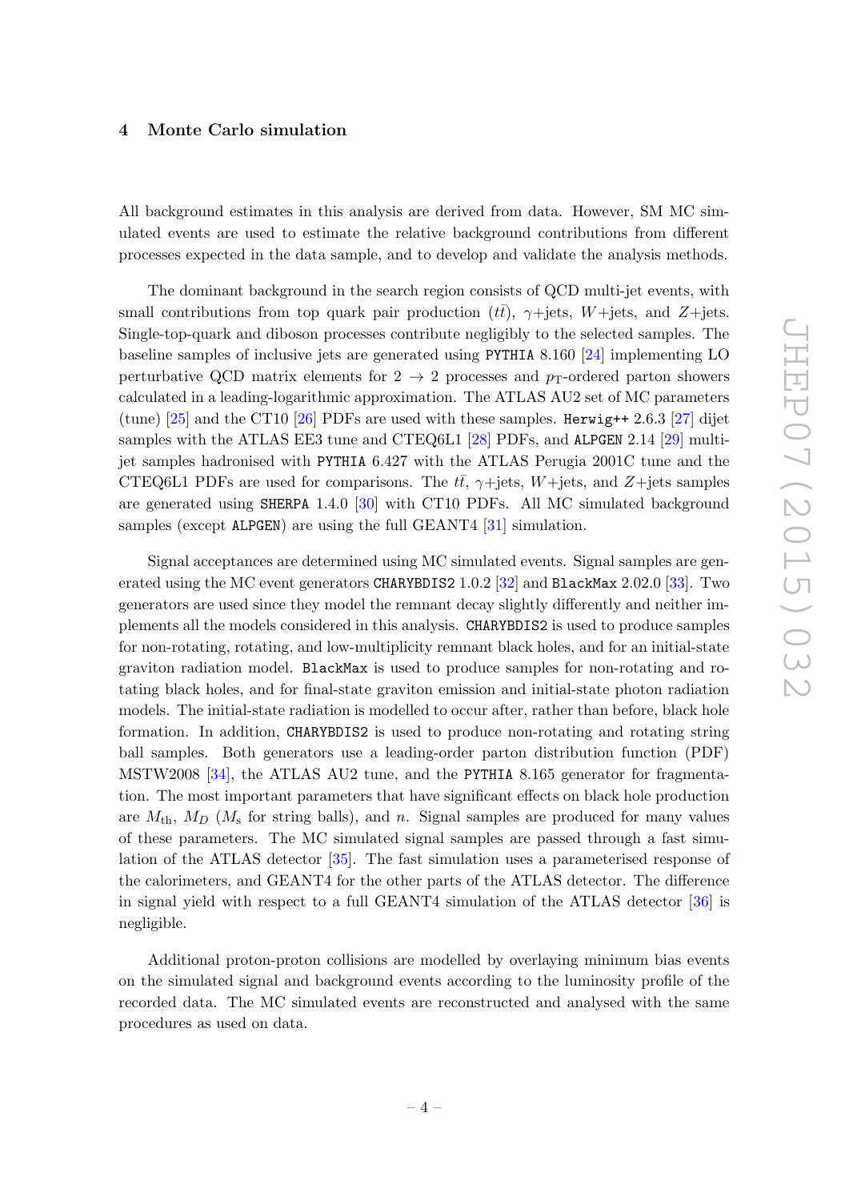## 4 Monte Carlo simulation

All background estimates in this analysis are derived from data. However, SM MC simulated events are used to estimate the relative background contributions from different processes expected in the data sample, and to develop and validate the analysis methods.

The dominant background in the search region consists of QCD multi-jet events, with small contributions from top quark pair production ($t\bar{t}$), $\gamma$+jets, $W$+jets, and $Z$+jets. Single-top-quark and diboson processes contribute negligibly to the selected samples. The baseline samples of inclusive jets are generated using `PYTHIA` 8.160 [24] implementing LO perturbative QCD matrix elements for $2 \to 2$ processes and $p_{\rm T}$-ordered parton showers calculated in a leading-logarithmic approximation. The ATLAS AU2 set of MC parameters (tune) [25] and the CT10 [26] PDFs are used with these samples. `Herwig++` 2.6.3 [27] dijet samples with the ATLAS EE3 tune and CTEQ6L1 [28] PDFs, and `ALPGEN` 2.14 [29] multi-jet samples hadronised with `PYTHIA` 6.427 with the ATLAS Perugia 2001C tune and the CTEQ6L1 PDFs are used for comparisons. The $t\bar{t}$, $\gamma$+jets, $W$+jets, and $Z$+jets samples are generated using `SHERPA` 1.4.0 [30] with CT10 PDFs. All MC simulated background samples (except `ALPGEN`) are using the full GEANT4 [31] simulation.

Signal acceptances are determined using MC simulated events. Signal samples are generated using the MC event generators `CHARYBDIS2` 1.0.2 [32] and `BlackMax` 2.02.0 [33]. Two generators are used since they model the remnant decay slightly differently and neither implements all the models considered in this analysis. `CHARYBDIS2` is used to produce samples for non-rotating, rotating, and low-multiplicity remnant black holes, and for an initial-state graviton radiation model. `BlackMax` is used to produce samples for non-rotating and rotating black holes, and for final-state graviton emission and initial-state photon radiation models. The initial-state radiation is modelled to occur after, rather than before, black hole formation. In addition, `CHARYBDIS2` is used to produce non-rotating and rotating string ball samples. Both generators use a leading-order parton distribution function (PDF) MSTW2008 [34], the ATLAS AU2 tune, and the `PYTHIA` 8.165 generator for fragmentation. The most important parameters that have significant effects on black hole production are $M_{\rm th}$, $M_D$ ($M_{\rm s}$ for string balls), and $n$. Signal samples are produced for many values of these parameters. The MC simulated signal samples are passed through a fast simulation of the ATLAS detector [35]. The fast simulation uses a parameterised response of the calorimeters, and GEANT4 for the other parts of the ATLAS detector. The difference in signal yield with respect to a full GEANT4 simulation of the ATLAS detector [36] is negligible.

Additional proton-proton collisions are modelled by overlaying minimum bias events on the simulated signal and background events according to the luminosity profile of the recorded data. The MC simulated events are reconstructed and analysed with the same procedures as used on data.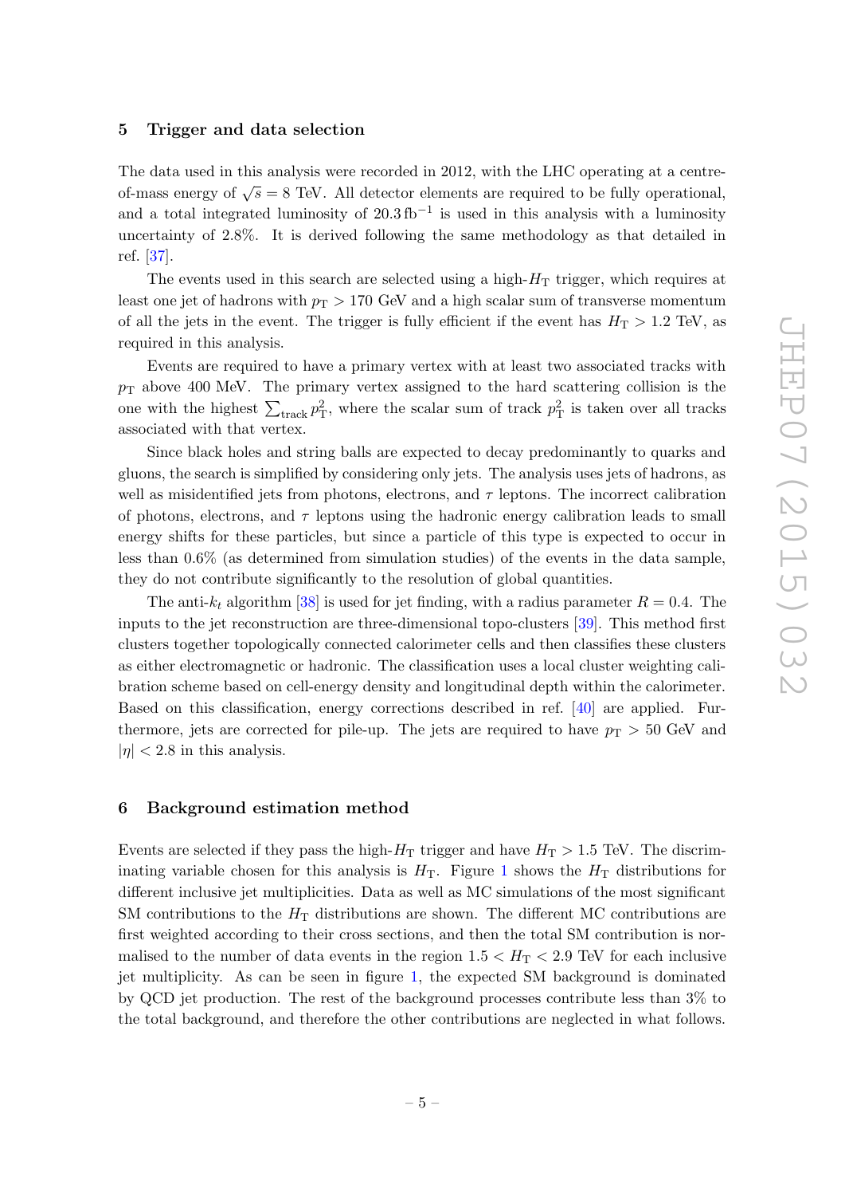## 5 Trigger and data selection

The data used in this analysis were recorded in 2012, with the LHC operating at a centre-of-mass energy of $\sqrt{s} = 8$ TeV. All detector elements are required to be fully operational, and a total integrated luminosity of $20.3\,\text{fb}^{-1}$ is used in this analysis with a luminosity uncertainty of 2.8%. It is derived following the same methodology as that detailed in ref. [37].

The events used in this search are selected using a high-$H_\text{T}$ trigger, which requires at least one jet of hadrons with $p_\text{T} > 170$ GeV and a high scalar sum of transverse momentum of all the jets in the event. The trigger is fully efficient if the event has $H_\text{T} > 1.2$ TeV, as required in this analysis.

Events are required to have a primary vertex with at least two associated tracks with $p_\text{T}$ above 400 MeV. The primary vertex assigned to the hard scattering collision is the one with the highest $\sum_\text{track} p_\text{T}^2$, where the scalar sum of track $p_\text{T}^2$ is taken over all tracks associated with that vertex.

Since black holes and string balls are expected to decay predominantly to quarks and gluons, the search is simplified by considering only jets. The analysis uses jets of hadrons, as well as misidentified jets from photons, electrons, and $\tau$ leptons. The incorrect calibration of photons, electrons, and $\tau$ leptons using the hadronic energy calibration leads to small energy shifts for these particles, but since a particle of this type is expected to occur in less than 0.6% (as determined from simulation studies) of the events in the data sample, they do not contribute significantly to the resolution of global quantities.

The anti-$k_t$ algorithm [38] is used for jet finding, with a radius parameter $R = 0.4$. The inputs to the jet reconstruction are three-dimensional topo-clusters [39]. This method first clusters together topologically connected calorimeter cells and then classifies these clusters as either electromagnetic or hadronic. The classification uses a local cluster weighting calibration scheme based on cell-energy density and longitudinal depth within the calorimeter. Based on this classification, energy corrections described in ref. [40] are applied. Furthermore, jets are corrected for pile-up. The jets are required to have $p_\text{T} > 50$ GeV and $|\eta| < 2.8$ in this analysis.

## 6 Background estimation method

Events are selected if they pass the high-$H_\text{T}$ trigger and have $H_\text{T} > 1.5$ TeV. The discriminating variable chosen for this analysis is $H_\text{T}$. Figure 1 shows the $H_\text{T}$ distributions for different inclusive jet multiplicities. Data as well as MC simulations of the most significant SM contributions to the $H_\text{T}$ distributions are shown. The different MC contributions are first weighted according to their cross sections, and then the total SM contribution is normalised to the number of data events in the region $1.5 < H_\text{T} < 2.9$ TeV for each inclusive jet multiplicity. As can be seen in figure 1, the expected SM background is dominated by QCD jet production. The rest of the background processes contribute less than 3% to the total background, and therefore the other contributions are neglected in what follows.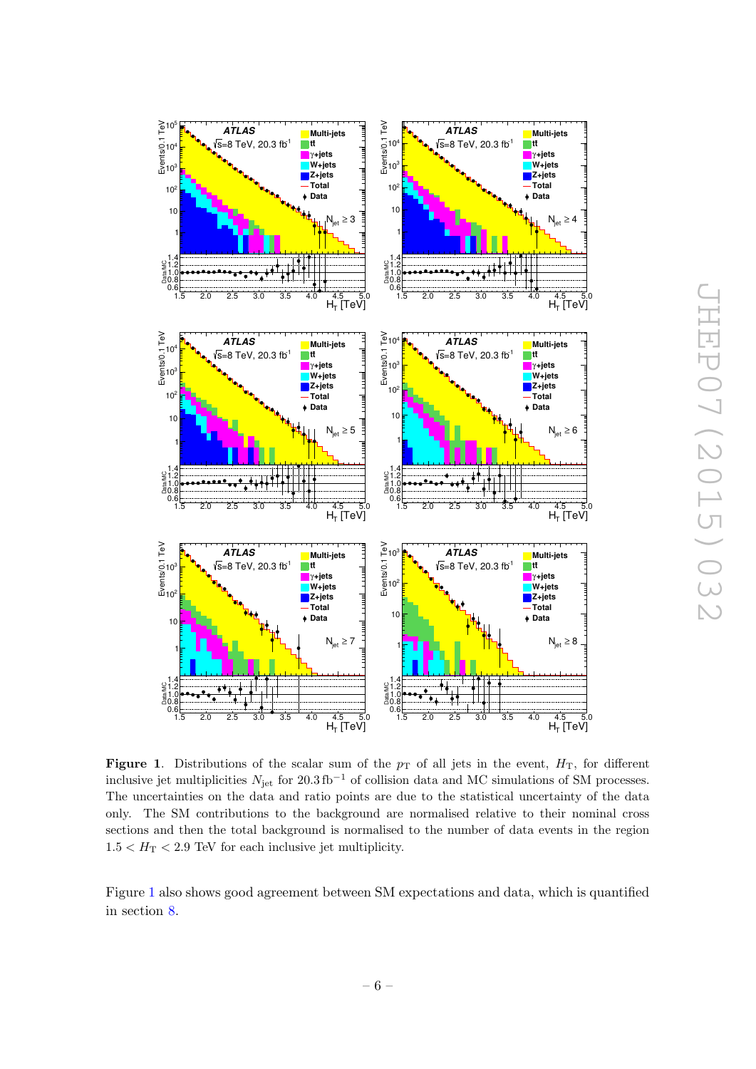**Figure 1**. Distributions of the scalar sum of the $p_T$ of all jets in the event, $H_T$, for different inclusive jet multiplicities $N_{\text{jet}}$ for $20.3\,\text{fb}^{-1}$ of collision data and MC simulations of SM processes. The uncertainties on the data and ratio points are due to the statistical uncertainty of the data only. The SM contributions to the background are normalised relative to their nominal cross sections and then the total background is normalised to the number of data events in the region $1.5 < H_T < 2.9$ TeV for each inclusive jet multiplicity.

Figure 1 also shows good agreement between SM expectations and data, which is quantified in section 8.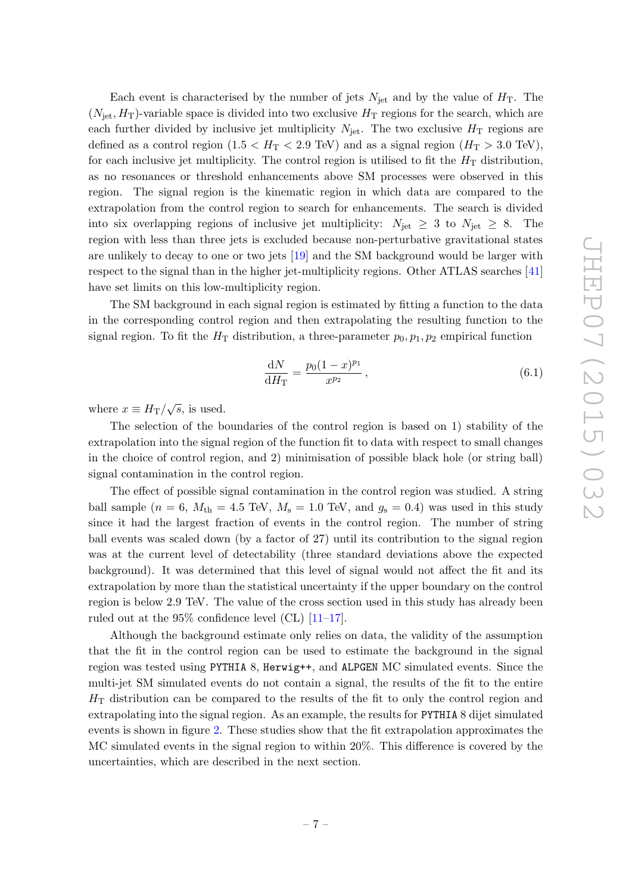Each event is characterised by the number of jets $N_{\text{jet}}$ and by the value of $H_{\text{T}}$. The $(N_{\text{jet}}, H_{\text{T}})$-variable space is divided into two exclusive $H_{\text{T}}$ regions for the search, which are each further divided by inclusive jet multiplicity $N_{\text{jet}}$. The two exclusive $H_{\text{T}}$ regions are defined as a control region ($1.5 < H_{\text{T}} < 2.9$ TeV) and as a signal region ($H_{\text{T}} > 3.0$ TeV), for each inclusive jet multiplicity. The control region is utilised to fit the $H_{\text{T}}$ distribution, as no resonances or threshold enhancements above SM processes were observed in this region. The signal region is the kinematic region in which data are compared to the extrapolation from the control region to search for enhancements. The search is divided into six overlapping regions of inclusive jet multiplicity: $N_{\text{jet}} \geq 3$ to $N_{\text{jet}} \geq 8$. The region with less than three jets is excluded because non-perturbative gravitational states are unlikely to decay to one or two jets [19] and the SM background would be larger with respect to the signal than in the higher jet-multiplicity regions. Other ATLAS searches [41] have set limits on this low-multiplicity region.

The SM background in each signal region is estimated by fitting a function to the data in the corresponding control region and then extrapolating the resulting function to the signal region. To fit the $H_{\text{T}}$ distribution, a three-parameter $p_0, p_1, p_2$ empirical function

$$\frac{\mathrm{d}N}{\mathrm{d}H_{\text{T}}} = \frac{p_0(1-x)^{p_1}}{x^{p_2}}, \tag{6.1}$$

where $x \equiv H_{\text{T}}/\sqrt{s}$, is used.

The selection of the boundaries of the control region is based on 1) stability of the extrapolation into the signal region of the function fit to data with respect to small changes in the choice of control region, and 2) minimisation of possible black hole (or string ball) signal contamination in the control region.

The effect of possible signal contamination in the control region was studied. A string ball sample ($n = 6$, $M_{\text{th}} = 4.5$ TeV, $M_{\text{s}} = 1.0$ TeV, and $g_{\text{s}} = 0.4$) was used in this study since it had the largest fraction of events in the control region. The number of string ball events was scaled down (by a factor of 27) until its contribution to the signal region was at the current level of detectability (three standard deviations above the expected background). It was determined that this level of signal would not affect the fit and its extrapolation by more than the statistical uncertainty if the upper boundary on the control region is below 2.9 TeV. The value of the cross section used in this study has already been ruled out at the 95% confidence level (CL) [11–17].

Although the background estimate only relies on data, the validity of the assumption that the fit in the control region can be used to estimate the background in the signal region was tested using PYTHIA 8, Herwig++, and ALPGEN MC simulated events. Since the multi-jet SM simulated events do not contain a signal, the results of the fit to the entire $H_{\text{T}}$ distribution can be compared to the results of the fit to only the control region and extrapolating into the signal region. As an example, the results for PYTHIA 8 dijet simulated events is shown in figure 2. These studies show that the fit extrapolation approximates the MC simulated events in the signal region to within 20%. This difference is covered by the uncertainties, which are described in the next section.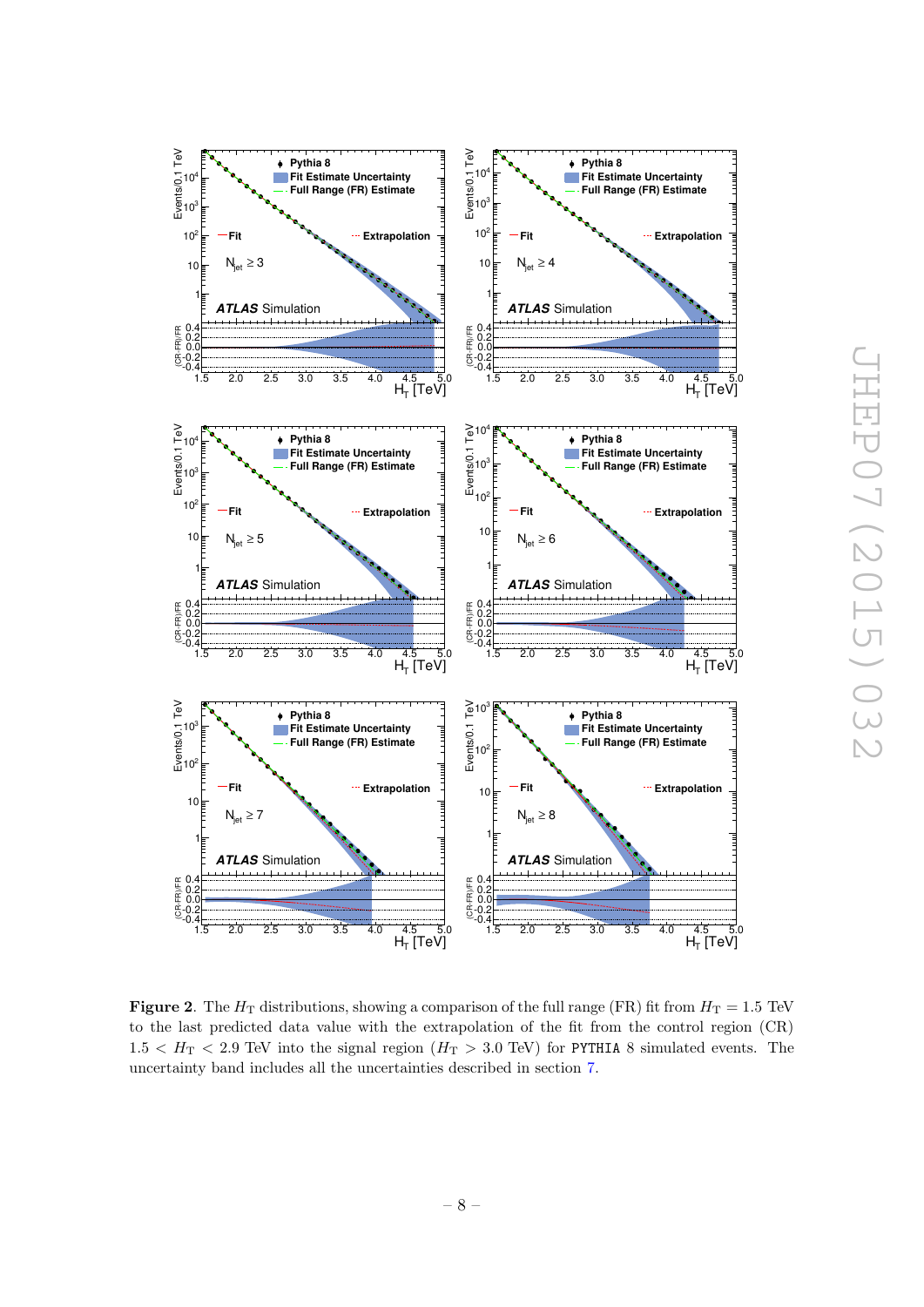**Figure 2**. The $H_\mathrm{T}$ distributions, showing a comparison of the full range (FR) fit from $H_\mathrm{T} = 1.5$ TeV to the last predicted data value with the extrapolation of the fit from the control region (CR) $1.5 < H_\mathrm{T} < 2.9$ TeV into the signal region ($H_\mathrm{T} > 3.0$ TeV) for PYTHIA 8 simulated events. The uncertainty band includes all the uncertainties described in section 7.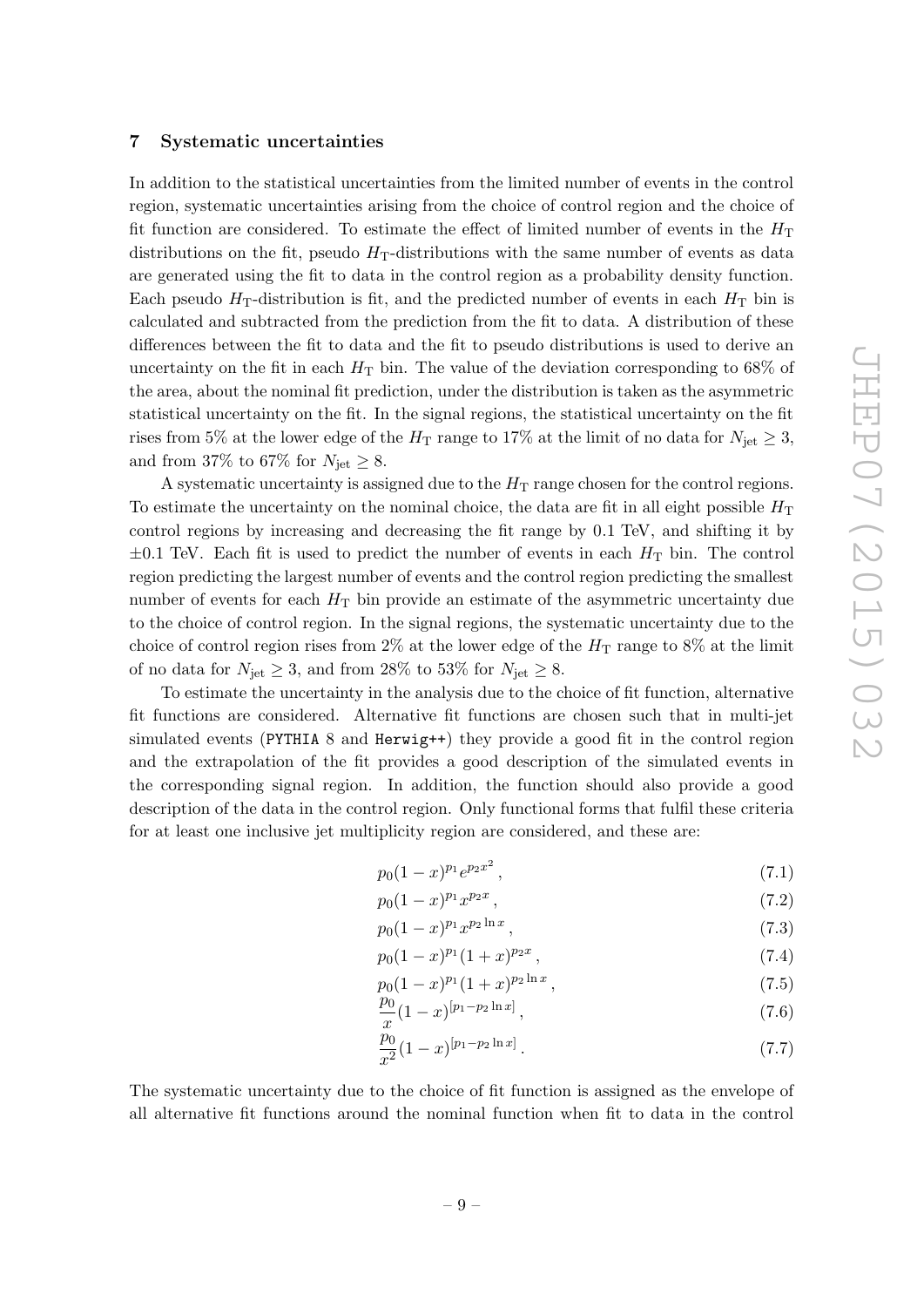## 7 Systematic uncertainties

In addition to the statistical uncertainties from the limited number of events in the control region, systematic uncertainties arising from the choice of control region and the choice of fit function are considered. To estimate the effect of limited number of events in the $H_{\mathrm{T}}$ distributions on the fit, pseudo $H_{\mathrm{T}}$-distributions with the same number of events as data are generated using the fit to data in the control region as a probability density function. Each pseudo $H_{\mathrm{T}}$-distribution is fit, and the predicted number of events in each $H_{\mathrm{T}}$ bin is calculated and subtracted from the prediction from the fit to data. A distribution of these differences between the fit to data and the fit to pseudo distributions is used to derive an uncertainty on the fit in each $H_{\mathrm{T}}$ bin. The value of the deviation corresponding to 68% of the area, about the nominal fit prediction, under the distribution is taken as the asymmetric statistical uncertainty on the fit. In the signal regions, the statistical uncertainty on the fit rises from 5% at the lower edge of the $H_{\mathrm{T}}$ range to 17% at the limit of no data for $N_{\mathrm{jet}} \geq 3$, and from 37% to 67% for $N_{\mathrm{jet}} \geq 8$.

A systematic uncertainty is assigned due to the $H_{\mathrm{T}}$ range chosen for the control regions. To estimate the uncertainty on the nominal choice, the data are fit in all eight possible $H_{\mathrm{T}}$ control regions by increasing and decreasing the fit range by 0.1 TeV, and shifting it by $\pm 0.1$ TeV. Each fit is used to predict the number of events in each $H_{\mathrm{T}}$ bin. The control region predicting the largest number of events and the control region predicting the smallest number of events for each $H_{\mathrm{T}}$ bin provide an estimate of the asymmetric uncertainty due to the choice of control region. In the signal regions, the systematic uncertainty due to the choice of control region rises from 2% at the lower edge of the $H_{\mathrm{T}}$ range to 8% at the limit of no data for $N_{\mathrm{jet}} \geq 3$, and from 28% to 53% for $N_{\mathrm{jet}} \geq 8$.

To estimate the uncertainty in the analysis due to the choice of fit function, alternative fit functions are considered. Alternative fit functions are chosen such that in multi-jet simulated events (PYTHIA 8 and Herwig++) they provide a good fit in the control region and the extrapolation of the fit provides a good description of the simulated events in the corresponding signal region. In addition, the function should also provide a good description of the data in the control region. Only functional forms that fulfil these criteria for at least one inclusive jet multiplicity region are considered, and these are:

$$p_0(1-x)^{p_1} e^{p_2 x^2}, \tag{7.1}$$

$$p_0(1-x)^{p_1} x^{p_2 x}, \tag{7.2}$$

$$p_0(1-x)^{p_1} x^{p_2 \ln x}, \tag{7.3}$$

$$p_0(1-x)^{p_1} (1+x)^{p_2 x}, \tag{7.4}$$

$$p_0(1-x)^{p_1} (1+x)^{p_2 \ln x}, \tag{7.5}$$

$$\frac{p_0}{x}(1-x)^{[p_1 - p_2 \ln x]}, \tag{7.6}$$

$$\frac{p_0}{x^2}(1-x)^{[p_1 - p_2 \ln x]}. \tag{7.7}$$

The systematic uncertainty due to the choice of fit function is assigned as the envelope of all alternative fit functions around the nominal function when fit to data in the control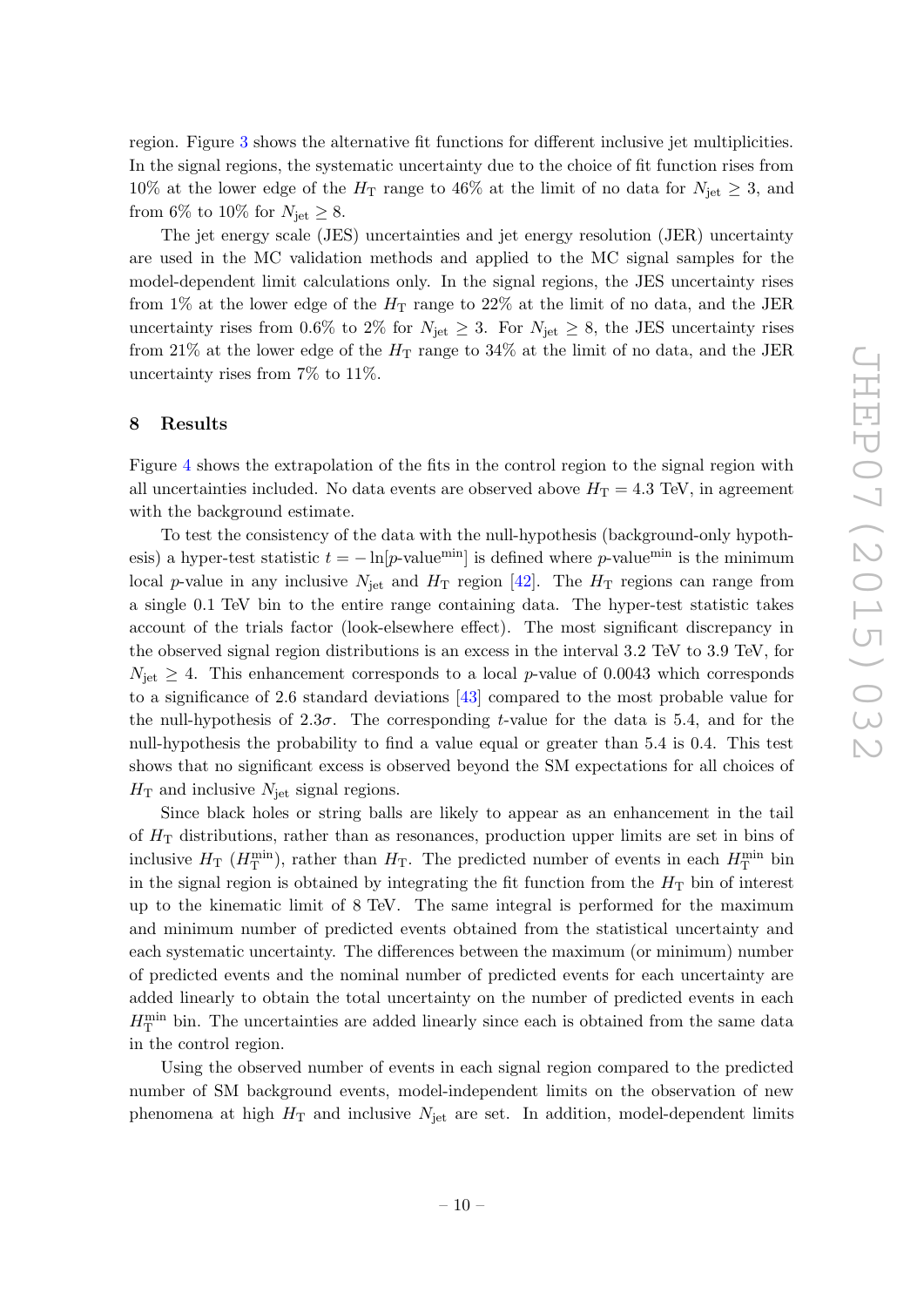region. Figure 3 shows the alternative fit functions for different inclusive jet multiplicities. In the signal regions, the systematic uncertainty due to the choice of fit function rises from 10% at the lower edge of the $H_{\mathrm{T}}$ range to 46% at the limit of no data for $N_{\mathrm{jet}} \geq 3$, and from 6% to 10% for $N_{\mathrm{jet}} \geq 8$.

The jet energy scale (JES) uncertainties and jet energy resolution (JER) uncertainty are used in the MC validation methods and applied to the MC signal samples for the model-dependent limit calculations only. In the signal regions, the JES uncertainty rises from 1% at the lower edge of the $H_{\mathrm{T}}$ range to 22% at the limit of no data, and the JER uncertainty rises from 0.6% to 2% for $N_{\mathrm{jet}} \geq 3$. For $N_{\mathrm{jet}} \geq 8$, the JES uncertainty rises from 21% at the lower edge of the $H_{\mathrm{T}}$ range to 34% at the limit of no data, and the JER uncertainty rises from 7% to 11%.

## 8 Results

Figure 4 shows the extrapolation of the fits in the control region to the signal region with all uncertainties included. No data events are observed above $H_{\mathrm{T}} = 4.3$ TeV, in agreement with the background estimate.

To test the consistency of the data with the null-hypothesis (background-only hypothesis) a hyper-test statistic $t = -\ln[p\text{-value}^{\mathrm{min}}]$ is defined where $p$-value$^{\mathrm{min}}$ is the minimum local $p$-value in any inclusive $N_{\mathrm{jet}}$ and $H_{\mathrm{T}}$ region [42]. The $H_{\mathrm{T}}$ regions can range from a single 0.1 TeV bin to the entire range containing data. The hyper-test statistic takes account of the trials factor (look-elsewhere effect). The most significant discrepancy in the observed signal region distributions is an excess in the interval 3.2 TeV to 3.9 TeV, for $N_{\mathrm{jet}} \geq 4$. This enhancement corresponds to a local $p$-value of 0.0043 which corresponds to a significance of 2.6 standard deviations [43] compared to the most probable value for the null-hypothesis of $2.3\sigma$. The corresponding $t$-value for the data is 5.4, and for the null-hypothesis the probability to find a value equal or greater than 5.4 is 0.4. This test shows that no significant excess is observed beyond the SM expectations for all choices of $H_{\mathrm{T}}$ and inclusive $N_{\mathrm{jet}}$ signal regions.

Since black holes or string balls are likely to appear as an enhancement in the tail of $H_{\mathrm{T}}$ distributions, rather than as resonances, production upper limits are set in bins of inclusive $H_{\mathrm{T}}$ ($H_{\mathrm{T}}^{\mathrm{min}}$), rather than $H_{\mathrm{T}}$. The predicted number of events in each $H_{\mathrm{T}}^{\mathrm{min}}$ bin in the signal region is obtained by integrating the fit function from the $H_{\mathrm{T}}$ bin of interest up to the kinematic limit of 8 TeV. The same integral is performed for the maximum and minimum number of predicted events obtained from the statistical uncertainty and each systematic uncertainty. The differences between the maximum (or minimum) number of predicted events and the nominal number of predicted events for each uncertainty are added linearly to obtain the total uncertainty on the number of predicted events in each $H_{\mathrm{T}}^{\mathrm{min}}$ bin. The uncertainties are added linearly since each is obtained from the same data in the control region.

Using the observed number of events in each signal region compared to the predicted number of SM background events, model-independent limits on the observation of new phenomena at high $H_{\mathrm{T}}$ and inclusive $N_{\mathrm{jet}}$ are set. In addition, model-dependent limits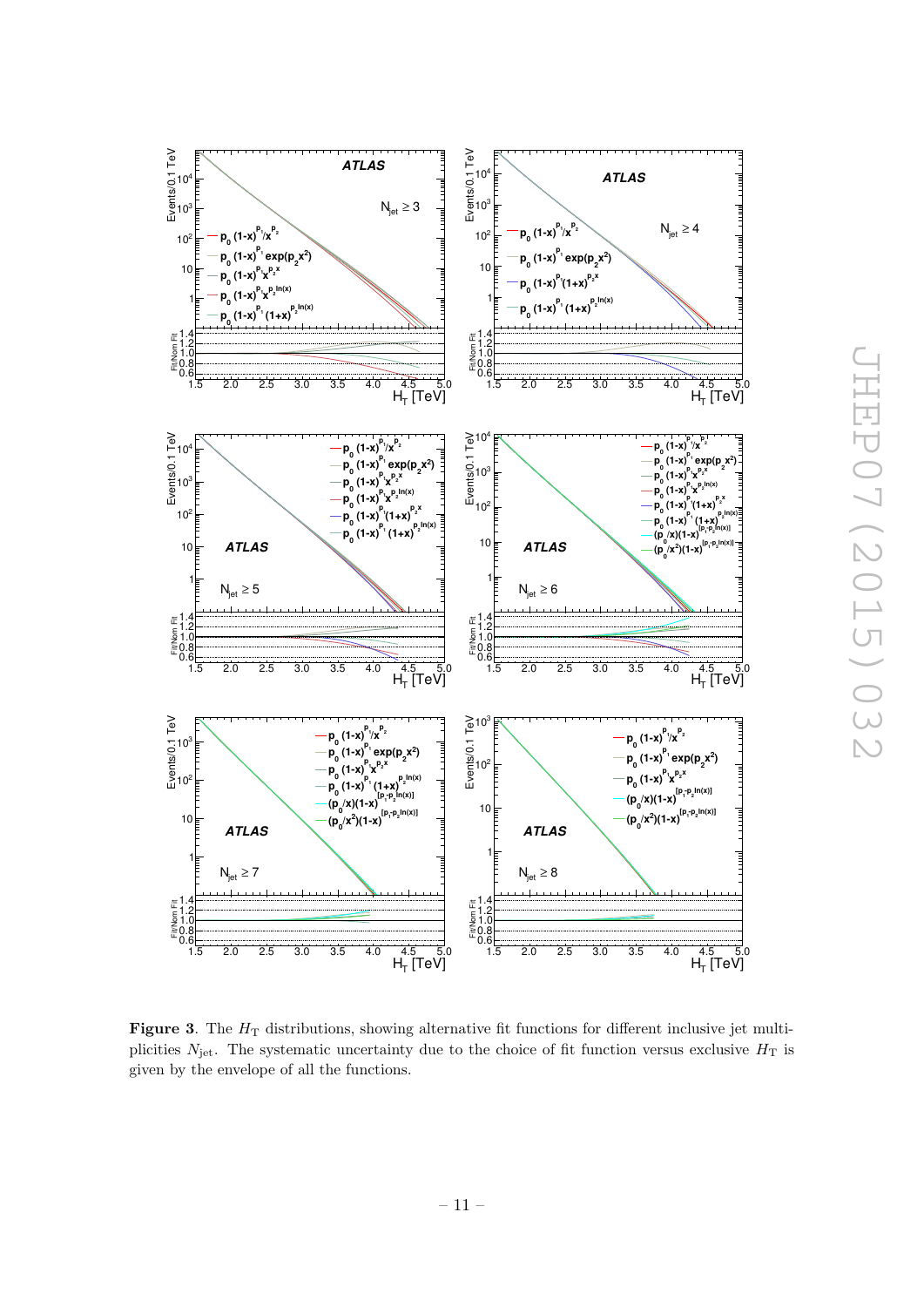**Figure 3**. The $H_\mathrm{T}$ distributions, showing alternative fit functions for different inclusive jet multiplicities $N_\mathrm{jet}$. The systematic uncertainty due to the choice of fit function versus exclusive $H_\mathrm{T}$ is given by the envelope of all the functions.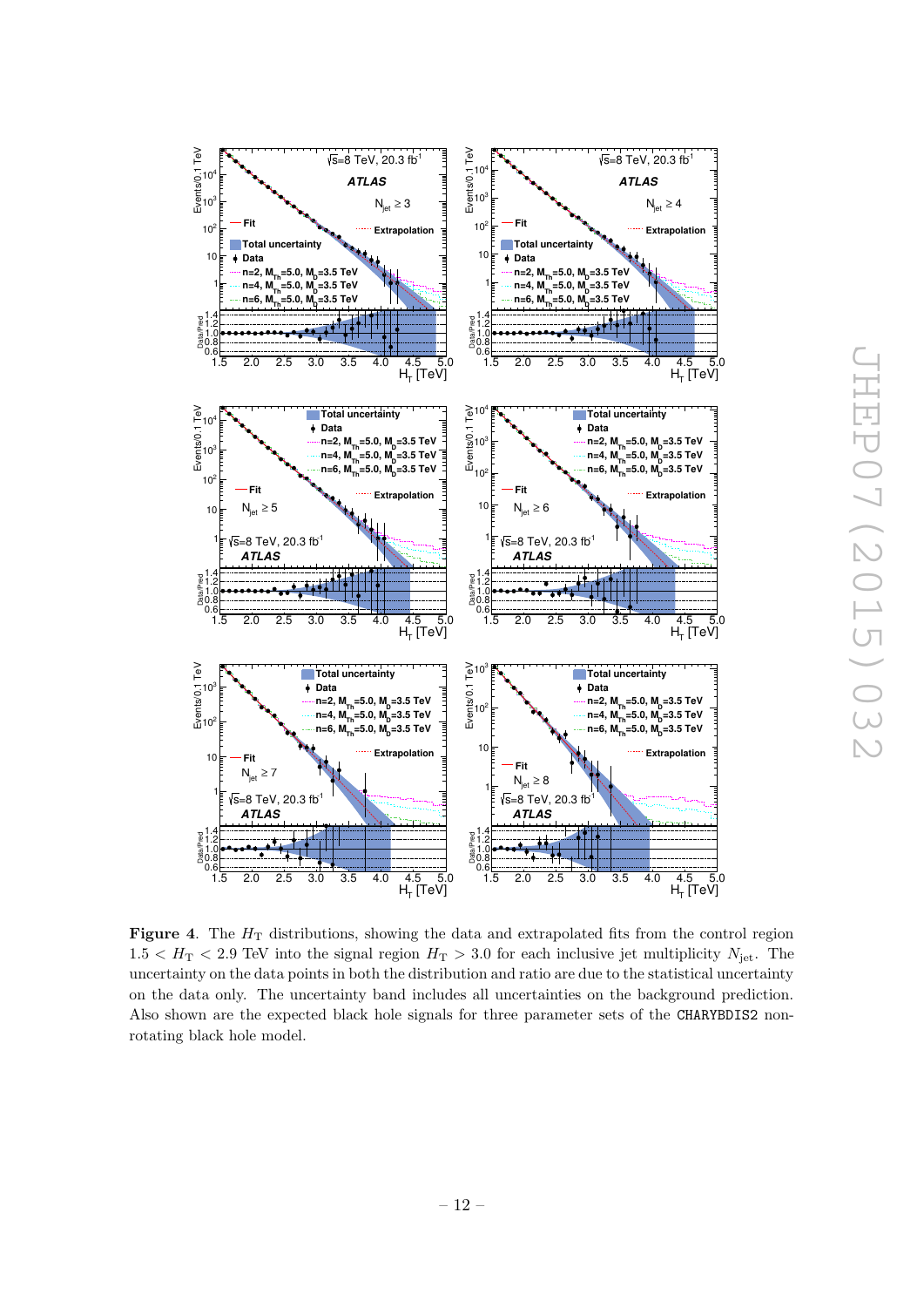**Figure 4**. The $H_{\mathrm{T}}$ distributions, showing the data and extrapolated fits from the control region $1.5 < H_{\mathrm{T}} < 2.9$ TeV into the signal region $H_{\mathrm{T}} > 3.0$ for each inclusive jet multiplicity $N_{\mathrm{jet}}$. The uncertainty on the data points in both the distribution and ratio are due to the statistical uncertainty on the data only. The uncertainty band includes all uncertainties on the background prediction. Also shown are the expected black hole signals for three parameter sets of the `CHARYBDIS2` non-rotating black hole model.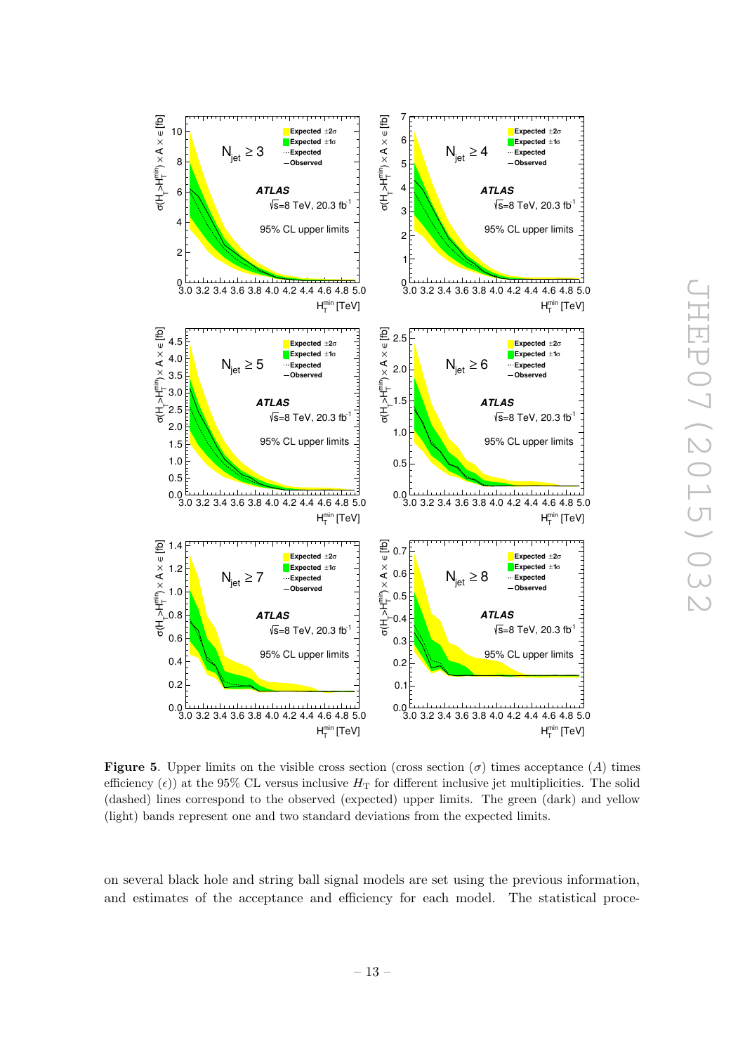**Figure 5**. Upper limits on the visible cross section (cross section ($\sigma$) times acceptance ($A$) times efficiency ($\epsilon$)) at the 95% CL versus inclusive $H_{\mathrm{T}}$ for different inclusive jet multiplicities. The solid (dashed) lines correspond to the observed (expected) upper limits. The green (dark) and yellow (light) bands represent one and two standard deviations from the expected limits.

on several black hole and string ball signal models are set using the previous information, and estimates of the acceptance and efficiency for each model. The statistical proce-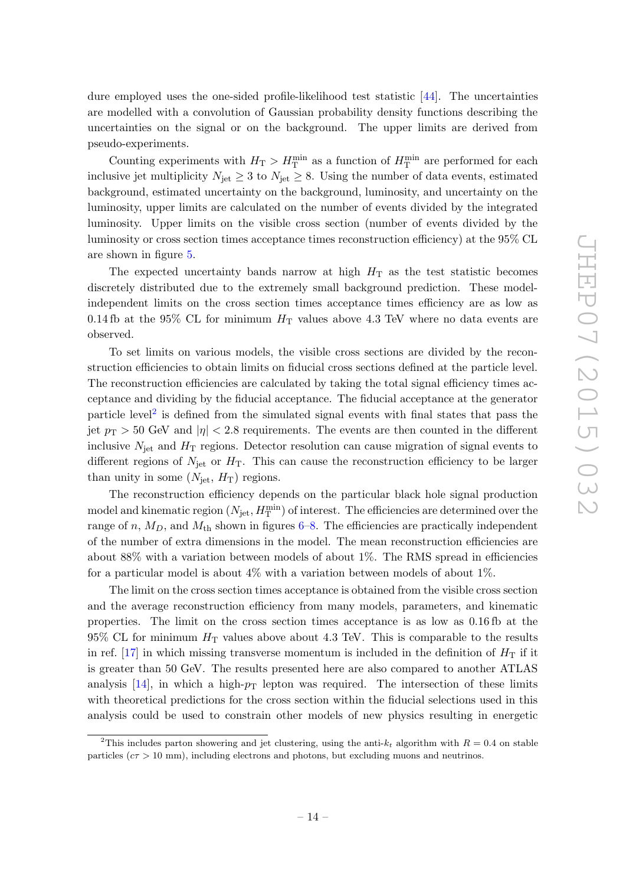dure employed uses the one-sided profile-likelihood test statistic [44]. The uncertainties are modelled with a convolution of Gaussian probability density functions describing the uncertainties on the signal or on the background. The upper limits are derived from pseudo-experiments.

Counting experiments with $H_T > H_T^{min}$ as a function of $H_T^{min}$ are performed for each inclusive jet multiplicity $N_{jet} \geq 3$ to $N_{jet} \geq 8$. Using the number of data events, estimated background, estimated uncertainty on the background, luminosity, and uncertainty on the luminosity, upper limits are calculated on the number of events divided by the integrated luminosity. Upper limits on the visible cross section (number of events divided by the luminosity or cross section times acceptance times reconstruction efficiency) at the 95% CL are shown in figure 5.

The expected uncertainty bands narrow at high $H_T$ as the test statistic becomes discretely distributed due to the extremely small background prediction. These model-independent limits on the cross section times acceptance times efficiency are as low as 0.14 fb at the 95% CL for minimum $H_T$ values above 4.3 TeV where no data events are observed.

To set limits on various models, the visible cross sections are divided by the reconstruction efficiencies to obtain limits on fiducial cross sections defined at the particle level. The reconstruction efficiencies are calculated by taking the total signal efficiency times acceptance and dividing by the fiducial acceptance. The fiducial acceptance at the generator particle level[2] is defined from the simulated signal events with final states that pass the jet $p_T > 50$ GeV and $|\eta| < 2.8$ requirements. The events are then counted in the different inclusive $N_{jet}$ and $H_T$ regions. Detector resolution can cause migration of signal events to different regions of $N_{jet}$ or $H_T$. This can cause the reconstruction efficiency to be larger than unity in some ($N_{jet}$, $H_T$) regions.

The reconstruction efficiency depends on the particular black hole signal production model and kinematic region ($N_{jet}, H_T^{min}$) of interest. The efficiencies are determined over the range of $n$, $M_D$, and $M_{th}$ shown in figures 6–8. The efficiencies are practically independent of the number of extra dimensions in the model. The mean reconstruction efficiencies are about 88% with a variation between models of about 1%. The RMS spread in efficiencies for a particular model is about 4% with a variation between models of about 1%.

The limit on the cross section times acceptance is obtained from the visible cross section and the average reconstruction efficiency from many models, parameters, and kinematic properties. The limit on the cross section times acceptance is as low as 0.16 fb at the 95% CL for minimum $H_T$ values above about 4.3 TeV. This is comparable to the results in ref. [17] in which missing transverse momentum is included in the definition of $H_T$ if it is greater than 50 GeV. The results presented here are also compared to another ATLAS analysis [14], in which a high-$p_T$ lepton was required. The intersection of these limits with theoretical predictions for the cross section within the fiducial selections used in this analysis could be used to constrain other models of new physics resulting in energetic

[2]This includes parton showering and jet clustering, using the anti-$k_t$ algorithm with $R = 0.4$ on stable particles ($c\tau > 10$ mm), including electrons and photons, but excluding muons and neutrinos.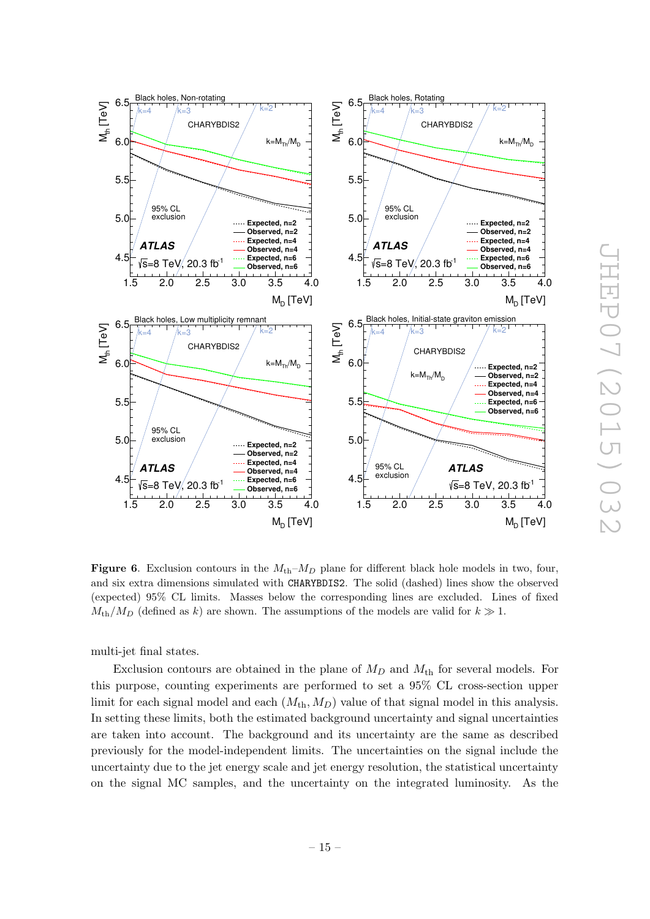**Figure 6**. Exclusion contours in the $M_{\rm th}$–$M_D$ plane for different black hole models in two, four, and six extra dimensions simulated with CHARYBDIS2. The solid (dashed) lines show the observed (expected) 95% CL limits. Masses below the corresponding lines are excluded. Lines of fixed $M_{\rm th}/M_D$ (defined as $k$) are shown. The assumptions of the models are valid for $k \gg 1$.

multi-jet final states.

Exclusion contours are obtained in the plane of $M_D$ and $M_{\rm th}$ for several models. For this purpose, counting experiments are performed to set a 95% CL cross-section upper limit for each signal model and each $(M_{\rm th}, M_D)$ value of that signal model in this analysis. In setting these limits, both the estimated background uncertainty and signal uncertainties are taken into account. The background and its uncertainty are the same as described previously for the model-independent limits. The uncertainties on the signal include the uncertainty due to the jet energy scale and jet energy resolution, the statistical uncertainty on the signal MC samples, and the uncertainty on the integrated luminosity. As the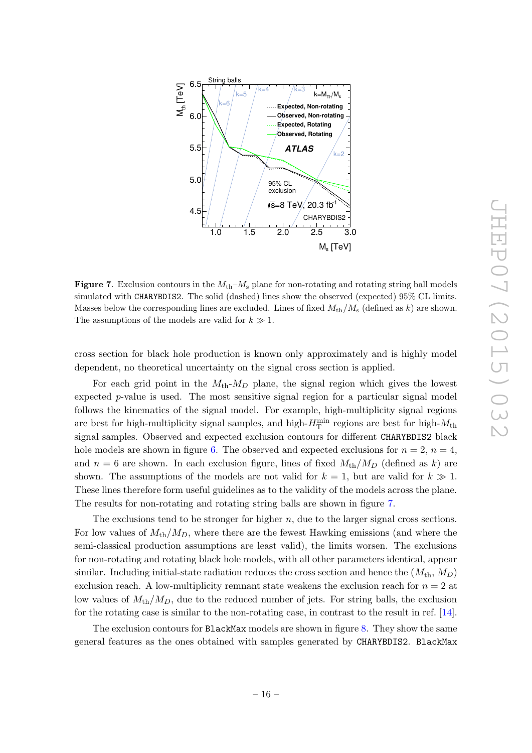**Figure 7**. Exclusion contours in the $M_{\mathrm{th}}$–$M_{\mathrm{s}}$ plane for non-rotating and rotating string ball models simulated with `CHARYBDIS2`. The solid (dashed) lines show the observed (expected) 95% CL limits. Masses below the corresponding lines are excluded. Lines of fixed $M_{\mathrm{th}}/M_{\mathrm{s}}$ (defined as $k$) are shown. The assumptions of the models are valid for $k \gg 1$.

cross section for black hole production is known only approximately and is highly model dependent, no theoretical uncertainty on the signal cross section is applied.

For each grid point in the $M_{\mathrm{th}}$-$M_D$ plane, the signal region which gives the lowest expected $p$-value is used. The most sensitive signal region for a particular signal model follows the kinematics of the signal model. For example, high-multiplicity signal regions are best for high-multiplicity signal samples, and high-$H_{\mathrm{T}}^{\mathrm{min}}$ regions are best for high-$M_{\mathrm{th}}$ signal samples. Observed and expected exclusion contours for different `CHARYBDIS2` black hole models are shown in figure 6. The observed and expected exclusions for $n = 2$, $n = 4$, and $n = 6$ are shown. In each exclusion figure, lines of fixed $M_{\mathrm{th}}/M_D$ (defined as $k$) are shown. The assumptions of the models are not valid for $k = 1$, but are valid for $k \gg 1$. These lines therefore form useful guidelines as to the validity of the models across the plane. The results for non-rotating and rotating string balls are shown in figure 7.

The exclusions tend to be stronger for higher $n$, due to the larger signal cross sections. For low values of $M_{\mathrm{th}}/M_D$, where there are the fewest Hawking emissions (and where the semi-classical production assumptions are least valid), the limits worsen. The exclusions for non-rotating and rotating black hole models, with all other parameters identical, appear similar. Including initial-state radiation reduces the cross section and hence the ($M_{\mathrm{th}}$, $M_D$) exclusion reach. A low-multiplicity remnant state weakens the exclusion reach for $n = 2$ at low values of $M_{\mathrm{th}}/M_D$, due to the reduced number of jets. For string balls, the exclusion for the rotating case is similar to the non-rotating case, in contrast to the result in ref. [14].

The exclusion contours for `BlackMax` models are shown in figure 8. They show the same general features as the ones obtained with samples generated by `CHARYBDIS2`. `BlackMax`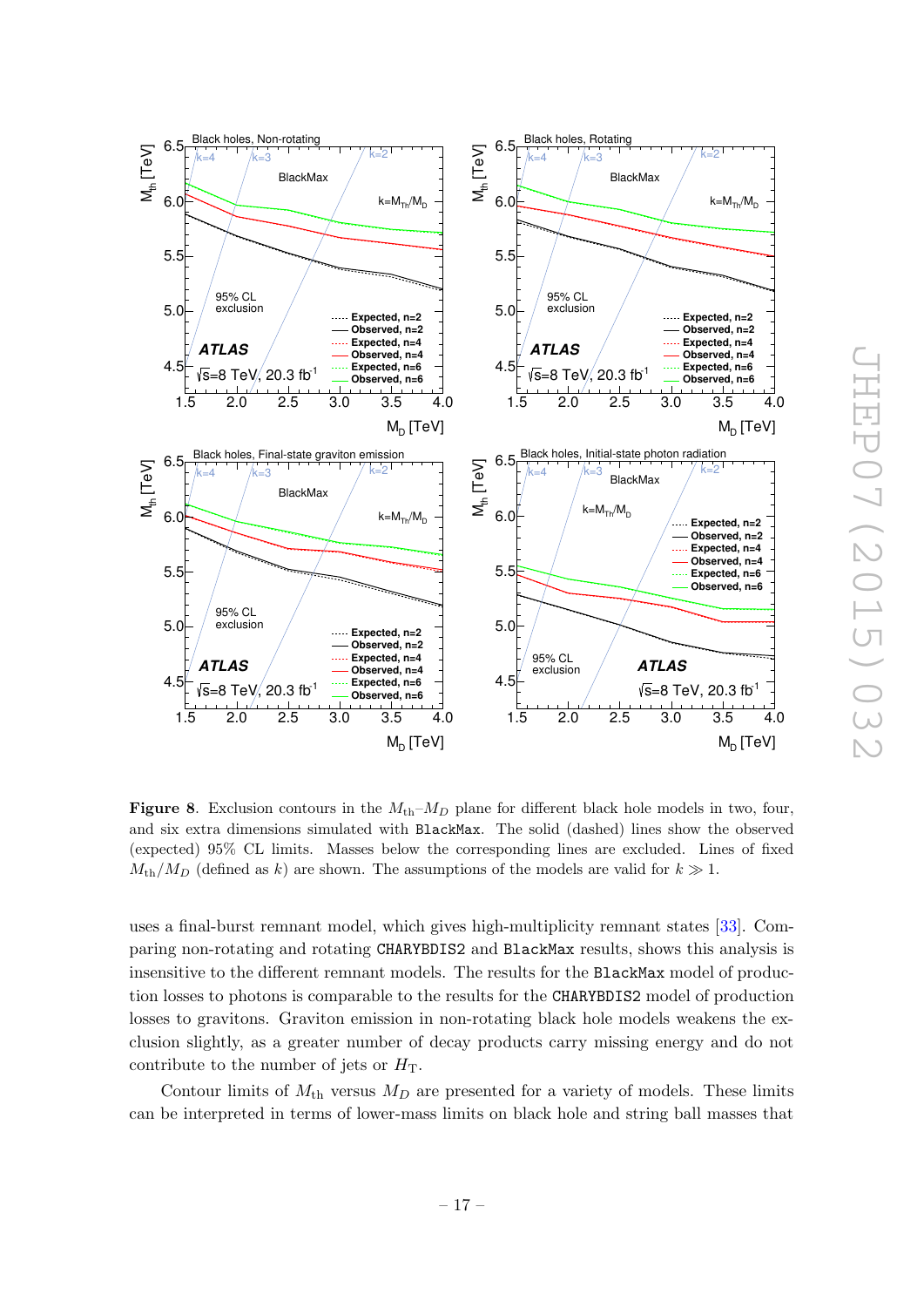**Figure 8**. Exclusion contours in the $M_{\rm th}$–$M_D$ plane for different black hole models in two, four, and six extra dimensions simulated with BlackMax. The solid (dashed) lines show the observed (expected) 95% CL limits. Masses below the corresponding lines are excluded. Lines of fixed $M_{\rm th}/M_D$ (defined as $k$) are shown. The assumptions of the models are valid for $k \gg 1$.

uses a final-burst remnant model, which gives high-multiplicity remnant states [33]. Comparing non-rotating and rotating CHARYBDIS2 and BlackMax results, shows this analysis is insensitive to the different remnant models. The results for the BlackMax model of production losses to photons is comparable to the results for the CHARYBDIS2 model of production losses to gravitons. Graviton emission in non-rotating black hole models weakens the exclusion slightly, as a greater number of decay products carry missing energy and do not contribute to the number of jets or $H_{\rm T}$.

Contour limits of $M_{\rm th}$ versus $M_D$ are presented for a variety of models. These limits can be interpreted in terms of lower-mass limits on black hole and string ball masses that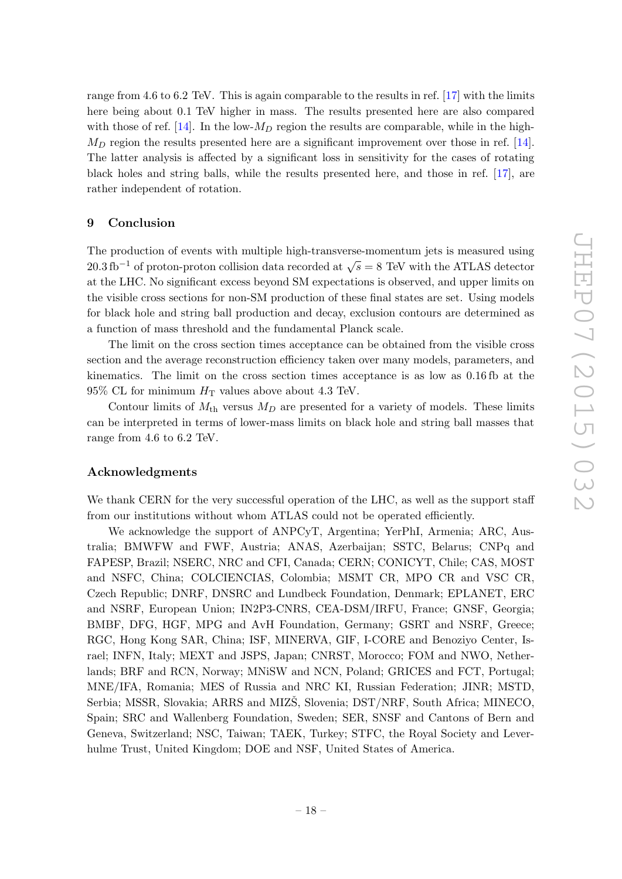range from 4.6 to 6.2 TeV. This is again comparable to the results in ref. [17] with the limits here being about 0.1 TeV higher in mass. The results presented here are also compared with those of ref. [14]. In the low-$M_D$ region the results are comparable, while in the high-$M_D$ region the results presented here are a significant improvement over those in ref. [14]. The latter analysis is affected by a significant loss in sensitivity for the cases of rotating black holes and string balls, while the results presented here, and those in ref. [17], are rather independent of rotation.

## 9 Conclusion

The production of events with multiple high-transverse-momentum jets is measured using $20.3\,\text{fb}^{-1}$ of proton-proton collision data recorded at $\sqrt{s} = 8$ TeV with the ATLAS detector at the LHC. No significant excess beyond SM expectations is observed, and upper limits on the visible cross sections for non-SM production of these final states are set. Using models for black hole and string ball production and decay, exclusion contours are determined as a function of mass threshold and the fundamental Planck scale.

The limit on the cross section times acceptance can be obtained from the visible cross section and the average reconstruction efficiency taken over many models, parameters, and kinematics. The limit on the cross section times acceptance is as low as 0.16 fb at the 95% CL for minimum $H_{\text{T}}$ values above about 4.3 TeV.

Contour limits of $M_{\text{th}}$ versus $M_D$ are presented for a variety of models. These limits can be interpreted in terms of lower-mass limits on black hole and string ball masses that range from 4.6 to 6.2 TeV.

## Acknowledgments

We thank CERN for the very successful operation of the LHC, as well as the support staff from our institutions without whom ATLAS could not be operated efficiently.

We acknowledge the support of ANPCyT, Argentina; YerPhI, Armenia; ARC, Australia; BMWFW and FWF, Austria; ANAS, Azerbaijan; SSTC, Belarus; CNPq and FAPESP, Brazil; NSERC, NRC and CFI, Canada; CERN; CONICYT, Chile; CAS, MOST and NSFC, China; COLCIENCIAS, Colombia; MSMT CR, MPO CR and VSC CR, Czech Republic; DNRF, DNSRC and Lundbeck Foundation, Denmark; EPLANET, ERC and NSRF, European Union; IN2P3-CNRS, CEA-DSM/IRFU, France; GNSF, Georgia; BMBF, DFG, HGF, MPG and AvH Foundation, Germany; GSRT and NSRF, Greece; RGC, Hong Kong SAR, China; ISF, MINERVA, GIF, I-CORE and Benoziyo Center, Israel; INFN, Italy; MEXT and JSPS, Japan; CNRST, Morocco; FOM and NWO, Netherlands; BRF and RCN, Norway; MNiSW and NCN, Poland; GRICES and FCT, Portugal; MNE/IFA, Romania; MES of Russia and NRC KI, Russian Federation; JINR; MSTD, Serbia; MSSR, Slovakia; ARRS and MIZŠ, Slovenia; DST/NRF, South Africa; MINECO, Spain; SRC and Wallenberg Foundation, Sweden; SER, SNSF and Cantons of Bern and Geneva, Switzerland; NSC, Taiwan; TAEK, Turkey; STFC, the Royal Society and Leverhulme Trust, United Kingdom; DOE and NSF, United States of America.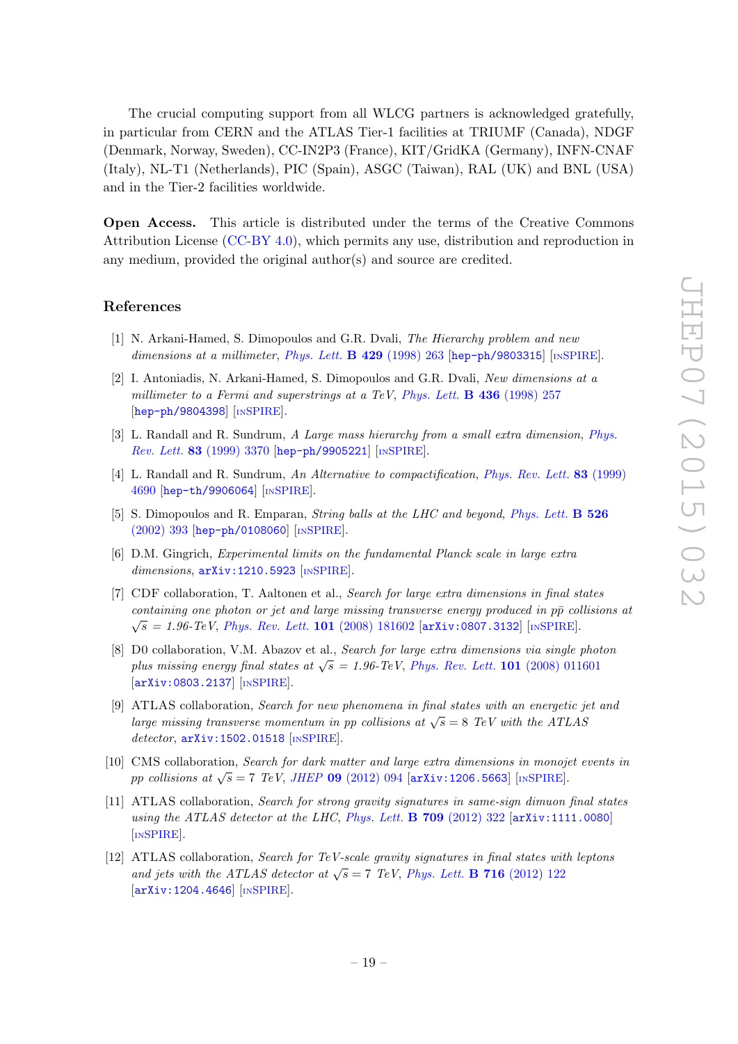The crucial computing support from all WLCG partners is acknowledged gratefully, in particular from CERN and the ATLAS Tier-1 facilities at TRIUMF (Canada), NDGF (Denmark, Norway, Sweden), CC-IN2P3 (France), KIT/GridKA (Germany), INFN-CNAF (Italy), NL-T1 (Netherlands), PIC (Spain), ASGC (Taiwan), RAL (UK) and BNL (USA) and in the Tier-2 facilities worldwide.

**Open Access.** This article is distributed under the terms of the Creative Commons Attribution License (CC-BY 4.0), which permits any use, distribution and reproduction in any medium, provided the original author(s) and source are credited.

## References

[1] N. Arkani-Hamed, S. Dimopoulos and G.R. Dvali, *The Hierarchy problem and new dimensions at a millimeter*, Phys. Lett. **B 429** (1998) 263 [hep-ph/9803315] [INSPIRE].

[2] I. Antoniadis, N. Arkani-Hamed, S. Dimopoulos and G.R. Dvali, *New dimensions at a millimeter to a Fermi and superstrings at a TeV*, Phys. Lett. **B 436** (1998) 257 [hep-ph/9804398] [INSPIRE].

[3] L. Randall and R. Sundrum, *A Large mass hierarchy from a small extra dimension*, Phys. Rev. Lett. **83** (1999) 3370 [hep-ph/9905221] [INSPIRE].

[4] L. Randall and R. Sundrum, *An Alternative to compactification*, Phys. Rev. Lett. **83** (1999) 4690 [hep-th/9906064] [INSPIRE].

[5] S. Dimopoulos and R. Emparan, *String balls at the LHC and beyond*, Phys. Lett. **B 526** (2002) 393 [hep-ph/0108060] [INSPIRE].

[6] D.M. Gingrich, *Experimental limits on the fundamental Planck scale in large extra dimensions*, arXiv:1210.5923 [INSPIRE].

[7] CDF collaboration, T. Aaltonen et al., *Search for large extra dimensions in final states containing one photon or jet and large missing transverse energy produced in $p\bar{p}$ collisions at $\sqrt{s}$ = 1.96-TeV*, Phys. Rev. Lett. **101** (2008) 181602 [arXiv:0807.3132] [INSPIRE].

[8] D0 collaboration, V.M. Abazov et al., *Search for large extra dimensions via single photon plus missing energy final states at $\sqrt{s}$ = 1.96-TeV*, Phys. Rev. Lett. **101** (2008) 011601 [arXiv:0803.2137] [INSPIRE].

[9] ATLAS collaboration, *Search for new phenomena in final states with an energetic jet and large missing transverse momentum in pp collisions at $\sqrt{s} = 8$ TeV with the ATLAS detector*, arXiv:1502.01518 [INSPIRE].

[10] CMS collaboration, *Search for dark matter and large extra dimensions in monojet events in pp collisions at $\sqrt{s} = 7$ TeV*, JHEP **09** (2012) 094 [arXiv:1206.5663] [INSPIRE].

[11] ATLAS collaboration, *Search for strong gravity signatures in same-sign dimuon final states using the ATLAS detector at the LHC*, Phys. Lett. **B 709** (2012) 322 [arXiv:1111.0080] [INSPIRE].

[12] ATLAS collaboration, *Search for TeV-scale gravity signatures in final states with leptons and jets with the ATLAS detector at $\sqrt{s} = 7$ TeV*, Phys. Lett. **B 716** (2012) 122 [arXiv:1204.4646] [INSPIRE].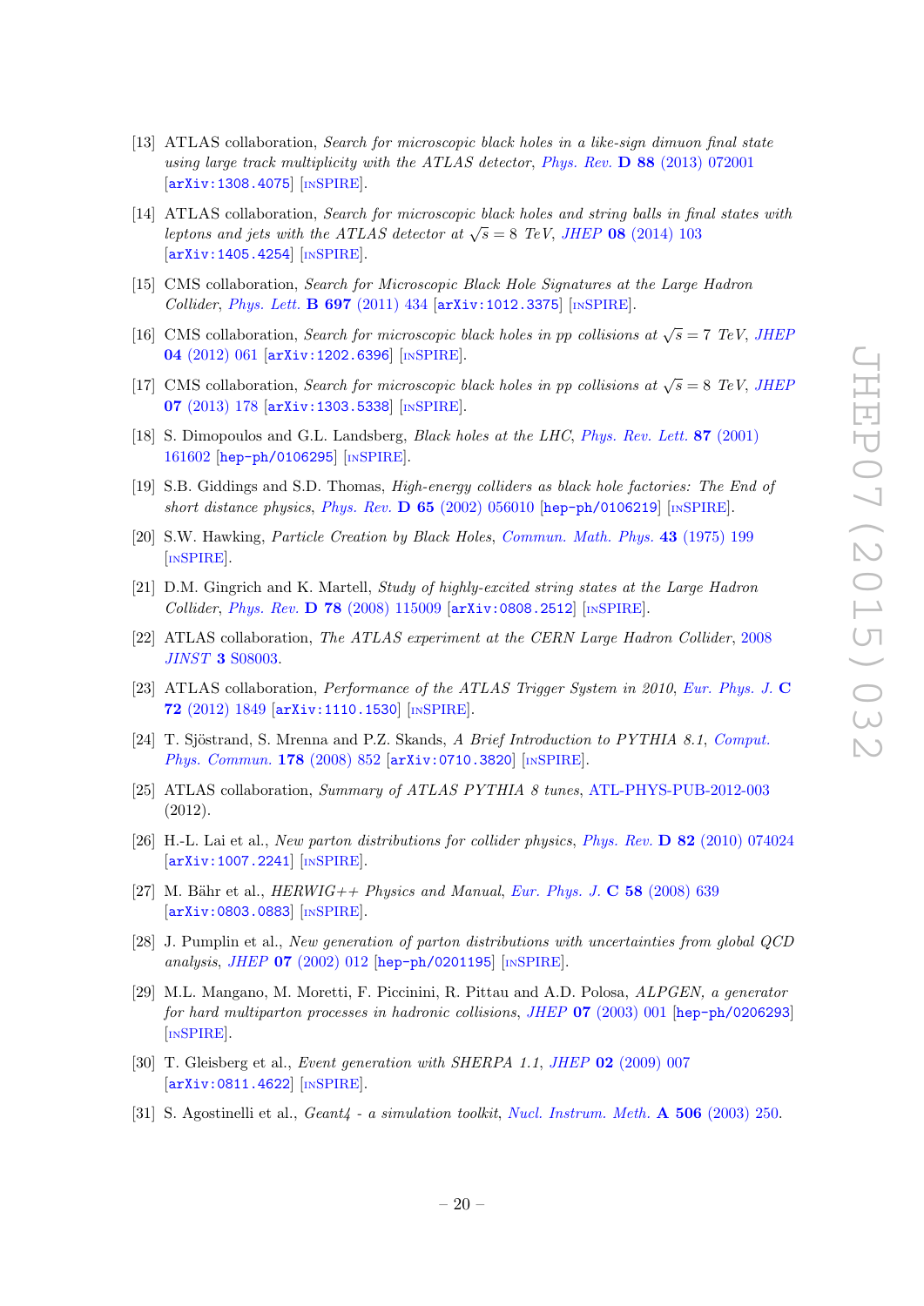[13] ATLAS collaboration, *Search for microscopic black holes in a like-sign dimuon final state using large track multiplicity with the ATLAS detector*, Phys. Rev. **D 88** (2013) 072001 [arXiv:1308.4075] [INSPIRE].

[14] ATLAS collaboration, *Search for microscopic black holes and string balls in final states with leptons and jets with the ATLAS detector at $\sqrt{s} = 8$ TeV*, JHEP **08** (2014) 103 [arXiv:1405.4254] [INSPIRE].

[15] CMS collaboration, *Search for Microscopic Black Hole Signatures at the Large Hadron Collider*, Phys. Lett. **B 697** (2011) 434 [arXiv:1012.3375] [INSPIRE].

[16] CMS collaboration, *Search for microscopic black holes in pp collisions at $\sqrt{s} = 7$ TeV*, JHEP **04** (2012) 061 [arXiv:1202.6396] [INSPIRE].

[17] CMS collaboration, *Search for microscopic black holes in pp collisions at $\sqrt{s} = 8$ TeV*, JHEP **07** (2013) 178 [arXiv:1303.5338] [INSPIRE].

[18] S. Dimopoulos and G.L. Landsberg, *Black holes at the LHC*, Phys. Rev. Lett. **87** (2001) 161602 [hep-ph/0106295] [INSPIRE].

[19] S.B. Giddings and S.D. Thomas, *High-energy colliders as black hole factories: The End of short distance physics*, Phys. Rev. **D 65** (2002) 056010 [hep-ph/0106219] [INSPIRE].

[20] S.W. Hawking, *Particle Creation by Black Holes*, Commun. Math. Phys. **43** (1975) 199 [INSPIRE].

[21] D.M. Gingrich and K. Martell, *Study of highly-excited string states at the Large Hadron Collider*, Phys. Rev. **D 78** (2008) 115009 [arXiv:0808.2512] [INSPIRE].

[22] ATLAS collaboration, *The ATLAS experiment at the CERN Large Hadron Collider*, 2008 *JINST* **3** S08003.

[23] ATLAS collaboration, *Performance of the ATLAS Trigger System in 2010*, Eur. Phys. J. **C 72** (2012) 1849 [arXiv:1110.1530] [INSPIRE].

[24] T. Sjöstrand, S. Mrenna and P.Z. Skands, *A Brief Introduction to PYTHIA 8.1*, Comput. Phys. Commun. **178** (2008) 852 [arXiv:0710.3820] [INSPIRE].

[25] ATLAS collaboration, *Summary of ATLAS PYTHIA 8 tunes*, ATL-PHYS-PUB-2012-003 (2012).

[26] H.-L. Lai et al., *New parton distributions for collider physics*, Phys. Rev. **D 82** (2010) 074024 [arXiv:1007.2241] [INSPIRE].

[27] M. Bähr et al., *HERWIG++ Physics and Manual*, Eur. Phys. J. **C 58** (2008) 639 [arXiv:0803.0883] [INSPIRE].

[28] J. Pumplin et al., *New generation of parton distributions with uncertainties from global QCD analysis*, JHEP **07** (2002) 012 [hep-ph/0201195] [INSPIRE].

[29] M.L. Mangano, M. Moretti, F. Piccinini, R. Pittau and A.D. Polosa, *ALPGEN, a generator for hard multiparton processes in hadronic collisions*, JHEP **07** (2003) 001 [hep-ph/0206293] [INSPIRE].

[30] T. Gleisberg et al., *Event generation with SHERPA 1.1*, JHEP **02** (2009) 007 [arXiv:0811.4622] [INSPIRE].

[31] S. Agostinelli et al., *Geant4 - a simulation toolkit*, Nucl. Instrum. Meth. **A 506** (2003) 250.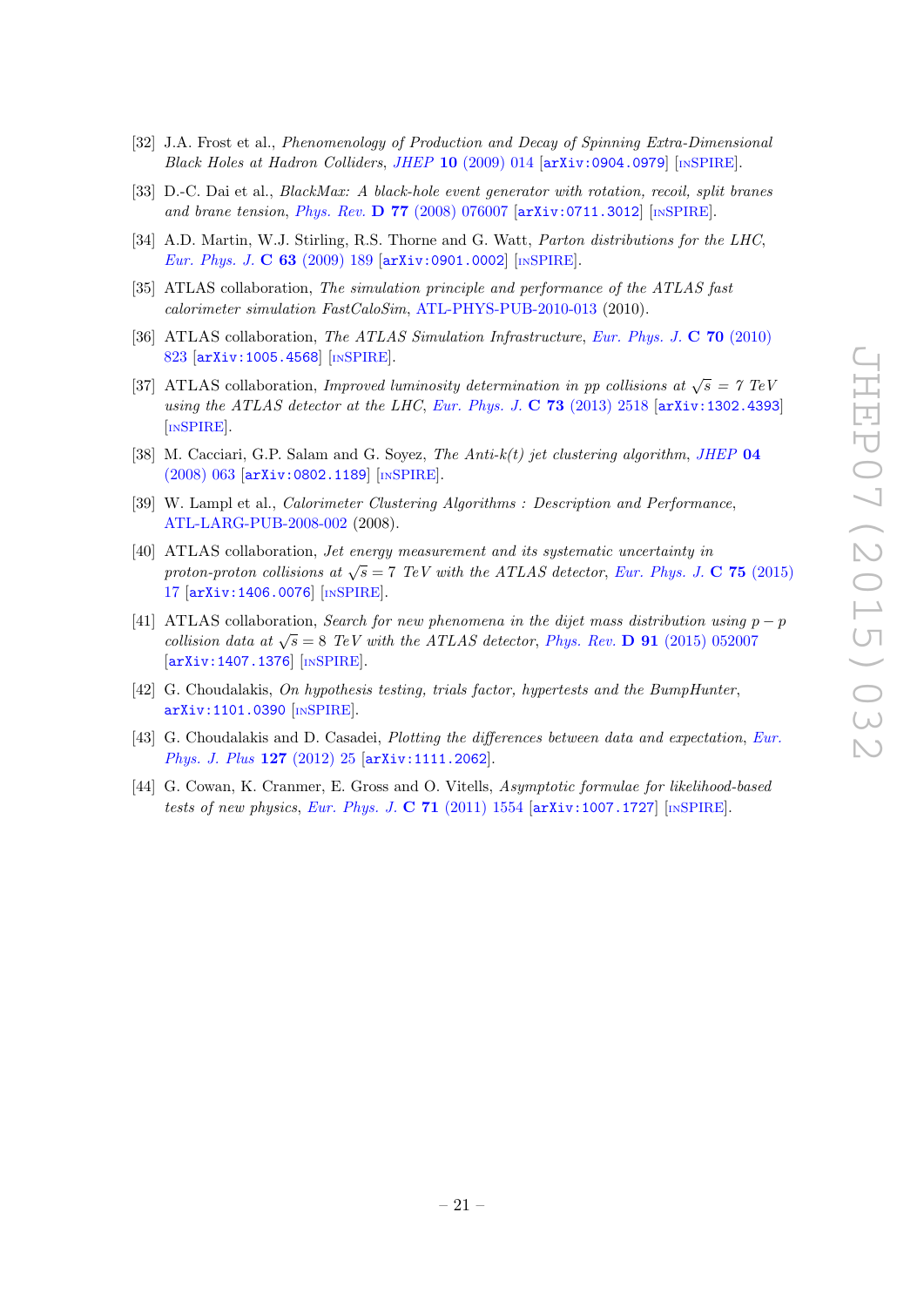[32] J.A. Frost et al., *Phenomenology of Production and Decay of Spinning Extra-Dimensional Black Holes at Hadron Colliders*, *JHEP* **10** (2009) 014 [arXiv:0904.0979] [INSPIRE].

[33] D.-C. Dai et al., *BlackMax: A black-hole event generator with rotation, recoil, split branes and brane tension*, *Phys. Rev.* **D 77** (2008) 076007 [arXiv:0711.3012] [INSPIRE].

[34] A.D. Martin, W.J. Stirling, R.S. Thorne and G. Watt, *Parton distributions for the LHC*, *Eur. Phys. J.* **C 63** (2009) 189 [arXiv:0901.0002] [INSPIRE].

[35] ATLAS collaboration, *The simulation principle and performance of the ATLAS fast calorimeter simulation FastCaloSim*, ATL-PHYS-PUB-2010-013 (2010).

[36] ATLAS collaboration, *The ATLAS Simulation Infrastructure*, *Eur. Phys. J.* **C 70** (2010) 823 [arXiv:1005.4568] [INSPIRE].

[37] ATLAS collaboration, *Improved luminosity determination in pp collisions at $\sqrt{s} = 7$ TeV using the ATLAS detector at the LHC*, *Eur. Phys. J.* **C 73** (2013) 2518 [arXiv:1302.4393] [INSPIRE].

[38] M. Cacciari, G.P. Salam and G. Soyez, *The Anti-k(t) jet clustering algorithm*, *JHEP* **04** (2008) 063 [arXiv:0802.1189] [INSPIRE].

[39] W. Lampl et al., *Calorimeter Clustering Algorithms : Description and Performance*, ATL-LARG-PUB-2008-002 (2008).

[40] ATLAS collaboration, *Jet energy measurement and its systematic uncertainty in proton-proton collisions at $\sqrt{s} = 7$ TeV with the ATLAS detector*, *Eur. Phys. J.* **C 75** (2015) 17 [arXiv:1406.0076] [INSPIRE].

[41] ATLAS collaboration, *Search for new phenomena in the dijet mass distribution using $p-p$ collision data at $\sqrt{s} = 8$ TeV with the ATLAS detector*, *Phys. Rev.* **D 91** (2015) 052007 [arXiv:1407.1376] [INSPIRE].

[42] G. Choudalakis, *On hypothesis testing, trials factor, hypertests and the BumpHunter*, arXiv:1101.0390 [INSPIRE].

[43] G. Choudalakis and D. Casadei, *Plotting the differences between data and expectation*, *Eur. Phys. J. Plus* **127** (2012) 25 [arXiv:1111.2062].

[44] G. Cowan, K. Cranmer, E. Gross and O. Vitells, *Asymptotic formulae for likelihood-based tests of new physics*, *Eur. Phys. J.* **C 71** (2011) 1554 [arXiv:1007.1727] [INSPIRE].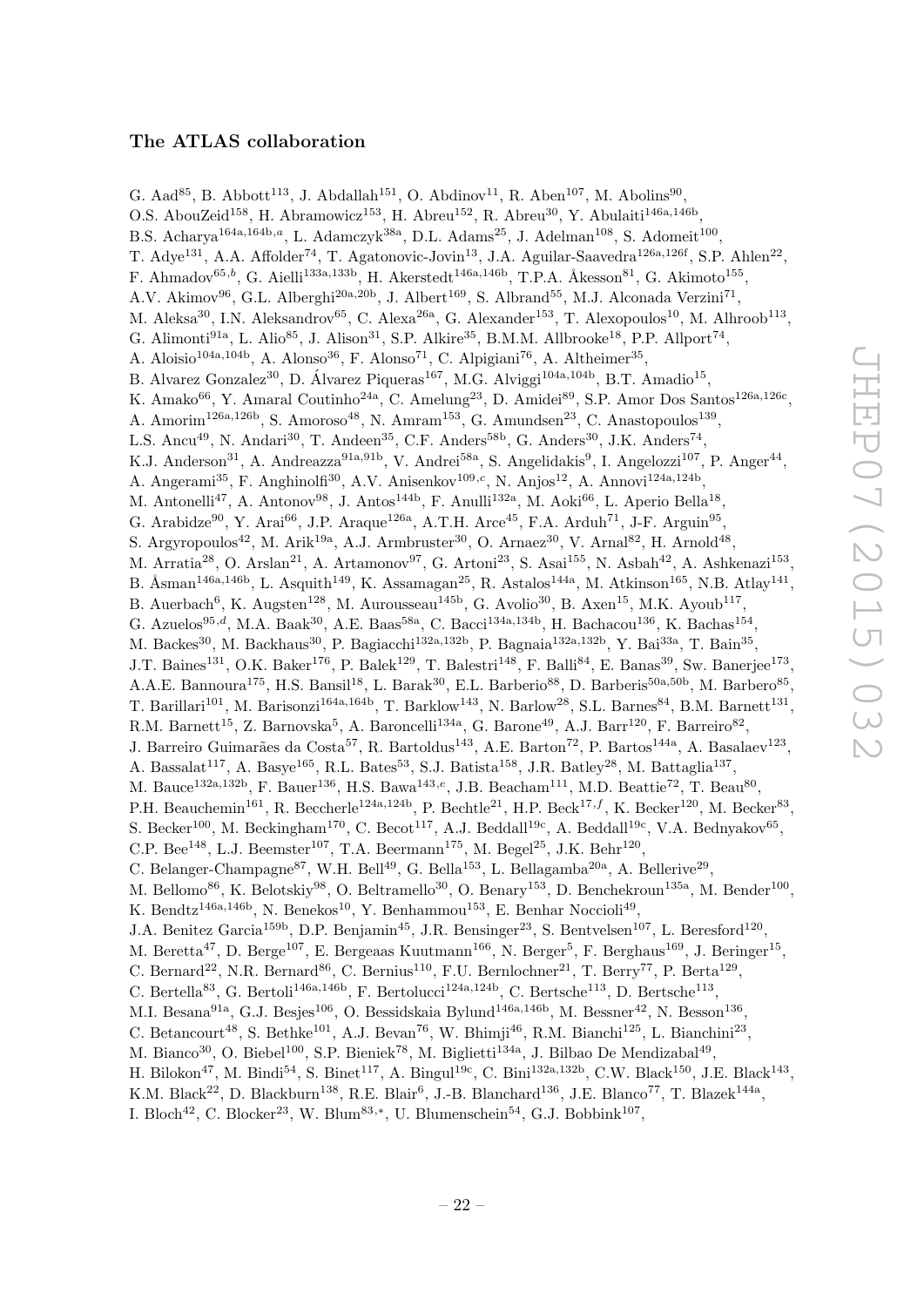### The ATLAS collaboration

G. Aad[85], B. Abbott[113], J. Abdallah[151], O. Abdinov[11], R. Aben[107], M. Abolins[90], O.S. AbouZeid[158], H. Abramowicz[153], H. Abreu[152], R. Abreu[30], Y. Abulaiti[146a,146b], B.S. Acharya[164a,164b,a], L. Adamczyk[38a], D.L. Adams[25], J. Adelman[108], S. Adomeit[100], T. Adye[131], A.A. Affolder[74], T. Agatonovic-Jovin[13], J.A. Aguilar-Saavedra[126a,126f], S.P. Ahlen[22], F. Ahmadov[65,b], G. Aielli[133a,133b], H. Akerstedt[146a,146b], T.P.A. Åkesson[81], G. Akimoto[155], A.V. Akimov[96], G.L. Alberghi[20a,20b], J. Albert[169], S. Albrand[55], M.J. Alconada Verzini[71], M. Aleksa[30], I.N. Aleksandrov[65], C. Alexa[26a], G. Alexander[153], T. Alexopoulos[10], M. Alhroob[113], G. Alimonti[91a], L. Alio[85], J. Alison[31], S.P. Alkire[35], B.M.M. Allbrooke[18], P.P. Allport[74], A. Aloisio[104a,104b], A. Alonso[36], F. Alonso[71], C. Alpigiani[76], A. Altheimer[35], B. Alvarez Gonzalez[30], D. Álvarez Piqueras[167], M.G. Alviggi[104a,104b], B.T. Amadio[15], K. Amako[66], Y. Amaral Coutinho[24a], C. Amelung[23], D. Amidei[89], S.P. Amor Dos Santos[126a,126c], A. Amorim[126a,126b], S. Amoroso[48], N. Amram[153], G. Amundsen[23], C. Anastopoulos[139], L.S. Ancu[49], N. Andari[30], T. Andeen[35], C.F. Anders[58b], G. Anders[30], J.K. Anders[74], K.J. Anderson[31], A. Andreazza[91a,91b], V. Andrei[58a], S. Angelidakis[9], I. Angelozzi[107], P. Anger[44], A. Angerami[35], F. Anghinolfi[30], A.V. Anisenkov[109,c], N. Anjos[12], A. Annovi[124a,124b], M. Antonelli[47], A. Antonov[98], J. Antos[144b], F. Anulli[132a], M. Aoki[66], L. Aperio Bella[18], G. Arabidze[90], Y. Arai[66], J.P. Araque[126a], A.T.H. Arce[45], F.A. Arduh[71], J-F. Arguin[95], S. Argyropoulos[42], M. Arik[19a], A.J. Armbruster[30], O. Arnaez[30], V. Arnal[82], H. Arnold[48], M. Arratia[28], O. Arslan[21], A. Artamonov[97], G. Artoni[23], S. Asai[155], N. Asbah[42], A. Ashkenazi[153], B. Åsman[146a,146b], L. Asquith[149], K. Assamagan[25], R. Astalos[144a], M. Atkinson[165], N.B. Atlay[141], B. Auerbach[6], K. Augsten[128], M. Aurousseau[145b], G. Avolio[30], B. Axen[15], M.K. Ayoub[117], G. Azuelos[95,d], M.A. Baak[30], A.E. Baas[58a], C. Bacci[134a,134b], H. Bachacou[136], K. Bachas[154], M. Backes[30], M. Backhaus[30], P. Bagiacchi[132a,132b], P. Bagnaia[132a,132b], Y. Bai[33a], T. Bain[35], J.T. Baines[131], O.K. Baker[176], P. Balek[129], T. Balestri[148], F. Balli[84], E. Banas[39], Sw. Banerjee[173], A.A.E. Bannoura[175], H.S. Bansil[18], L. Barak[30], E.L. Barberio[88], D. Barberis[50a,50b], M. Barbero[85], T. Barillari[101], M. Barisonzi[164a,164b], T. Barklow[143], N. Barlow[28], S.L. Barnes[84], B.M. Barnett[131], R.M. Barnett[15], Z. Barnovska[5], A. Baroncelli[134a], G. Barone[49], A.J. Barr[120], F. Barreiro[82], J. Barreiro Guimarães da Costa[57], R. Bartoldus[143], A.E. Barton[72], P. Bartos[144a], A. Basalaev[123], A. Bassalat[117], A. Basye[165], R.L. Bates[53], S.J. Batista[158], J.R. Batley[28], M. Battaglia[137], M. Bauce[132a,132b], F. Bauer[136], H.S. Bawa[143,e], J.B. Beacham[111], M.D. Beattie[72], T. Beau[80], P.H. Beauchemin[161], R. Beccherle[124a,124b], P. Bechtle[21], H.P. Beck[17,f], K. Becker[120], M. Becker[83], S. Becker[100], M. Beckingham[170], C. Becot[117], A.J. Beddall[19c], A. Beddall[19c], V.A. Bednyakov[65], C.P. Bee[148], L.J. Beemster[107], T.A. Beermann[175], M. Begel[25], J.K. Behr[120], C. Belanger-Champagne[87], W.H. Bell[49], G. Bella[153], L. Bellagamba[20a], A. Bellerive[29], M. Bellomo[86], K. Belotskiy[98], O. Beltramello[30], O. Benary[153], D. Benchekroun[135a], M. Bender[100], K. Bendtz[146a,146b], N. Benekos[10], Y. Benhammou[153], E. Benhar Noccioli[49], J.A. Benitez Garcia[159b], D.P. Benjamin[45], J.R. Bensinger[23], S. Bentvelsen[107], L. Beresford[120], M. Beretta[47], D. Berge[107], E. Bergeaas Kuutmann[166], N. Berger[5], F. Berghaus[169], J. Beringer[15], C. Bernard[22], N.R. Bernard[86], C. Bernius[110], F.U. Bernlochner[21], T. Berry[77], P. Berta[129], C. Bertella[83], G. Bertoli[146a,146b], F. Bertolucci[124a,124b], C. Bertsche[113], D. Bertsche[113], M.I. Besana[91a], G.J. Besjes[106], O. Bessidskaia Bylund[146a,146b], M. Bessner[42], N. Besson[136], C. Betancourt[48], S. Bethke[101], A.J. Bevan[76], W. Bhimji[46], R.M. Bianchi[125], L. Bianchini[23], M. Bianco[30], O. Biebel[100], S.P. Bieniek[78], M. Biglietti[134a], J. Bilbao De Mendizabal[49], H. Bilokon[47], M. Bindi[54], S. Binet[117], A. Bingul[19c], C. Bini[132a,132b], C.W. Black[150], J.E. Black[143], K.M. Black[22], D. Blackburn[138], R.E. Blair[6], J.-B. Blanchard[136], J.E. Blanco[77], T. Blazek[144a], I. Bloch[42], C. Blocker[23], W. Blum[83,*], U. Blumenschein[54], G.J. Bobbink[107],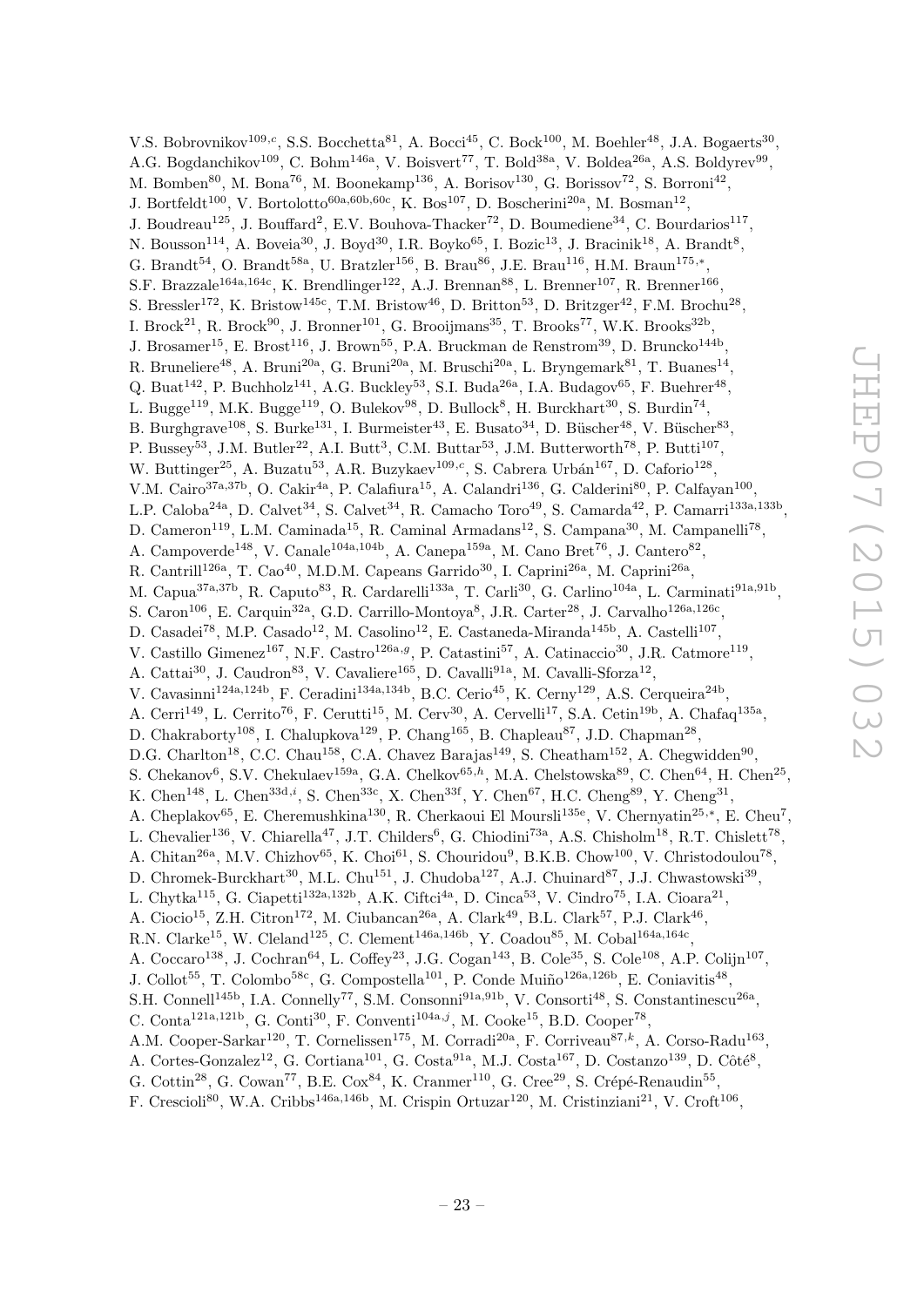V.S. Bobrovnikov[109,c], S.S. Bocchetta[81], A. Bocci[45], C. Bock[100], M. Boehler[48], J.A. Bogaerts[30], A.G. Bogdanchikov[109], C. Bohm[146a], V. Boisvert[77], T. Bold[38a], V. Boldea[26a], A.S. Boldyrev[99], M. Bomben[80], M. Bona[76], M. Boonekamp[136], A. Borisov[130], G. Borissov[72], S. Borroni[42], J. Bortfeldt[100], V. Bortolotto[60a,60b,60c], K. Bos[107], D. Boscherini[20a], M. Bosman[12], J. Boudreau[125], J. Bouffard[2], E.V. Bouhova-Thacker[72], D. Boumediene[34], C. Bourdarios[117], N. Bousson[114], A. Boveia[30], J. Boyd[30], I.R. Boyko[65], I. Bozic[13], J. Bracinik[18], A. Brandt[8], G. Brandt[54], O. Brandt[58a], U. Bratzler[156], B. Brau[86], J.E. Brau[116], H.M. Braun[175,*], S.F. Brazzale[164a,164c], K. Brendlinger[122], A.J. Brennan[88], L. Brenner[107], R. Brenner[166], S. Bressler[172], K. Bristow[145c], T.M. Bristow[46], D. Britton[53], D. Britzger[42], F.M. Brochu[28], I. Brock[21], R. Brock[90], J. Bronner[101], G. Brooijmans[35], T. Brooks[77], W.K. Brooks[32b], J. Brosamer[15], E. Brost[116], J. Brown[55], P.A. Bruckman de Renstrom[39], D. Bruncko[144b], R. Bruneliere[48], A. Bruni[20a], G. Bruni[20a], M. Bruschi[20a], L. Bryngemark[81], T. Buanes[14], Q. Buat[142], P. Buchholz[141], A.G. Buckley[53], S.I. Buda[26a], I.A. Budagov[65], F. Buehrer[48], L. Bugge[119], M.K. Bugge[119], O. Bulekov[98], D. Bullock[8], H. Burckhart[30], S. Burdin[74], B. Burghgrave[108], S. Burke[131], I. Burmeister[43], E. Busato[34], D. Büscher[48], V. Büscher[83], P. Bussey[53], J.M. Butler[22], A.I. Butt[3], C.M. Buttar[53], J.M. Butterworth[78], P. Butti[107], W. Buttinger[25], A. Buzatu[53], A.R. Buzykaev[109,c], S. Cabrera Urbán[167], D. Caforio[128], V.M. Cairo[37a,37b], O. Cakir[4a], P. Calafiura[15], A. Calandri[136], G. Calderini[80], P. Calfayan[100], L.P. Caloba[24a], D. Calvet[34], S. Calvet[34], R. Camacho Toro[49], S. Camarda[42], P. Camarri[133a,133b], D. Cameron[119], L.M. Caminada[15], R. Caminal Armadans[12], S. Campana[30], M. Campanelli[78], A. Campoverde[148], V. Canale[104a,104b], A. Canepa[159a], M. Cano Bret[76], J. Cantero[82], R. Cantrill[126a], T. Cao[40], M.D.M. Capeans Garrido[30], I. Caprini[26a], M. Caprini[26a], M. Capua[37a,37b], R. Caputo[83], R. Cardarelli[133a], T. Carli[30], G. Carlino[104a], L. Carminati[91a,91b], S. Caron[106], E. Carquin[32a], G.D. Carrillo-Montoya[8], J.R. Carter[28], J. Carvalho[126a,126c], D. Casadei[78], M.P. Casado[12], M. Casolino[12], E. Castaneda-Miranda[145b], A. Castelli[107], V. Castillo Gimenez[167], N.F. Castro[126a,g], P. Catastini[57], A. Catinaccio[30], J.R. Catmore[119], A. Cattai[30], J. Caudron[83], V. Cavaliere[165], D. Cavalli[91a], M. Cavalli-Sforza[12], V. Cavasinni[124a,124b], F. Ceradini[134a,134b], B.C. Cerio[45], K. Cerny[129], A.S. Cerqueira[24b], A. Cerri[149], L. Cerrito[76], F. Cerutti[15], M. Cerv[30], A. Cervelli[17], S.A. Cetin[19b], A. Chafaq[135a], D. Chakraborty[108], I. Chalupkova[129], P. Chang[165], B. Chapleau[87], J.D. Chapman[28], D.G. Charlton[18], C.C. Chau[158], C.A. Chavez Barajas[149], S. Cheatham[152], A. Chegwidden[90], S. Chekanov[6], S.V. Chekulaev[159a], G.A. Chelkov[65,h], M.A. Chelstowska[89], C. Chen[64], H. Chen[25], K. Chen[148], L. Chen[33d,i], S. Chen[33c], X. Chen[33f], Y. Chen[67], H.C. Cheng[89], Y. Cheng[31], A. Cheplakov[65], E. Cheremushkina[130], R. Cherkaoui El Moursli[135e], V. Chernyatin[25,*], E. Cheu[7], L. Chevalier[136], V. Chiarella[47], J.T. Childers[6], G. Chiodini[73a], A.S. Chisholm[18], R.T. Chislett[78], A. Chitan[26a], M.V. Chizhov[65], K. Choi[61], S. Chouridou[9], B.K.B. Chow[100], V. Christodoulou[78], D. Chromek-Burckhart[30], M.L. Chu[151], J. Chudoba[127], A.J. Chuinard[87], J.J. Chwastowski[39], L. Chytka[115], G. Ciapetti[132a,132b], A.K. Ciftci[4a], D. Cinca[53], V. Cindro[75], I.A. Cioara[21], A. Ciocio[15], Z.H. Citron[172], M. Ciubancan[26a], A. Clark[49], B.L. Clark[57], P.J. Clark[46], R.N. Clarke[15], W. Cleland[125], C. Clement[146a,146b], Y. Coadou[85], M. Cobal[164a,164c], A. Coccaro[138], J. Cochran[64], L. Coffey[23], J.G. Cogan[143], B. Cole[35], S. Cole[108], A.P. Colijn[107], J. Collot[55], T. Colombo[58c], G. Compostella[101], P. Conde Muiño[126a,126b], E. Coniavitis[48], S.H. Connell[145b], I.A. Connelly[77], S.M. Consonni[91a,91b], V. Consorti[48], S. Constantinescu[26a], C. Conta[121a,121b], G. Conti[30], F. Conventi[104a,j], M. Cooke[15], B.D. Cooper[78], A.M. Cooper-Sarkar[120], T. Cornelissen[175], M. Corradi[20a], F. Corriveau[87,k], A. Corso-Radu[163], A. Cortes-Gonzalez[12], G. Cortiana[101], G. Costa[91a], M.J. Costa[167], D. Costanzo[139], D. Côté[8], G. Cottin[28], G. Cowan[77], B.E. Cox[84], K. Cranmer[110], G. Cree[29], S. Crépé-Renaudin[55], F. Crescioli[80], W.A. Cribbs[146a,146b], M. Crispin Ortuzar[120], M. Cristinziani[21], V. Croft[106],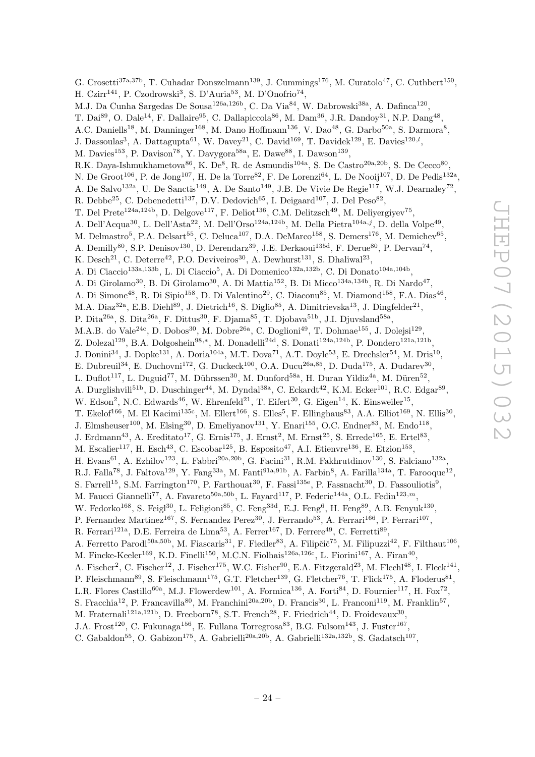G. Crosetti[37a,37b], T. Cuhadar Donszelmann[139], J. Cummings[176], M. Curatolo[47], C. Cuthbert[150], H. Czirr[141], P. Czodrowski[3], S. D'Auria[53], M. D'Onofrio[74], M.J. Da Cunha Sargedas De Sousa[126a,126b], C. Da Via[84], W. Dabrowski[38a], A. Dafinca[120], T. Dai[89], O. Dale[14], F. Dallaire[95], C. Dallapiccola[86], M. Dam[36], J.R. Dandoy[31], N.P. Dang[48], A.C. Daniells[18], M. Danninger[168], M. Dano Hoffmann[136], V. Dao[48], G. Darbo[50a], S. Darmora[8], J. Dassoulas[3], A. Dattagupta[61], W. Davey[21], C. David[169], T. Davidek[129], E. Davies[120,l], M. Davies[153], P. Davison[78], Y. Davygora[58a], E. Dawe[88], I. Dawson[139], R.K. Daya-Ishmukhametova[86], K. De[8], R. de Asmundis[104a], S. De Castro[20a,20b], S. De Cecco[80], N. De Groot[106], P. de Jong[107], H. De la Torre[82], F. De Lorenzi[64], L. De Nooij[107], D. De Pedis[132a], A. De Salvo[132a], U. De Sanctis[149], A. De Santo[149], J.B. De Vivie De Regie[117], W.J. Dearnaley[72], R. Debbe[25], C. Debenedetti[137], D.V. Dedovich[65], I. Deigaard[107], J. Del Peso[82], T. Del Prete[124a,124b], D. Delgove[117], F. Deliot[136], C.M. Delitzsch[49], M. Deliyergiyev[75], A. Dell'Acqua[30], L. Dell'Asta[22], M. Dell'Orso[124a,124b], M. Della Pietra[104a,j], D. della Volpe[49], M. Delmastro[5], P.A. Delsart[55], C. Deluca[107], D.A. DeMarco[158], S. Demers[176], M. Demichev[65], A. Demilly[80], S.P. Denisov[130], D. Derendarz[39], J.E. Derkaoui[135d], F. Derue[80], P. Dervan[74], K. Desch[21], C. Deterre[42], P.O. Deviveiros[30], A. Dewhurst[131], S. Dhaliwal[23], A. Di Ciaccio[133a,133b], L. Di Ciaccio[5], A. Di Domenico[132a,132b], C. Di Donato[104a,104b], A. Di Girolamo[30], B. Di Girolamo[30], A. Di Mattia[152], B. Di Micco[134a,134b], R. Di Nardo[47], A. Di Simone[48], R. Di Sipio[158], D. Di Valentino[29], C. Diaconu[85], M. Diamond[158], F.A. Dias[46], M.A. Diaz[32a], E.B. Diehl[89], J. Dietrich[16], S. Diglio[85], A. Dimitrievska[13], J. Dingfelder[21], P. Dita[26a], S. Dita[26a], F. Dittus[30], F. Djama[85], T. Djobava[51b], J.I. Djuvsland[58a], M.A.B. do Vale[24c], D. Dobos[30], M. Dobre[26a], C. Doglioni[49], T. Dohmae[155], J. Dolejsi[129], Z. Dolezal[129], B.A. Dolgoshein[98,*], M. Donadelli[24d], S. Donati[124a,124b], P. Dondero[121a,121b], J. Donini[34], J. Dopke[131], A. Doria[104a], M.T. Dova[71], A.T. Doyle[53], E. Drechsler[54], M. Dris[10], E. Dubreuil[34], E. Duchovni[172], G. Duckeck[100], O.A. Ducu[26a,85], D. Duda[175], A. Dudarev[30], L. Duflot[117], L. Duguid[77], M. Dührssen[30], M. Dunford[58a], H. Duran Yildiz[4a], M. Düren[52], A. Durglishvili[51b], D. Duschinger[44], M. Dyndal[38a], C. Eckardt[42], K.M. Ecker[101], R.C. Edgar[89], W. Edson[2], N.C. Edwards[46], W. Ehrenfeld[21], T. Eifert[30], G. Eigen[14], K. Einsweiler[15], T. Ekelof[166], M. El Kacimi[135c], M. Ellert[166], S. Elles[5], F. Ellinghaus[83], A.A. Elliot[169], N. Ellis[30], J. Elmsheuser[100], M. Elsing[30], D. Emeliyanov[131], Y. Enari[155], O.C. Endner[83], M. Endo[118], J. Erdmann[43], A. Ereditato[17], G. Ernis[175], J. Ernst[2], M. Ernst[25], S. Errede[165], E. Ertel[83], M. Escalier[117], H. Esch[43], C. Escobar[125], B. Esposito[47], A.I. Etienvre[136], E. Etzion[153], H. Evans[61], A. Ezhilov[123], L. Fabbri[20a,20b], G. Facini[31], R.M. Fakhrutdinov[130], S. Falciano[132a], R.J. Falla[78], J. Faltova[129], Y. Fang[33a], M. Fanti[91a,91b], A. Farbin[8], A. Farilla[134a], T. Farooque[12], S. Farrell[15], S.M. Farrington[170], P. Farthouat[30], F. Fassi[135e], P. Fassnacht[30], D. Fassouliotis[9], M. Faucci Giannelli[77], A. Favareto[50a,50b], L. Fayard[117], P. Federic[144a], O.L. Fedin[123,m], W. Fedorko[168], S. Feigl[30], L. Feligioni[85], C. Feng[33d], E.J. Feng[6], H. Feng[89], A.B. Fenyuk[130], P. Fernandez Martinez[167], S. Fernandez Perez[30], J. Ferrando[53], A. Ferrari[166], P. Ferrari[107], R. Ferrari[121a], D.E. Ferreira de Lima[53], A. Ferrer[167], D. Ferrere[49], C. Ferretti[89], A. Ferretto Parodi[50a,50b], M. Fiascaris[31], F. Fiedler[83], A. Filipčič[75], M. Filipuzzi[42], F. Filthaut[106], M. Fincke-Keeler[169], K.D. Finelli[150], M.C.N. Fiolhais[126a,126c], L. Fiorini[167], A. Firan[40], A. Fischer[2], C. Fischer[12], J. Fischer[175], W.C. Fisher[90], E.A. Fitzgerald[23], M. Flechl[48], I. Fleck[141], P. Fleischmann[89], S. Fleischmann[175], G.T. Fletcher[139], G. Fletcher[76], T. Flick[175], A. Floderus[81], L.R. Flores Castillo[60a], M.J. Flowerdew[101], A. Formica[136], A. Forti[84], D. Fournier[117], H. Fox[72], S. Fracchia[12], P. Francavilla[80], M. Franchini[20a,20b], D. Francis[30], L. Franconi[119], M. Franklin[57], M. Fraternali[121a,121b], D. Freeborn[78], S.T. French[28], F. Friedrich[44], D. Froidevaux[30], J.A. Frost[120], C. Fukunaga[156], E. Fullana Torregrosa[83], B.G. Fulsom[143], J. Fuster[167], C. Gabaldon[55], O. Gabizon[175], A. Gabrielli[20a,20b], A. Gabrielli[132a,132b], S. Gadatsch[107],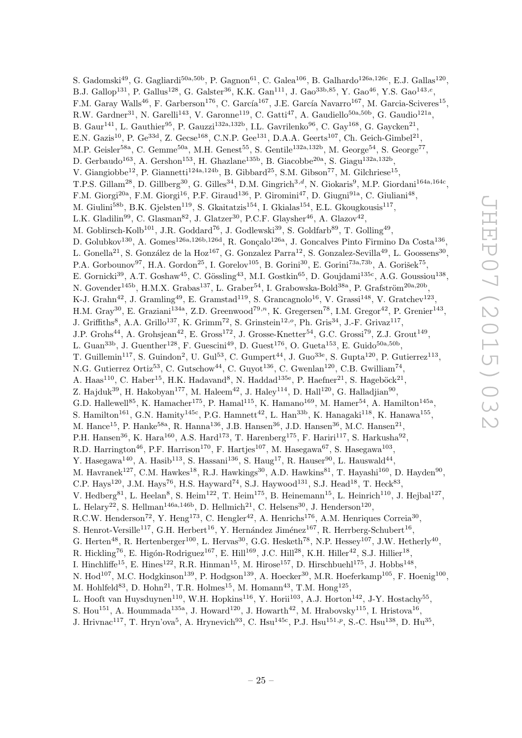S. Gadomski[49], G. Gagliardi[50a,50b], P. Gagnon[61], C. Galea[106], B. Galhardo[126a,126c], E.J. Gallas[120], B.J. Gallop[131], P. Gallus[128], G. Galster[36], K.K. Gan[111], J. Gao[33b,85], Y. Gao[46], Y.S. Gao[143,e], F.M. Garay Walls[46], F. Garberson[176], C. García[167], J.E. García Navarro[167], M. Garcia-Sciveres[15], R.W. Gardner[31], N. Garelli[143], V. Garonne[119], C. Gatti[47], A. Gaudiello[50a,50b], G. Gaudio[121a], B. Gaur[141], L. Gauthier[95], P. Gauzzi[132a,132b], I.L. Gavrilenko[96], C. Gay[168], G. Gaycken[21], E.N. Gazis[10], P. Ge[33d], Z. Gecse[168], C.N.P. Gee[131], D.A.A. Geerts[107], Ch. Geich-Gimbel[21], M.P. Geisler[58a], C. Gemme[50a], M.H. Genest[55], S. Gentile[132a,132b], M. George[54], S. George[77], D. Gerbaudo[163], A. Gershon[153], H. Ghazlane[135b], B. Giacobbe[20a], S. Giagu[132a,132b], V. Giangiobbe[12], P. Giannetti[124a,124b], B. Gibbard[25], S.M. Gibson[77], M. Gilchriese[15], T.P.S. Gillam[28], D. Gillberg[30], G. Gilles[34], D.M. Gingrich[3,d], N. Giokaris[9], M.P. Giordani[164a,164c], F.M. Giorgi[20a], F.M. Giorgi[16], P.F. Giraud[136], P. Giromini[47], D. Giugni[91a], C. Giuliani[48], M. Giulini[58b], B.K. Gjelsten[119], S. Gkaitatzis[154], I. Gkialas[154], E.L. Gkougkousis[117], L.K. Gladilin[99], C. Glasman[82], J. Glatzer[30], P.C.F. Glaysher[46], A. Glazov[42], M. Goblirsch-Kolb[101], J.R. Goddard[76], J. Godlewski[39], S. Goldfarb[89], T. Golling[49], D. Golubkov[130], A. Gomes[126a,126b,126d], R. Gonçalo[126a], J. Goncalves Pinto Firmino Da Costa[136], L. Gonella[21], S. González de la Hoz[167], G. Gonzalez Parra[12], S. Gonzalez-Sevilla[49], L. Goossens[30], P.A. Gorbounov[97], H.A. Gordon[25], I. Gorelov[105], B. Gorini[30], E. Gorini[73a,73b], A. Gorišek[75], E. Gornicki[39], A.T. Goshaw[45], C. Gössling[43], M.I. Gostkin[65], D. Goujdami[135c], A.G. Goussiou[138], N. Govender[145b], H.M.X. Grabas[137], L. Graber[54], I. Grabowska-Bold[38a], P. Grafström[20a,20b], K-J. Grahn[42], J. Gramling[49], E. Gramstad[119], S. Grancagnolo[16], V. Grassi[148], V. Gratchev[123], H.M. Gray[30], E. Graziani[134a], Z.D. Greenwood[79,n], K. Gregersen[78], I.M. Gregor[42], P. Grenier[143], J. Griffiths[8], A.A. Grillo[137], K. Grimm[72], S. Grinstein[12,o], Ph. Gris[34], J.-F. Grivaz[117], J.P. Grohs[44], A. Grohsjean[42], E. Gross[172], J. Grosse-Knetter[54], G.C. Grossi[79], Z.J. Grout[149], L. Guan[33b], J. Guenther[128], F. Guescini[49], D. Guest[176], O. Gueta[153], E. Guido[50a,50b], T. Guillemin[117], S. Guindon[2], U. Gul[53], C. Gumpert[44], J. Guo[33e], S. Gupta[120], P. Gutierrez[113], N.G. Gutierrez Ortiz[53], C. Gutschow[44], C. Guyot[136], C. Gwenlan[120], C.B. Gwilliam[74], A. Haas[110], C. Haber[15], H.K. Hadavand[8], N. Haddad[135e], P. Haefner[21], S. Hageböck[21], Z. Hajduk[39], H. Hakobyan[177], M. Haleem[42], J. Haley[114], D. Hall[120], G. Halladjian[90], G.D. Hallewell[85], K. Hamacher[175], P. Hamal[115], K. Hamano[169], M. Hamer[54], A. Hamilton[145a], S. Hamilton[161], G.N. Hamity[145c], P.G. Hamnett[42], L. Han[33b], K. Hanagaki[118], K. Hanawa[155], M. Hance[15], P. Hanke[58a], R. Hanna[136], J.B. Hansen[36], J.D. Hansen[36], M.C. Hansen[21], P.H. Hansen[36], K. Hara[160], A.S. Hard[173], T. Harenberg[175], F. Hariri[117], S. Harkusha[92], R.D. Harrington[46], P.F. Harrison[170], F. Hartjes[107], M. Hasegawa[67], S. Hasegawa[103], Y. Hasegawa[140], A. Hasib[113], S. Hassani[136], S. Haug[17], R. Hauser[90], L. Hauswald[44], M. Havranek[127], C.M. Hawkes[18], R.J. Hawkings[30], A.D. Hawkins[81], T. Hayashi[160], D. Hayden[90], C.P. Hays[120], J.M. Hays[76], H.S. Hayward[74], S.J. Haywood[131], S.J. Head[18], T. Heck[83], V. Hedberg[81], L. Heelan[8], S. Heim[122], T. Heim[175], B. Heinemann[15], L. Heinrich[110], J. Hejbal[127], L. Helary[22], S. Hellman[146a,146b], D. Hellmich[21], C. Helsens[30], J. Henderson[120], R.C.W. Henderson[72], Y. Heng[173], C. Hengler[42], A. Henrichs[176], A.M. Henriques Correia[30], S. Henrot-Versille[117], G.H. Herbert[16], Y. Hernández Jiménez[167], R. Herrberg-Schubert[16], G. Herten[48], R. Hertenberger[100], L. Hervas[30], G.G. Hesketh[78], N.P. Hessey[107], J.W. Hetherly[40], R. Hickling[76], E. Higón-Rodriguez[167], E. Hill[169], J.C. Hill[28], K.H. Hiller[42], S.J. Hillier[18], I. Hinchliffe[15], E. Hines[122], R.R. Hinman[15], M. Hirose[157], D. Hirschbuehl[175], J. Hobbs[148], N. Hod[107], M.C. Hodgkinson[139], P. Hodgson[139], A. Hoecker[30], M.R. Hoeferkamp[105], F. Hoenig[100], M. Hohlfeld[83], D. Hohn[21], T.R. Holmes[15], M. Homann[43], T.M. Hong[125], L. Hooft van Huysduynen[110], W.H. Hopkins[116], Y. Horii[103], A.J. Horton[142], J-Y. Hostachy[55], S. Hou[151], A. Hoummada[135a], J. Howard[120], J. Howarth[42], M. Hrabovsky[115], I. Hristova[16], J. Hrivnac[117], T. Hryn'ova[5], A. Hrynevich[93], C. Hsu[145c], P.J. Hsu[151,p], S.-C. Hsu[138], D. Hu[35],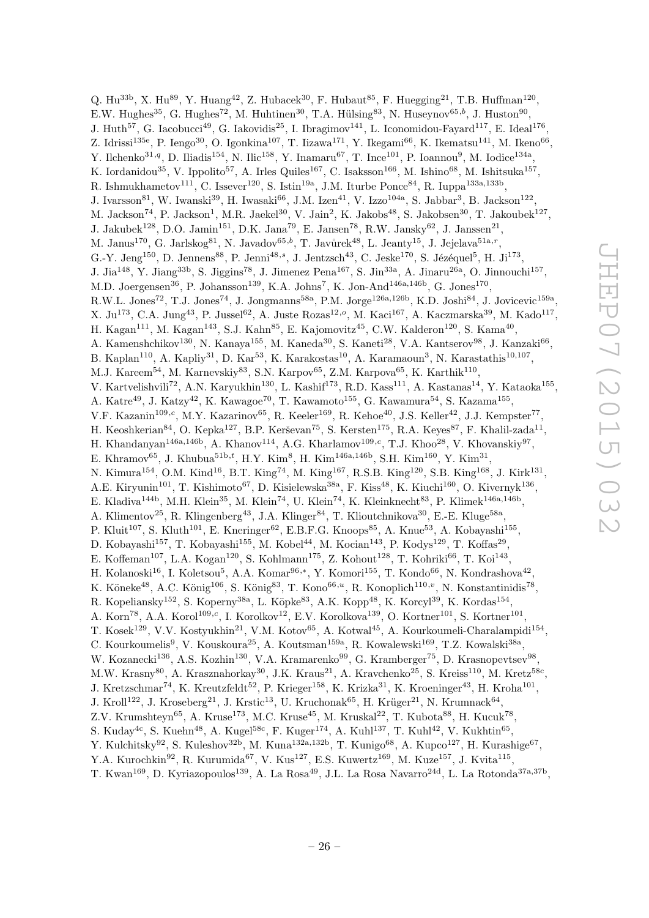Q. Hu[33b], X. Hu[89], Y. Huang[42], Z. Hubacek[30], F. Hubaut[85], F. Huegging[21], T.B. Huffman[120], E.W. Hughes[35], G. Hughes[72], M. Huhtinen[30], T.A. Hülsing[83], N. Huseynov[65,b], J. Huston[90], J. Huth[57], G. Iacobucci[49], G. Iakovidis[25], I. Ibragimov[141], L. Iconomidou-Fayard[117], E. Ideal[176], Z. Idrissi[135e], P. Iengo[30], O. Igonkina[107], T. Iizawa[171], Y. Ikegami[66], K. Ikematsu[141], M. Ikeno[66], Y. Ilchenko[31,q], D. Iliadis[154], N. Ilic[158], Y. Inamaru[67], T. Ince[101], P. Ioannou[9], M. Iodice[134a], K. Iordanidou[35], V. Ippolito[57], A. Irles Quiles[167], C. Isaksson[166], M. Ishino[68], M. Ishitsuka[157], R. Ishmukhametov[111], C. Issever[120], S. Istin[19a], J.M. Iturbe Ponce[84], R. Iuppa[133a,133b], J. Ivarsson[81], W. Iwanski[39], H. Iwasaki[66], J.M. Izen[41], V. Izzo[104a], S. Jabbar[3], B. Jackson[122], M. Jackson[74], P. Jackson[1], M.R. Jaekel[30], V. Jain[2], K. Jakobs[48], S. Jakobsen[30], T. Jakoubek[127], J. Jakubek[128], D.O. Jamin[151], D.K. Jana[79], E. Jansen[78], R.W. Jansky[62], J. Janssen[21], M. Janus[170], G. Jarlskog[81], N. Javadov[65,b], T. Javůrek[48], L. Jeanty[15], J. Jejelava[51a,r], G.-Y. Jeng[150], D. Jennens[88], P. Jenni[48,s], J. Jentzsch[43], C. Jeske[170], S. Jézéquel[5], H. Ji[173], J. Jia[148], Y. Jiang[33b], S. Jiggins[78], J. Jimenez Pena[167], S. Jin[33a], A. Jinaru[26a], O. Jinnouchi[157], M.D. Joergensen[36], P. Johansson[139], K.A. Johns[7], K. Jon-And[146a,146b], G. Jones[170], R.W.L. Jones[72], T.J. Jones[74], J. Jongmanns[58a], P.M. Jorge[126a,126b], K.D. Joshi[84], J. Jovicevic[159a], X. Ju[173], C.A. Jung[43], P. Jussel[62], A. Juste Rozas[12,o], M. Kaci[167], A. Kaczmarska[39], M. Kado[117], H. Kagan[111], M. Kagan[143], S.J. Kahn[85], E. Kajomovitz[45], C.W. Kalderon[120], S. Kama[40], A. Kamenshchikov[130], N. Kanaya[155], M. Kaneda[30], S. Kaneti[28], V.A. Kantserov[98], J. Kanzaki[66], B. Kaplan[110], A. Kapliy[31], D. Kar[53], K. Karakostas[10], A. Karamaoun[3], N. Karastathis[10,107], M.J. Kareem[54], M. Karnevskiy[83], S.N. Karpov[65], Z.M. Karpova[65], K. Karthik[110], V. Kartvelishvili[72], A.N. Karyukhin[130], L. Kashif[173], R.D. Kass[111], A. Kastanas[14], Y. Kataoka[155], A. Katre[49], J. Katzy[42], K. Kawagoe[70], T. Kawamoto[155], G. Kawamura[54], S. Kazama[155], V.F. Kazanin[109,c], M.Y. Kazarinov[65], R. Keeler[169], R. Kehoe[40], J.S. Keller[42], J.J. Kempster[77], H. Keoshkerian[84], O. Kepka[127], B.P. Kerševan[75], S. Kersten[175], R.A. Keyes[87], F. Khalil-zada[11], H. Khandanyan[146a,146b], A. Khanov[114], A.G. Kharlamov[109,c], T.J. Khoo[28], V. Khovanskiy[97], E. Khramov[65], J. Khubua[51b,t], H.Y. Kim[8], H. Kim[146a,146b], S.H. Kim[160], Y. Kim[31], N. Kimura[154], O.M. Kind[16], B.T. King[74], M. King[167], R.S.B. King[120], S.B. King[168], J. Kirk[131], A.E. Kiryunin[101], T. Kishimoto[67], D. Kisielewska[38a], F. Kiss[48], K. Kiuchi[160], O. Kivernyk[136], E. Kladiva[144b], M.H. Klein[35], M. Klein[74], U. Klein[74], K. Kleinknecht[83], P. Klimek[146a,146b], A. Klimentov[25], R. Klingenberg[43], J.A. Klinger[84], T. Klioutchnikova[30], E.-E. Kluge[58a], P. Kluit[107], S. Kluth[101], E. Kneringer[62], E.B.F.G. Knoops[85], A. Knue[53], A. Kobayashi[155], D. Kobayashi[157], T. Kobayashi[155], M. Kobel[44], M. Kocian[143], P. Kodys[129], T. Koffas[29], E. Koffeman[107], L.A. Kogan[120], S. Kohlmann[175], Z. Kohout[128], T. Kohriki[66], T. Koi[143], H. Kolanoski[16], I. Koletsou[5], A.A. Komar[96,*], Y. Komori[155], T. Kondo[66], N. Kondrashova[42], K. Köneke[48], A.C. König[106], S. König[83], T. Kono[66,u], R. Konoplich[110,v], N. Konstantinidis[78], R. Kopeliansky[152], S. Koperny[38a], L. Köpke[83], A.K. Kopp[48], K. Korcyl[39], K. Kordas[154], A. Korn[78], A.A. Korol[109,c], I. Korolkov[12], E.V. Korolkova[139], O. Kortner[101], S. Kortner[101], T. Kosek[129], V.V. Kostyukhin[21], V.M. Kotov[65], A. Kotwal[45], A. Kourkoumeli-Charalampidi[154], C. Kourkoumelis[9], V. Kouskoura[25], A. Koutsman[159a], R. Kowalewski[169], T.Z. Kowalski[38a], W. Kozanecki[136], A.S. Kozhin[130], V.A. Kramarenko[99], G. Kramberger[75], D. Krasnopevtsev[98], M.W. Krasny[80], A. Krasznahorkay[30], J.K. Kraus[21], A. Kravchenko[25], S. Kreiss[110], M. Kretz[58c], J. Kretzschmar[74], K. Kreutzfeldt[52], P. Krieger[158], K. Krizka[31], K. Kroeninger[43], H. Kroha[101], J. Kroll[122], J. Kroseberg[21], J. Krstic[13], U. Kruchonak[65], H. Krüger[21], N. Krumnack[64], Z.V. Krumshteyn[65], A. Kruse[173], M.C. Kruse[45], M. Kruskal[22], T. Kubota[88], H. Kucuk[78], S. Kuday[4c], S. Kuehn[48], A. Kugel[58c], F. Kuger[174], A. Kuhl[137], T. Kuhl[42], V. Kukhtin[65], Y. Kulchitsky[92], S. Kuleshov[32b], M. Kuna[132a,132b], T. Kunigo[68], A. Kupco[127], H. Kurashige[67], Y.A. Kurochkin[92], R. Kurumida[67], V. Kus[127], E.S. Kuwertz[169], M. Kuze[157], J. Kvita[115], T. Kwan[169], D. Kyriazopoulos[139], A. La Rosa[49], J.L. La Rosa Navarro[24d], L. La Rotonda[37a,37b],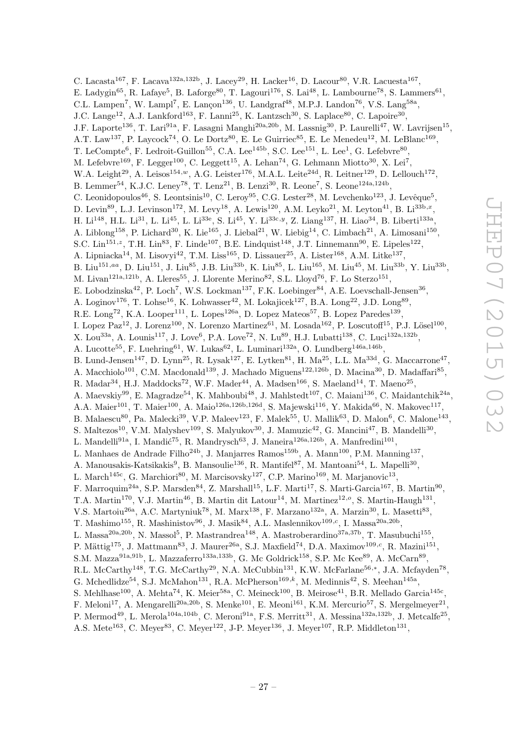C. Lacasta[167], F. Lacava[132a,132b], J. Lacey[29], H. Lacker[16], D. Lacour[80], V.R. Lacuesta[167], E. Ladygin[65], R. Lafaye[5], B. Laforge[80], T. Lagouri[176], S. Lai[48], L. Lambourne[78], S. Lammers[61], C.L. Lampen[7], W. Lampl[7], E. Lançon[136], U. Landgraf[48], M.P.J. Landon[76], V.S. Lang[58a], J.C. Lange[12], A.J. Lankford[163], F. Lanni[25], K. Lantzsch[30], S. Laplace[80], C. Lapoire[30], J.F. Laporte[136], T. Lari[91a], F. Lasagni Manghi[20a,20b], M. Lassnig[30], P. Laurelli[47], W. Lavrijsen[15], A.T. Law[137], P. Laycock[74], O. Le Dortz[80], E. Le Guirriec[85], E. Le Menedeu[12], M. LeBlanc[169], T. LeCompte[6], F. Ledroit-Guillon[55], C.A. Lee[145b], S.C. Lee[151], L. Lee[1], G. Lefebvre[80], M. Lefebvre[169], F. Legger[100], C. Leggett[15], A. Lehan[74], G. Lehmann Miotto[30], X. Lei[7], W.A. Leight[29], A. Leisos[154,w], A.G. Leister[176], M.A.L. Leite[24d], R. Leitner[129], D. Lellouch[172], B. Lemmer[54], K.J.C. Leney[78], T. Lenz[21], B. Lenzi[30], R. Leone[7], S. Leone[124a,124b], C. Leonidopoulos[46], S. Leontsinis[10], C. Leroy[95], C.G. Lester[28], M. Levchenko[123], J. Levêque[5], D. Levin[89], L.J. Levinson[172], M. Levy[18], A. Lewis[120], A.M. Leyko[21], M. Leyton[41], B. Li[33b,x], H. Li[148], H.L. Li[31], L. Li[45], L. Li[33e], S. Li[45], Y. Li[33c,y], Z. Liang[137], H. Liao[34], B. Liberti[133a], A. Liblong[158], P. Lichard[30], K. Lie[165], J. Liebal[21], W. Liebig[14], C. Limbach[21], A. Limosani[150], S.C. Lin[151,z], T.H. Lin[83], F. Linde[107], B.E. Lindquist[148], J.T. Linnemann[90], E. Lipeles[122], A. Lipniacka[14], M. Lisovyi[42], T.M. Liss[165], D. Lissauer[25], A. Lister[168], A.M. Litke[137], B. Liu[151,aa], D. Liu[151], J. Liu[85], J.B. Liu[33b], K. Liu[85], L. Liu[165], M. Liu[45], M. Liu[33b], Y. Liu[33b], M. Livan[121a,121b], A. Lleres[55], J. Llorente Merino[82], S.L. Lloyd[76], F. Lo Sterzo[151], E. Lobodzinska[42], P. Loch[7], W.S. Lockman[137], F.K. Loebinger[84], A.E. Loevschall-Jensen[36], A. Loginov[176], T. Lohse[16], K. Lohwasser[42], M. Lokajicek[127], B.A. Long[22], J.D. Long[89], R.E. Long[72], K.A. Looper[111], L. Lopes[126a], D. Lopez Mateos[57], B. Lopez Paredes[139], I. Lopez Paz[12], J. Lorenz[100], N. Lorenzo Martinez[61], M. Losada[162], P. Loscutoff[15], P.J. Lösel[100], X. Lou[33a], A. Lounis[117], J. Love[6], P.A. Love[72], N. Lu[89], H.J. Lubatti[138], C. Luci[132a,132b], A. Lucotte[55], F. Luehring[61], W. Lukas[62], L. Luminari[132a], O. Lundberg[146a,146b], B. Lund-Jensen[147], D. Lynn[25], R. Lysak[127], E. Lytken[81], H. Ma[25], L.L. Ma[33d], G. Maccarrone[47], A. Macchiolo[101], C.M. Macdonald[139], J. Machado Miguens[122,126b], D. Macina[30], D. Madaffari[85], R. Madar[34], H.J. Maddocks[72], W.F. Mader[44], A. Madsen[166], S. Maeland[14], T. Maeno[25], A. Maevskiy[99], E. Magradze[54], K. Mahboubi[48], J. Mahlstedt[107], C. Maiani[136], C. Maidantchik[24a], A.A. Maier[101], T. Maier[100], A. Maio[126a,126b,126d], S. Majewski[116], Y. Makida[66], N. Makovec[117], B. Malaescu[80], Pa. Malecki[39], V.P. Maleev[123], F. Malek[55], U. Mallik[63], D. Malon[6], C. Malone[143], S. Maltezos[10], V.M. Malyshev[109], S. Malyukov[30], J. Mamuzic[42], G. Mancini[47], B. Mandelli[30], L. Mandelli[91a], I. Mandić[75], R. Mandrysch[63], J. Maneira[126a,126b], A. Manfredini[101], L. Manhaes de Andrade Filho[24b], J. Manjarres Ramos[159b], A. Mann[100], P.M. Manning[137], A. Manousakis-Katsikakis[9], B. Mansoulie[136], R. Mantifel[87], M. Mantoani[54], L. Mapelli[30], L. March[145c], G. Marchiori[80], M. Marcisovsky[127], C.P. Marino[169], M. Marjanovic[13], F. Marroquim[24a], S.P. Marsden[84], Z. Marshall[15], L.F. Marti[17], S. Marti-Garcia[167], B. Martin[90], T.A. Martin[170], V.J. Martin[46], B. Martin dit Latour[14], M. Martinez[12,o], S. Martin-Haugh[131], V.S. Martoiu[26a], A.C. Martyniuk[78], M. Marx[138], F. Marzano[132a], A. Marzin[30], L. Masetti[83], T. Mashimo[155], R. Mashinistov[96], J. Masik[84], A.L. Maslennikov[109,c], I. Massa[20a,20b], L. Massa[20a,20b], N. Massol[5], P. Mastrandrea[148], A. Mastroberardino[37a,37b], T. Masubuchi[155], P. Mättig[175], J. Mattmann[83], J. Maurer[26a], S.J. Maxfield[74], D.A. Maximov[109,c], R. Mazini[151], S.M. Mazza[91a,91b], L. Mazzaferro[133a,133b], G. Mc Goldrick[158], S.P. Mc Kee[89], A. McCarn[89], R.L. McCarthy[148], T.G. McCarthy[29], N.A. McCubbin[131], K.W. McFarlane[56,*], J.A. Mcfayden[78], G. Mchedlidze[54], S.J. McMahon[131], R.A. McPherson[169,k], M. Medinnis[42], S. Meehan[145a], S. Mehlhase[100], A. Mehta[74], K. Meier[58a], C. Meineck[100], B. Meirose[41], B.R. Mellado Garcia[145c], F. Meloni[17], A. Mengarelli[20a,20b], S. Menke[101], E. Meoni[161], K.M. Mercurio[57], S. Mergelmeyer[21], P. Mermod[49], L. Merola[104a,104b], C. Meroni[91a], F.S. Merritt[31], A. Messina[132a,132b], J. Metcalfe[25], A.S. Mete[163], C. Meyer[83], C. Meyer[122], J-P. Meyer[136], J. Meyer[107], R.P. Middleton[131],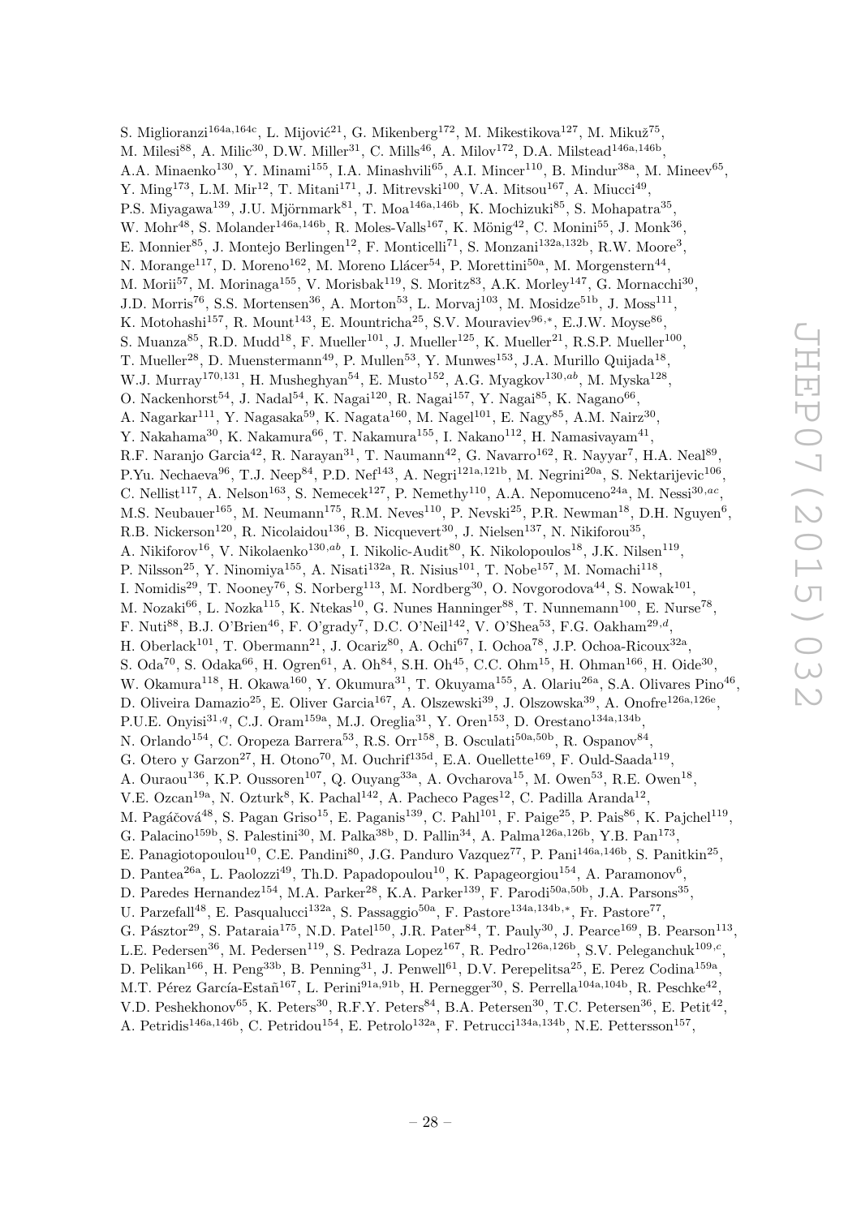S. Miglioranzi[164a,164c], L. Mijović[21], G. Mikenberg[172], M. Mikestikova[127], M. Mikuž[75], M. Milesi[88], A. Milic[30], D.W. Miller[31], C. Mills[46], A. Milov[172], D.A. Milstead[146a,146b], A.A. Minaenko[130], Y. Minami[155], I.A. Minashvili[65], A.I. Mincer[110], B. Mindur[38a], M. Mineev[65], Y. Ming[173], L.M. Mir[12], T. Mitani[171], J. Mitrevski[100], V.A. Mitsou[167], A. Miucci[49], P.S. Miyagawa[139], J.U. Mjörnmark[81], T. Moa[146a,146b], K. Mochizuki[85], S. Mohapatra[35], W. Mohr[48], S. Molander[146a,146b], R. Moles-Valls[167], K. Mönig[42], C. Monini[55], J. Monk[36], E. Monnier[85], J. Montejo Berlingen[12], F. Monticelli[71], S. Monzani[132a,132b], R.W. Moore[3], N. Morange[117], D. Moreno[162], M. Moreno Llácer[54], P. Morettini[50a], M. Morgenstern[44], M. Morii[57], M. Morinaga[155], V. Morisbak[119], S. Moritz[83], A.K. Morley[147], G. Mornacchi[30], J.D. Morris[76], S.S. Mortensen[36], A. Morton[53], L. Morvaj[103], M. Mosidze[51b], J. Moss[111], K. Motohashi[157], R. Mount[143], E. Mountricha[25], S.V. Mouraviev[96,*], E.J.W. Moyse[86], S. Muanza[85], R.D. Mudd[18], F. Mueller[101], J. Mueller[125], K. Mueller[21], R.S.P. Mueller[100], T. Mueller[28], D. Muenstermann[49], P. Mullen[53], Y. Munwes[153], J.A. Murillo Quijada[18], W.J. Murray[170,131], H. Musheghyan[54], E. Musto[152], A.G. Myagkov[130,ab], M. Myska[128], O. Nackenhorst[54], J. Nadal[54], K. Nagai[120], R. Nagai[157], Y. Nagai[85], K. Nagano[66], A. Nagarkar[111], Y. Nagasaka[59], K. Nagata[160], M. Nagel[101], E. Nagy[85], A.M. Nairz[30], Y. Nakahama[30], K. Nakamura[66], T. Nakamura[155], I. Nakano[112], H. Namasivayam[41], R.F. Naranjo Garcia[42], R. Narayan[31], T. Naumann[42], G. Navarro[162], R. Nayyar[7], H.A. Neal[89], P.Yu. Nechaeva[96], T.J. Neep[84], P.D. Nef[143], A. Negri[121a,121b], M. Negrini[20a], S. Nektarijevic[106], C. Nellist[117], A. Nelson[163], S. Nemecek[127], P. Nemethy[110], A.A. Nepomuceno[24a], M. Nessi[30,ac], M.S. Neubauer[165], M. Neumann[175], R.M. Neves[110], P. Nevski[25], P.R. Newman[18], D.H. Nguyen[6], R.B. Nickerson[120], R. Nicolaidou[136], B. Nicquevert[30], J. Nielsen[137], N. Nikiforou[35], A. Nikiforov[16], V. Nikolaenko[130,ab], I. Nikolic-Audit[80], K. Nikolopoulos[18], J.K. Nilsen[119], P. Nilsson[25], Y. Ninomiya[155], A. Nisati[132a], R. Nisius[101], T. Nobe[157], M. Nomachi[118], I. Nomidis[29], T. Nooney[76], S. Norberg[113], M. Nordberg[30], O. Novgorodova[44], S. Nowak[101], M. Nozaki[66], L. Nozka[115], K. Ntekas[10], G. Nunes Hanninger[88], T. Nunnemann[100], E. Nurse[78], F. Nuti[88], B.J. O'Brien[46], F. O'grady[7], D.C. O'Neil[142], V. O'Shea[53], F.G. Oakham[29,d], H. Oberlack[101], T. Obermann[21], J. Ocariz[80], A. Ochi[67], I. Ochoa[78], J.P. Ochoa-Ricoux[32a], S. Oda[70], S. Odaka[66], H. Ogren[61], A. Oh[84], S.H. Oh[45], C.C. Ohm[15], H. Ohman[166], H. Oide[30], W. Okamura[118], H. Okawa[160], Y. Okumura[31], T. Okuyama[155], A. Olariu[26a], S.A. Olivares Pino[46], D. Oliveira Damazio[25], E. Oliver Garcia[167], A. Olszewski[39], J. Olszowska[39], A. Onofre[126a,126e], P.U.E. Onyisi[31,q], C.J. Oram[159a], M.J. Oreglia[31], Y. Oren[153], D. Orestano[134a,134b], N. Orlando[154], C. Oropeza Barrera[53], R.S. Orr[158], B. Osculati[50a,50b], R. Ospanov[84], G. Otero y Garzon[27], H. Otono[70], M. Ouchrif[135d], E.A. Ouellette[169], F. Ould-Saada[119], A. Ouraou[136], K.P. Oussoren[107], Q. Ouyang[33a], A. Ovcharova[15], M. Owen[53], R.E. Owen[18], V.E. Ozcan[19a], N. Ozturk[8], K. Pachal[142], A. Pacheco Pages[12], C. Padilla Aranda[12], M. Pagáčová[48], S. Pagan Griso[15], E. Paganis[139], C. Pahl[101], F. Paige[25], P. Pais[86], K. Pajchel[119], G. Palacino[159b], S. Palestini[30], M. Palka[38b], D. Pallin[34], A. Palma[126a,126b], Y.B. Pan[173], E. Panagiotopoulou[10], C.E. Pandini[80], J.G. Panduro Vazquez[77], P. Pani[146a,146b], S. Panitkin[25], D. Pantea[26a], L. Paolozzi[49], Th.D. Papadopoulou[10], K. Papageorgiou[154], A. Paramonov[6], D. Paredes Hernandez[154], M.A. Parker[28], K.A. Parker[139], F. Parodi[50a,50b], J.A. Parsons[35], U. Parzefall[48], E. Pasqualucci[132a], S. Passaggio[50a], F. Pastore[134a,134b,*], Fr. Pastore[77], G. Pásztor[29], S. Pataraia[175], N.D. Patel[150], J.R. Pater[84], T. Pauly[30], J. Pearce[169], B. Pearson[113], L.E. Pedersen[36], M. Pedersen[119], S. Pedraza Lopez[167], R. Pedro[126a,126b], S.V. Peleganchuk[109,c], D. Pelikan[166], H. Peng[33b], B. Penning[31], J. Penwell[61], D.V. Perepelitsa[25], E. Perez Codina[159a], M.T. Pérez García-Estañ[167], L. Perini[91a,91b], H. Pernegger[30], S. Perrella[104a,104b], R. Peschke[42], V.D. Peshekhonov[65], K. Peters[30], R.F.Y. Peters[84], B.A. Petersen[30], T.C. Petersen[36], E. Petit[42], A. Petridis[146a,146b], C. Petridou[154], E. Petrolo[132a], F. Petrucci[134a,134b], N.E. Pettersson[157],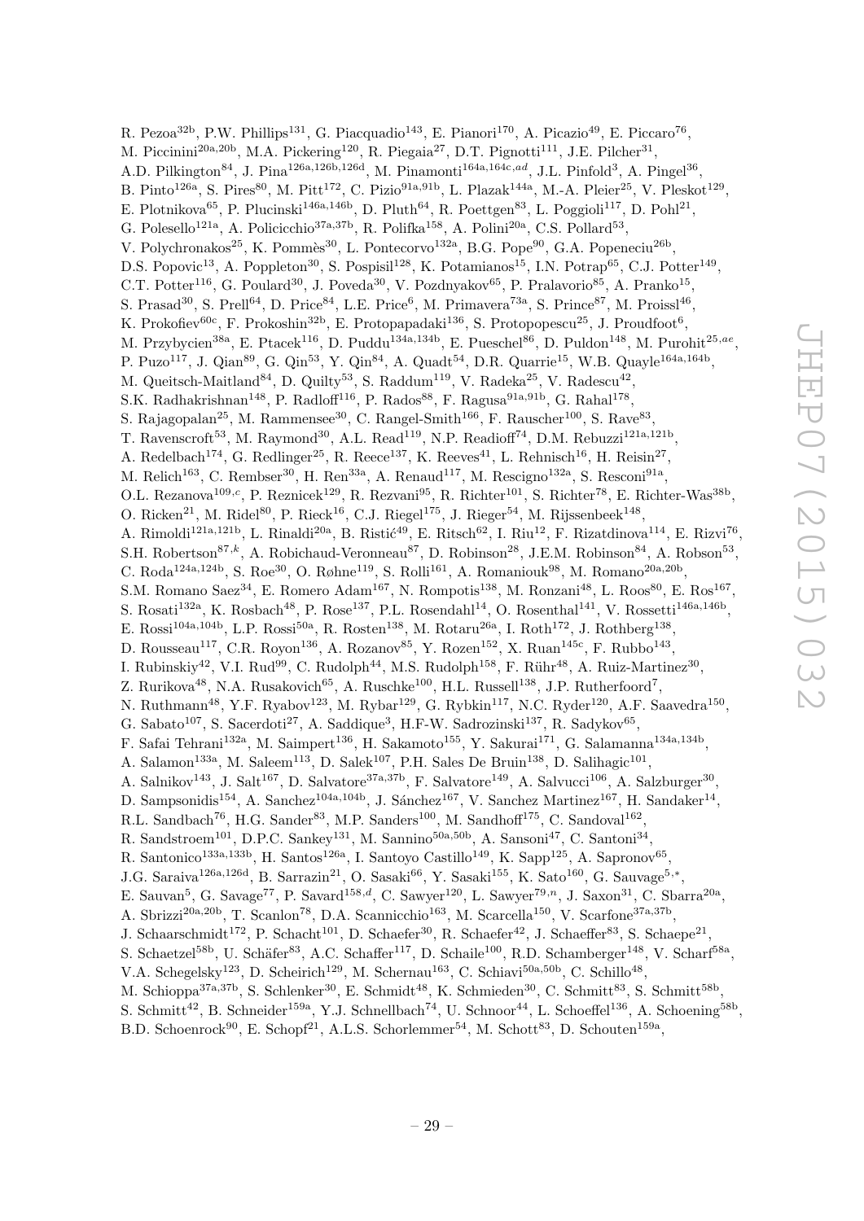R. Pezoa[32b], P.W. Phillips[131], G. Piacquadio[143], E. Pianori[170], A. Picazio[49], E. Piccaro[76], M. Piccinini[20a,20b], M.A. Pickering[120], R. Piegaia[27], D.T. Pignotti[111], J.E. Pilcher[31], A.D. Pilkington[84], J. Pina[126a,126b,126d], M. Pinamonti[164a,164c,ad], J.L. Pinfold[3], A. Pingel[36], B. Pinto[126a], S. Pires[80], M. Pitt[172], C. Pizio[91a,91b], L. Plazak[144a], M.-A. Pleier[25], V. Pleskot[129], E. Plotnikova[65], P. Plucinski[146a,146b], D. Pluth[64], R. Poettgen[83], L. Poggioli[117], D. Pohl[21], G. Polesello[121a], A. Policicchio[37a,37b], R. Polifka[158], A. Polini[20a], C.S. Pollard[53], V. Polychronakos[25], K. Pommès[30], L. Pontecorvo[132a], B.G. Pope[90], G.A. Popeneciu[26b], D.S. Popovic[13], A. Poppleton[30], S. Pospisil[128], K. Potamianos[15], I.N. Potrap[65], C.J. Potter[149], C.T. Potter[116], G. Poulard[30], J. Poveda[30], V. Pozdnyakov[65], P. Pralavorio[85], A. Pranko[15], S. Prasad[30], S. Prell[64], D. Price[84], L.E. Price[6], M. Primavera[73a], S. Prince[87], M. Proissl[46], K. Prokofiev[60c], F. Prokoshin[32b], E. Protopapadaki[136], S. Protopopescu[25], J. Proudfoot[6], M. Przybycien[38a], E. Ptacek[116], D. Puddu[134a,134b], E. Pueschel[86], D. Puldon[148], M. Purohit[25,ae], P. Puzo[117], J. Qian[89], G. Qin[53], Y. Qin[84], A. Quadt[54], D.R. Quarrie[15], W.B. Quayle[164a,164b], M. Queitsch-Maitland[84], D. Quilty[53], S. Raddum[119], V. Radeka[25], V. Radescu[42], S.K. Radhakrishnan[148], P. Radloff[116], P. Rados[88], F. Ragusa[91a,91b], G. Rahal[178], S. Rajagopalan[25], M. Rammensee[30], C. Rangel-Smith[166], F. Rauscher[100], S. Rave[83], T. Ravenscroft[53], M. Raymond[30], A.L. Read[119], N.P. Readioff[74], D.M. Rebuzzi[121a,121b], A. Redelbach[174], G. Redlinger[25], R. Reece[137], K. Reeves[41], L. Rehnisch[16], H. Reisin[27], M. Relich[163], C. Rembser[30], H. Ren[33a], A. Renaud[117], M. Rescigno[132a], S. Resconi[91a], O.L. Rezanova[109,c], P. Reznicek[129], R. Rezvani[95], R. Richter[101], S. Richter[78], E. Richter-Was[38b], O. Ricken[21], M. Ridel[80], P. Rieck[16], C.J. Riegel[175], J. Rieger[54], M. Rijssenbeek[148], A. Rimoldi[121a,121b], L. Rinaldi[20a], B. Ristić[49], E. Ritsch[62], I. Riu[12], F. Rizatdinova[114], E. Rizvi[76], S.H. Robertson[87,k], A. Robichaud-Veronneau[87], D. Robinson[28], J.E.M. Robinson[84], A. Robson[53], C. Roda[124a,124b], S. Roe[30], O. Røhne[119], S. Rolli[161], A. Romaniouk[98], M. Romano[20a,20b], S.M. Romano Saez[34], E. Romero Adam[167], N. Rompotis[138], M. Ronzani[48], L. Roos[80], E. Ros[167], S. Rosati[132a], K. Rosbach[48], P. Rose[137], P.L. Rosendahl[14], O. Rosenthal[141], V. Rossetti[146a,146b], E. Rossi[104a,104b], L.P. Rossi[50a], R. Rosten[138], M. Rotaru[26a], I. Roth[172], J. Rothberg[138], D. Rousseau[117], C.R. Royon[136], A. Rozanov[85], Y. Rozen[152], X. Ruan[145c], F. Rubbo[143], I. Rubinskiy[42], V.I. Rud[99], C. Rudolph[44], M.S. Rudolph[158], F. Rühr[48], A. Ruiz-Martinez[30], Z. Rurikova[48], N.A. Rusakovich[65], A. Ruschke[100], H.L. Russell[138], J.P. Rutherfoord[7], N. Ruthmann[48], Y.F. Ryabov[123], M. Rybar[129], G. Rybkin[117], N.C. Ryder[120], A.F. Saavedra[150], G. Sabato[107], S. Sacerdoti[27], A. Saddique[3], H.F-W. Sadrozinski[137], R. Sadykov[65], F. Safai Tehrani[132a], M. Saimpert[136], H. Sakamoto[155], Y. Sakurai[171], G. Salamanna[134a,134b], A. Salamon[133a], M. Saleem[113], D. Salek[107], P.H. Sales De Bruin[138], D. Salihagic[101], A. Salnikov[143], J. Salt[167], D. Salvatore[37a,37b], F. Salvatore[149], A. Salvucci[106], A. Salzburger[30], D. Sampsonidis[154], A. Sanchez[104a,104b], J. Sánchez[167], V. Sanchez Martinez[167], H. Sandaker[14], R.L. Sandbach[76], H.G. Sander[83], M.P. Sanders[100], M. Sandhoff[175], C. Sandoval[162], R. Sandstroem[101], D.P.C. Sankey[131], M. Sannino[50a,50b], A. Sansoni[47], C. Santoni[34], R. Santonico[133a,133b], H. Santos[126a], I. Santoyo Castillo[149], K. Sapp[125], A. Sapronov[65], J.G. Saraiva[126a,126d], B. Sarrazin[21], O. Sasaki[66], Y. Sasaki[155], K. Sato[160], G. Sauvage[5,*], E. Sauvan[5], G. Savage[77], P. Savard[158,d], C. Sawyer[120], L. Sawyer[79,n], J. Saxon[31], C. Sbarra[20a], A. Sbrizzi[20a,20b], T. Scanlon[78], D.A. Scannicchio[163], M. Scarcella[150], V. Scarfone[37a,37b], J. Schaarschmidt[172], P. Schacht[101], D. Schaefer[30], R. Schaefer[42], J. Schaeffer[83], S. Schaepe[21], S. Schaetzel[58b], U. Schäfer[83], A.C. Schaffer[117], D. Schaile[100], R.D. Schamberger[148], V. Scharf[58a], V.A. Schegelsky[123], D. Scheirich[129], M. Schernau[163], C. Schiavi[50a,50b], C. Schillo[48], M. Schioppa[37a,37b], S. Schlenker[30], E. Schmidt[48], K. Schmieden[30], C. Schmitt[83], S. Schmitt[58b], S. Schmitt[42], B. Schneider[159a], Y.J. Schnellbach[74], U. Schnoor[44], L. Schoeffel[136], A. Schoening[58b], B.D. Schoenrock[90], E. Schopf[21], A.L.S. Schorlemmer[54], M. Schott[83], D. Schouten[159a],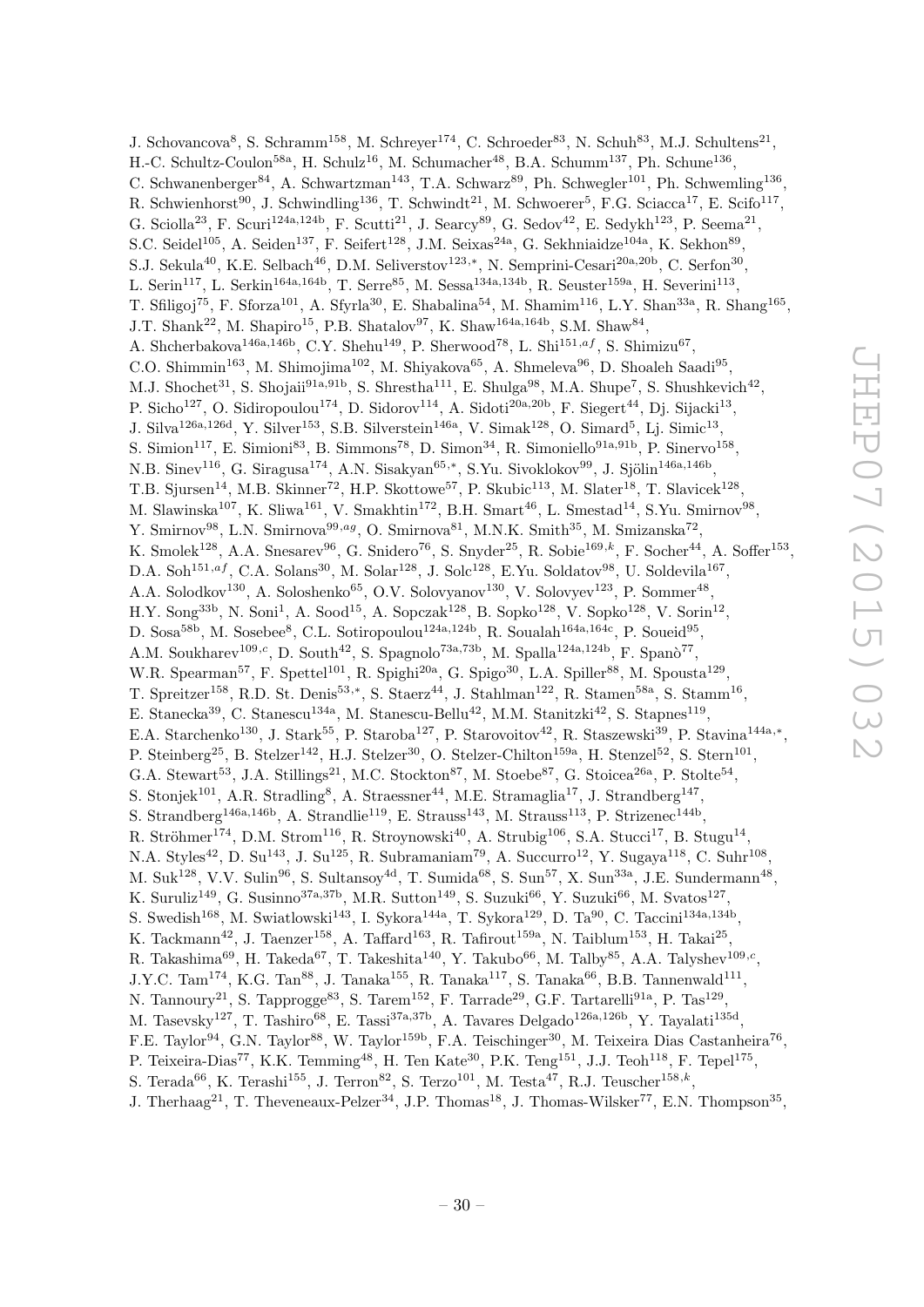J. Schovancova[8], S. Schramm[158], M. Schreyer[174], C. Schroeder[83], N. Schuh[83], M.J. Schultens[21], H.-C. Schultz-Coulon[58a], H. Schulz[16], M. Schumacher[48], B.A. Schumm[137], Ph. Schune[136], C. Schwanenberger[84], A. Schwartzman[143], T.A. Schwarz[89], Ph. Schwegler[101], Ph. Schwemling[136], R. Schwienhorst[90], J. Schwindling[136], T. Schwindt[21], M. Schwoerer[5], F.G. Sciacca[17], E. Scifo[117], G. Sciolla[23], F. Scuri[124a,124b], F. Scutti[21], J. Searcy[89], G. Sedov[42], E. Sedykh[123], P. Seema[21], S.C. Seidel[105], A. Seiden[137], F. Seifert[128], J.M. Seixas[24a], G. Sekhniaidze[104a], K. Sekhon[89], S.J. Sekula[40], K.E. Selbach[46], D.M. Seliverstov[123,*], N. Semprini-Cesari[20a,20b], C. Serfon[30], L. Serin[117], L. Serkin[164a,164b], T. Serre[85], M. Sessa[134a,134b], R. Seuster[159a], H. Severini[113], T. Sfiligoj[75], F. Sforza[101], A. Sfyrla[30], E. Shabalina[54], M. Shamim[116], L.Y. Shan[33a], R. Shang[165], J.T. Shank[22], M. Shapiro[15], P.B. Shatalov[97], K. Shaw[164a,164b], S.M. Shaw[84], A. Shcherbakova[146a,146b], C.Y. Shehu[149], P. Sherwood[78], L. Shi[151,af], S. Shimizu[67], C.O. Shimmin[163], M. Shimojima[102], M. Shiyakova[65], A. Shmeleva[96], D. Shoaleh Saadi[95], M.J. Shochet[31], S. Shojaii[91a,91b], S. Shrestha[111], E. Shulga[98], M.A. Shupe[7], S. Shushkevich[42], P. Sicho[127], O. Sidiropoulou[174], D. Sidorov[114], A. Sidoti[20a,20b], F. Siegert[44], Dj. Sijacki[13], J. Silva[126a,126d], Y. Silver[153], S.B. Silverstein[146a], V. Simak[128], O. Simard[5], Lj. Simic[13], S. Simion[117], E. Simioni[83], B. Simmons[78], D. Simon[34], R. Simoniello[91a,91b], P. Sinervo[158], N.B. Sinev[116], G. Siragusa[174], A.N. Sisakyan[65,*], S.Yu. Sivoklokov[99], J. Sjölin[146a,146b], T.B. Sjursen[14], M.B. Skinner[72], H.P. Skottowe[57], P. Skubic[113], M. Slater[18], T. Slavicek[128], M. Slawinska[107], K. Sliwa[161], V. Smakhtin[172], B.H. Smart[46], L. Smestad[14], S.Yu. Smirnov[98], Y. Smirnov[98], L.N. Smirnova[99,ag], O. Smirnova[81], M.N.K. Smith[35], M. Smizanska[72], K. Smolek[128], A.A. Snesarev[96], G. Snidero[76], S. Snyder[25], R. Sobie[169,k], F. Socher[44], A. Soffer[153], D.A. Soh[151,af], C.A. Solans[30], M. Solar[128], J. Solc[128], E.Yu. Soldatov[98], U. Soldevila[167], A.A. Solodkov[130], A. Soloshenko[65], O.V. Solovyanov[130], V. Solovyev[123], P. Sommer[48], H.Y. Song[33b], N. Soni[1], A. Sood[15], A. Sopczak[128], B. Sopko[128], V. Sopko[128], V. Sorin[12], D. Sosa[58b], M. Sosebee[8], C.L. Sotiropoulou[124a,124b], R. Soualah[164a,164c], P. Soueid[95], A.M. Soukharev[109,c], D. South[42], S. Spagnolo[73a,73b], M. Spalla[124a,124b], F. Spanò[77], W.R. Spearman[57], F. Spettel[101], R. Spighi[20a], G. Spigo[30], L.A. Spiller[88], M. Spousta[129], T. Spreitzer[158], R.D. St. Denis[53,*], S. Staerz[44], J. Stahlman[122], R. Stamen[58a], S. Stamm[16], E. Stanecka[39], C. Stanescu[134a], M. Stanescu-Bellu[42], M.M. Stanitzki[42], S. Stapnes[119], E.A. Starchenko[130], J. Stark[55], P. Staroba[127], P. Starovoitov[42], R. Staszewski[39], P. Stavina[144a,*], P. Steinberg[25], B. Stelzer[142], H.J. Stelzer[30], O. Stelzer-Chilton[159a], H. Stenzel[52], S. Stern[101], G.A. Stewart[53], J.A. Stillings[21], M.C. Stockton[87], M. Stoebe[87], G. Stoicea[26a], P. Stolte[54], S. Stonjek[101], A.R. Stradling[8], A. Straessner[44], M.E. Stramaglia[17], J. Strandberg[147], S. Strandberg[146a,146b], A. Strandlie[119], E. Strauss[143], M. Strauss[113], P. Strizenec[144b], R. Ströhmer[174], D.M. Strom[116], R. Stroynowski[40], A. Strubig[106], S.A. Stucci[17], B. Stugu[14], N.A. Styles[42], D. Su[143], J. Su[125], R. Subramaniam[79], A. Succurro[12], Y. Sugaya[118], C. Suhr[108], M. Suk[128], V.V. Sulin[96], S. Sultansoy[4d], T. Sumida[68], S. Sun[57], X. Sun[33a], J.E. Sundermann[48], K. Suruliz[149], G. Susinno[37a,37b], M.R. Sutton[149], S. Suzuki[66], Y. Suzuki[66], M. Svatos[127], S. Swedish[168], M. Swiatlowski[143], I. Sykora[144a], T. Sykora[129], D. Ta[90], C. Taccini[134a,134b], K. Tackmann[42], J. Taenzer[158], A. Taffard[163], R. Tafirout[159a], N. Taiblum[153], H. Takai[25], R. Takashima[69], H. Takeda[67], T. Takeshita[140], Y. Takubo[66], M. Talby[85], A.A. Talyshev[109,c], J.Y.C. Tam[174], K.G. Tan[88], J. Tanaka[155], R. Tanaka[117], S. Tanaka[66], B.B. Tannenwald[111], N. Tannoury[21], S. Tapprogge[83], S. Tarem[152], F. Tarrade[29], G.F. Tartarelli[91a], P. Tas[129], M. Tasevsky[127], T. Tashiro[68], E. Tassi[37a,37b], A. Tavares Delgado[126a,126b], Y. Tayalati[135d], F.E. Taylor[94], G.N. Taylor[88], W. Taylor[159b], F.A. Teischinger[30], M. Teixeira Dias Castanheira[76], P. Teixeira-Dias[77], K.K. Temming[48], H. Ten Kate[30], P.K. Teng[151], J.J. Teoh[118], F. Tepel[175], S. Terada[66], K. Terashi[155], J. Terron[82], S. Terzo[101], M. Testa[47], R.J. Teuscher[158,k], J. Therhaag[21], T. Theveneaux-Pelzer[34], J.P. Thomas[18], J. Thomas-Wilsker[77], E.N. Thompson[35],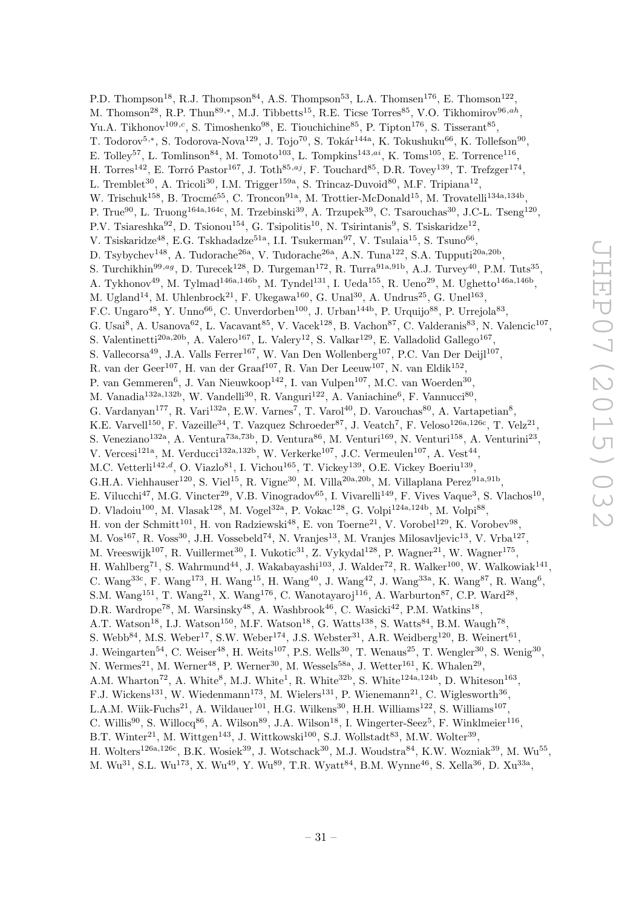P.D. Thompson[18], R.J. Thompson[84], A.S. Thompson[53], L.A. Thomsen[176], E. Thomson[122], M. Thomson[28], R.P. Thun[89,*], M.J. Tibbetts[15], R.E. Ticse Torres[85], V.O. Tikhomirov[96,ah], Yu.A. Tikhonov[109,c], S. Timoshenko[98], E. Tiouchichine[85], P. Tipton[176], S. Tisserant[85], T. Todorov[5,*], S. Todorova-Nova[129], J. Tojo[70], S. Tokár[144a], K. Tokushuku[66], K. Tollefson[90], E. Tolley[57], L. Tomlinson[84], M. Tomoto[103], L. Tompkins[143,ai], K. Toms[105], E. Torrence[116], H. Torres[142], E. Torró Pastor[167], J. Toth[85,aj], F. Touchard[85], D.R. Tovey[139], T. Trefzger[174], L. Tremblet[30], A. Tricoli[30], I.M. Trigger[159a], S. Trincaz-Duvoid[80], M.F. Tripiana[12], W. Trischuk[158], B. Trocmé[55], C. Troncon[91a], M. Trottier-McDonald[15], M. Trovatelli[134a,134b], P. True[90], L. Truong[164a,164c], M. Trzebinski[39], A. Trzupek[39], C. Tsarouchas[30], J.C-L. Tseng[120], P.V. Tsiareshka[92], D. Tsionou[154], G. Tsipolitis[10], N. Tsirintanis[9], S. Tsiskaridze[12], V. Tsiskaridze[48], E.G. Tskhadadze[51a], I.I. Tsukerman[97], V. Tsulaia[15], S. Tsuno[66], D. Tsybychev[148], A. Tudorache[26a], V. Tudorache[26a], A.N. Tuna[122], S.A. Tupputi[20a,20b], S. Turchikhin[99,ag], D. Turecek[128], D. Turgeman[172], R. Turra[91a,91b], A.J. Turvey[40], P.M. Tuts[35], A. Tykhonov[49], M. Tylmad[146a,146b], M. Tyndel[131], I. Ueda[155], R. Ueno[29], M. Ughetto[146a,146b], M. Ugland[14], M. Uhlenbrock[21], F. Ukegawa[160], G. Unal[30], A. Undrus[25], G. Unel[163], F.C. Ungaro[48], Y. Unno[66], C. Unverdorben[100], J. Urban[144b], P. Urquijo[88], P. Urrejola[83], G. Usai[8], A. Usanova[62], L. Vacavant[85], V. Vacek[128], B. Vachon[87], C. Valderanis[83], N. Valencic[107], S. Valentinetti[20a,20b], A. Valero[167], L. Valery[12], S. Valkar[129], E. Valladolid Gallego[167], S. Vallecorsa[49], J.A. Valls Ferrer[167], W. Van Den Wollenberg[107], P.C. Van Der Deijl[107], R. van der Geer[107], H. van der Graaf[107], R. Van Der Leeuw[107], N. van Eldik[152], P. van Gemmeren[6], J. Van Nieuwkoop[142], I. van Vulpen[107], M.C. van Woerden[30], M. Vanadia[132a,132b], W. Vandelli[30], R. Vanguri[122], A. Vaniachine[6], F. Vannucci[80], G. Vardanyan[177], R. Vari[132a], E.W. Varnes[7], T. Varol[40], D. Varouchas[80], A. Vartapetian[8], K.E. Varvell[150], F. Vazeille[34], T. Vazquez Schroeder[87], J. Veatch[7], F. Veloso[126a,126c], T. Velz[21], S. Veneziano[132a], A. Ventura[73a,73b], D. Ventura[86], M. Venturi[169], N. Venturi[158], A. Venturini[23], V. Vercesi[121a], M. Verducci[132a,132b], W. Verkerke[107], J.C. Vermeulen[107], A. Vest[44], M.C. Vetterli[142,d], O. Viazlo[81], I. Vichou[165], T. Vickey[139], O.E. Vickey Boeriu[139], G.H.A. Viehhauser[120], S. Viel[15], R. Vigne[30], M. Villa[20a,20b], M. Villaplana Perez[91a,91b], E. Vilucchi[47], M.G. Vincter[29], V.B. Vinogradov[65], I. Vivarelli[149], F. Vives Vaque[3], S. Vlachos[10], D. Vladoiu[100], M. Vlasak[128], M. Vogel[32a], P. Vokac[128], G. Volpi[124a,124b], M. Volpi[88], H. von der Schmitt[101], H. von Radziewski[48], E. von Toerne[21], V. Vorobel[129], K. Vorobev[98], M. Vos[167], R. Voss[30], J.H. Vossebeld[74], N. Vranjes[13], M. Vranjes Milosavljevic[13], V. Vrba[127], M. Vreeswijk[107], R. Vuillermet[30], I. Vukotic[31], Z. Vykydal[128], P. Wagner[21], W. Wagner[175], H. Wahlberg[71], S. Wahrmund[44], J. Wakabayashi[103], J. Walder[72], R. Walker[100], W. Walkowiak[141], C. Wang[33c], F. Wang[173], H. Wang[15], H. Wang[40], J. Wang[42], J. Wang[33a], K. Wang[87], R. Wang[6], S.M. Wang[151], T. Wang[21], X. Wang[176], C. Wanotayaroj[116], A. Warburton[87], C.P. Ward[28], D.R. Wardrope[78], M. Warsinsky[48], A. Washbrook[46], C. Wasicki[42], P.M. Watkins[18], A.T. Watson[18], I.J. Watson[150], M.F. Watson[18], G. Watts[138], S. Watts[84], B.M. Waugh[78], S. Webb[84], M.S. Weber[17], S.W. Weber[174], J.S. Webster[31], A.R. Weidberg[120], B. Weinert[61], J. Weingarten[54], C. Weiser[48], H. Weits[107], P.S. Wells[30], T. Wenaus[25], T. Wengler[30], S. Wenig[30], N. Wermes[21], M. Werner[48], P. Werner[30], M. Wessels[58a], J. Wetter[161], K. Whalen[29], A.M. Wharton[72], A. White[8], M.J. White[1], R. White[32b], S. White[124a,124b], D. Whiteson[163], F.J. Wickens[131], W. Wiedenmann[173], M. Wielers[131], P. Wienemann[21], C. Wiglesworth[36], L.A.M. Wiik-Fuchs[21], A. Wildauer[101], H.G. Wilkens[30], H.H. Williams[122], S. Williams[107], C. Willis[90], S. Willocq[86], A. Wilson[89], J.A. Wilson[18], I. Wingerter-Seez[5], F. Winklmeier[116], B.T. Winter[21], M. Wittgen[143], J. Wittkowski[100], S.J. Wollstadt[83], M.W. Wolter[39], H. Wolters[126a,126c], B.K. Wosiek[39], J. Wotschack[30], M.J. Woudstra[84], K.W. Wozniak[39], M. Wu[55], M. Wu[31], S.L. Wu[173], X. Wu[49], Y. Wu[89], T.R. Wyatt[84], B.M. Wynne[46], S. Xella[36], D. Xu[33a],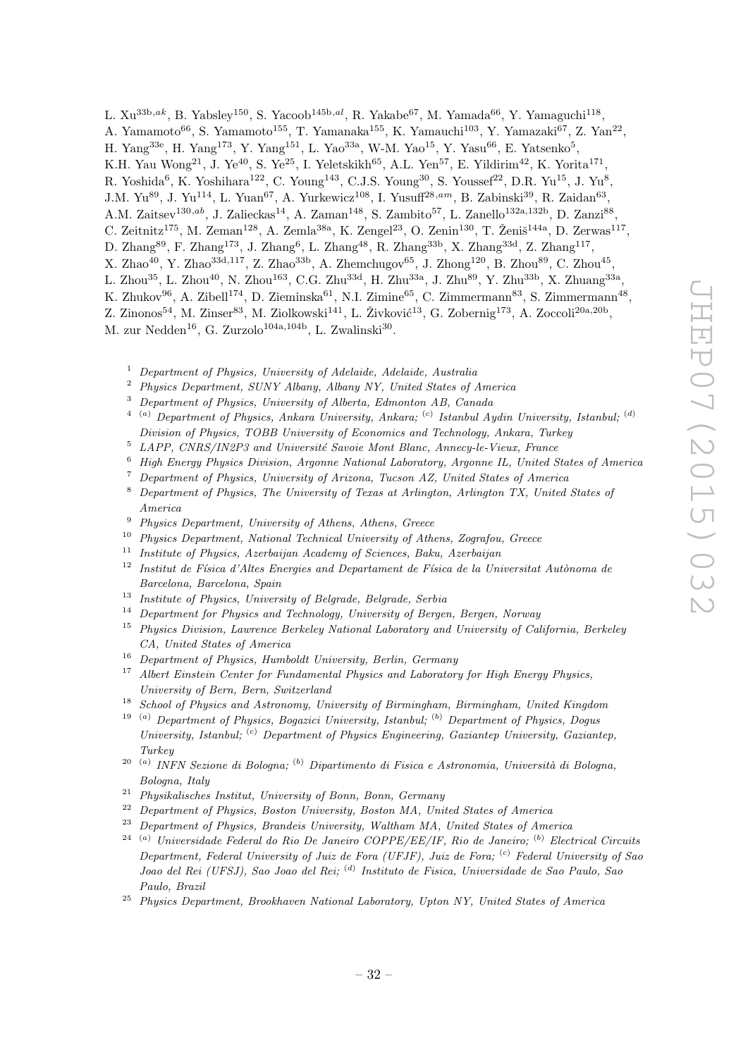L. Xu[33b,ak], B. Yabsley[150], S. Yacoob[145b,al], R. Yakabe[67], M. Yamada[66], Y. Yamaguchi[118], A. Yamamoto[66], S. Yamamoto[155], T. Yamanaka[155], K. Yamauchi[103], Y. Yamazaki[67], Z. Yan[22], H. Yang[33e], H. Yang[173], Y. Yang[151], L. Yao[33a], W-M. Yao[15], Y. Yasu[66], E. Yatsenko[5], K.H. Yau Wong[21], J. Ye[40], S. Ye[25], I. Yeletskikh[65], A.L. Yen[57], E. Yildirim[42], K. Yorita[171], R. Yoshida[6], K. Yoshihara[122], C. Young[143], C.J.S. Young[30], S. Youssef[22], D.R. Yu[15], J. Yu[8], J.M. Yu[89], J. Yu[114], L. Yuan[67], A. Yurkewicz[108], I. Yusuff[28,am], B. Zabinski[39], R. Zaidan[63], A.M. Zaitsev[130,ab], J. Zalieckas[14], A. Zaman[148], S. Zambito[57], L. Zanello[132a,132b], D. Zanzi[88], C. Zeitnitz[175], M. Zeman[128], A. Zemla[38a], K. Zengel[23], O. Zenin[130], T. Ženiš[144a], D. Zerwas[117], D. Zhang[89], F. Zhang[173], J. Zhang[6], L. Zhang[48], R. Zhang[33b], X. Zhang[33d], Z. Zhang[117], X. Zhao[40], Y. Zhao[33d,117], Z. Zhao[33b], A. Zhemchugov[65], J. Zhong[120], B. Zhou[89], C. Zhou[45], L. Zhou[35], L. Zhou[40], N. Zhou[163], C.G. Zhu[33d], H. Zhu[33a], J. Zhu[89], Y. Zhu[33b], X. Zhuang[33a], K. Zhukov[96], A. Zibell[174], D. Zieminska[61], N.I. Zimine[65], C. Zimmermann[83], S. Zimmermann[48], Z. Zinonos[54], M. Zinser[83], M. Ziolkowski[141], L. Živković[13], G. Zobernig[173], A. Zoccoli[20a,20b], M. zur Nedden[16], G. Zurzolo[104a,104b], L. Zwalinski[30].

[1] *Department of Physics, University of Adelaide, Adelaide, Australia*

[2] *Physics Department, SUNY Albany, Albany NY, United States of America*

[3] *Department of Physics, University of Alberta, Edmonton AB, Canada*

[4] [(a)] *Department of Physics, Ankara University, Ankara;* [(c)] *Istanbul Aydin University, Istanbul;* [(d)] *Division of Physics, TOBB University of Economics and Technology, Ankara, Turkey*

[5] *LAPP, CNRS/IN2P3 and Université Savoie Mont Blanc, Annecy-le-Vieux, France*

[6] *High Energy Physics Division, Argonne National Laboratory, Argonne IL, United States of America*

[7] *Department of Physics, University of Arizona, Tucson AZ, United States of America*

[8] *Department of Physics, The University of Texas at Arlington, Arlington TX, United States of America*

[9] *Physics Department, University of Athens, Athens, Greece*

[10] *Physics Department, National Technical University of Athens, Zografou, Greece*

[11] *Institute of Physics, Azerbaijan Academy of Sciences, Baku, Azerbaijan*

[12] *Institut de Física d'Altes Energies and Departament de Física de la Universitat Autònoma de Barcelona, Barcelona, Spain*

[13] *Institute of Physics, University of Belgrade, Belgrade, Serbia*

[14] *Department for Physics and Technology, University of Bergen, Bergen, Norway*

[15] *Physics Division, Lawrence Berkeley National Laboratory and University of California, Berkeley CA, United States of America*

[16] *Department of Physics, Humboldt University, Berlin, Germany*

[17] *Albert Einstein Center for Fundamental Physics and Laboratory for High Energy Physics, University of Bern, Bern, Switzerland*

[18] *School of Physics and Astronomy, University of Birmingham, Birmingham, United Kingdom*

[19] [(a)] *Department of Physics, Bogazici University, Istanbul;* [(b)] *Department of Physics, Dogus University, Istanbul;* [(c)] *Department of Physics Engineering, Gaziantep University, Gaziantep, Turkey*

[20] [(a)] *INFN Sezione di Bologna;* [(b)] *Dipartimento di Fisica e Astronomia, Università di Bologna, Bologna, Italy*

[21] *Physikalisches Institut, University of Bonn, Bonn, Germany*

[22] *Department of Physics, Boston University, Boston MA, United States of America*

[23] *Department of Physics, Brandeis University, Waltham MA, United States of America*

[24] [(a)] *Universidade Federal do Rio De Janeiro COPPE/EE/IF, Rio de Janeiro;* [(b)] *Electrical Circuits Department, Federal University of Juiz de Fora (UFJF), Juiz de Fora;* [(c)] *Federal University of Sao Joao del Rei (UFSJ), Sao Joao del Rei;* [(d)] *Instituto de Fisica, Universidade de Sao Paulo, Sao Paulo, Brazil*

[25] *Physics Department, Brookhaven National Laboratory, Upton NY, United States of America*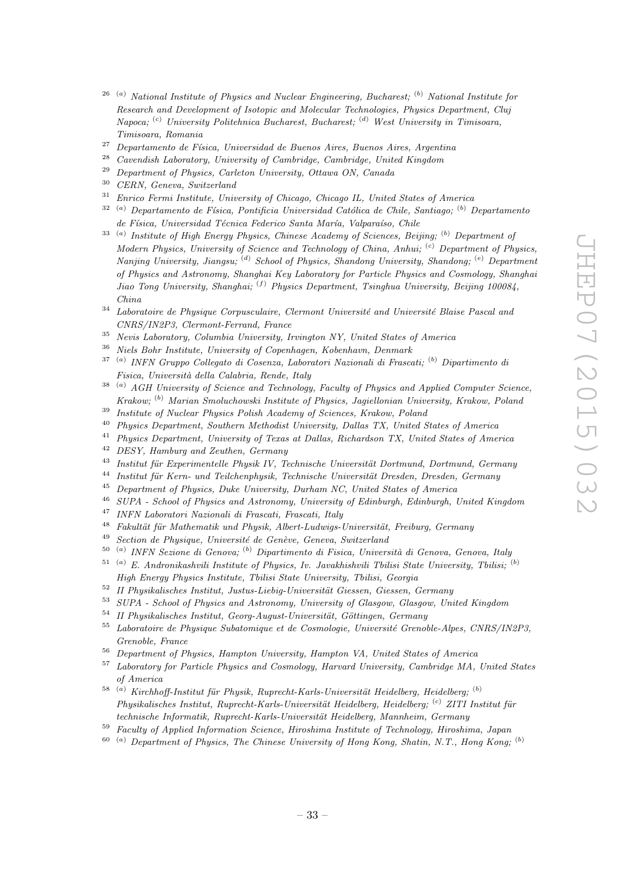[26] [(a)] *National Institute of Physics and Nuclear Engineering, Bucharest;* [(b)] *National Institute for Research and Development of Isotopic and Molecular Technologies, Physics Department, Cluj Napoca;* [(c)] *University Politehnica Bucharest, Bucharest;* [(d)] *West University in Timisoara, Timisoara, Romania*

[27] *Departamento de Física, Universidad de Buenos Aires, Buenos Aires, Argentina*

[28] *Cavendish Laboratory, University of Cambridge, Cambridge, United Kingdom*

[29] *Department of Physics, Carleton University, Ottawa ON, Canada*

[30] *CERN, Geneva, Switzerland*

[31] *Enrico Fermi Institute, University of Chicago, Chicago IL, United States of America*

[32] [(a)] *Departamento de Física, Pontificia Universidad Católica de Chile, Santiago;* [(b)] *Departamento de Física, Universidad Técnica Federico Santa María, Valparaíso, Chile*

[33] [(a)] *Institute of High Energy Physics, Chinese Academy of Sciences, Beijing;* [(b)] *Department of Modern Physics, University of Science and Technology of China, Anhui;* [(c)] *Department of Physics, Nanjing University, Jiangsu;* [(d)] *School of Physics, Shandong University, Shandong;* [(e)] *Department of Physics and Astronomy, Shanghai Key Laboratory for Particle Physics and Cosmology, Shanghai Jiao Tong University, Shanghai;* [(f)] *Physics Department, Tsinghua University, Beijing 100084, China*

[34] *Laboratoire de Physique Corpusculaire, Clermont Université and Université Blaise Pascal and CNRS/IN2P3, Clermont-Ferrand, France*

[35] *Nevis Laboratory, Columbia University, Irvington NY, United States of America*

[36] *Niels Bohr Institute, University of Copenhagen, Kobenhavn, Denmark*

[37] [(a)] *INFN Gruppo Collegato di Cosenza, Laboratori Nazionali di Frascati;* [(b)] *Dipartimento di Fisica, Università della Calabria, Rende, Italy*

[38] [(a)] *AGH University of Science and Technology, Faculty of Physics and Applied Computer Science, Krakow;* [(b)] *Marian Smoluchowski Institute of Physics, Jagiellonian University, Krakow, Poland*

[39] *Institute of Nuclear Physics Polish Academy of Sciences, Krakow, Poland*

[40] *Physics Department, Southern Methodist University, Dallas TX, United States of America*

[41] *Physics Department, University of Texas at Dallas, Richardson TX, United States of America*

[42] *DESY, Hamburg and Zeuthen, Germany*

[43] *Institut für Experimentelle Physik IV, Technische Universität Dortmund, Dortmund, Germany*

[44] *Institut für Kern- und Teilchenphysik, Technische Universität Dresden, Dresden, Germany*

[45] *Department of Physics, Duke University, Durham NC, United States of America*

[46] *SUPA - School of Physics and Astronomy, University of Edinburgh, Edinburgh, United Kingdom*

[47] *INFN Laboratori Nazionali di Frascati, Frascati, Italy*

[48] *Fakultät für Mathematik und Physik, Albert-Ludwigs-Universität, Freiburg, Germany*

[49] *Section de Physique, Université de Genève, Geneva, Switzerland*

[50] [(a)] *INFN Sezione di Genova;* [(b)] *Dipartimento di Fisica, Università di Genova, Genova, Italy*

[51] [(a)] *E. Andronikashvili Institute of Physics, Iv. Javakhishvili Tbilisi State University, Tbilisi;* [(b)] *High Energy Physics Institute, Tbilisi State University, Tbilisi, Georgia*

[52] *II Physikalisches Institut, Justus-Liebig-Universität Giessen, Giessen, Germany*

[53] *SUPA - School of Physics and Astronomy, University of Glasgow, Glasgow, United Kingdom*

[54] *II Physikalisches Institut, Georg-August-Universität, Göttingen, Germany*

[55] *Laboratoire de Physique Subatomique et de Cosmologie, Université Grenoble-Alpes, CNRS/IN2P3, Grenoble, France*

[56] *Department of Physics, Hampton University, Hampton VA, United States of America*

[57] *Laboratory for Particle Physics and Cosmology, Harvard University, Cambridge MA, United States of America*

[58] [(a)] *Kirchhoff-Institut für Physik, Ruprecht-Karls-Universität Heidelberg, Heidelberg;* [(b)] *Physikalisches Institut, Ruprecht-Karls-Universität Heidelberg, Heidelberg;* [(c)] *ZITI Institut für technische Informatik, Ruprecht-Karls-Universität Heidelberg, Mannheim, Germany*

[59] *Faculty of Applied Information Science, Hiroshima Institute of Technology, Hiroshima, Japan*

[60] [(a)] *Department of Physics, The Chinese University of Hong Kong, Shatin, N.T., Hong Kong;* [(b)]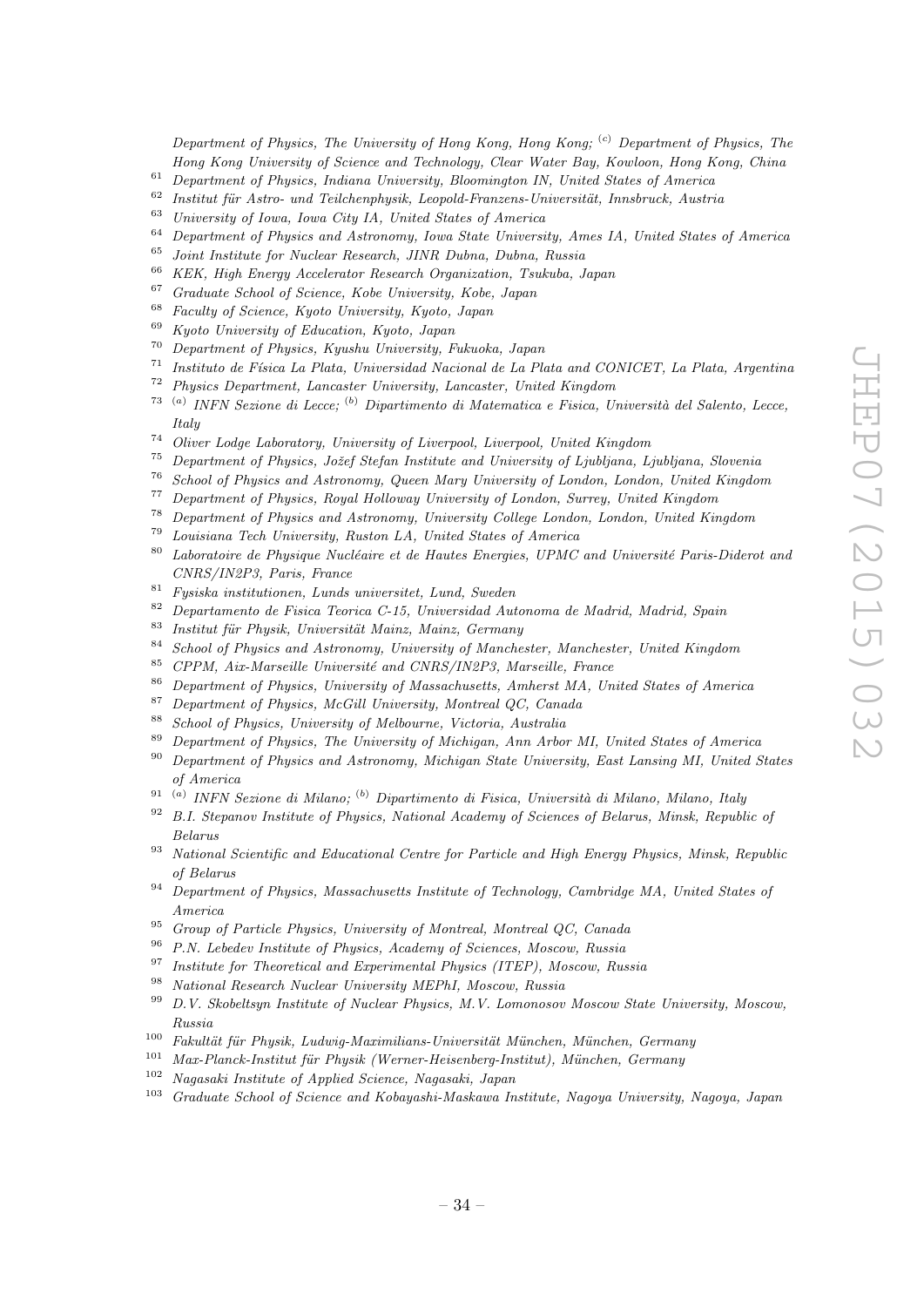Department of Physics, The University of Hong Kong, Hong Kong; [(c)] Department of Physics, The Hong Kong University of Science and Technology, Clear Water Bay, Kowloon, Hong Kong, China

[61] Department of Physics, Indiana University, Bloomington IN, United States of America

[62] Institut für Astro- und Teilchenphysik, Leopold-Franzens-Universität, Innsbruck, Austria

[63] University of Iowa, Iowa City IA, United States of America

[64] Department of Physics and Astronomy, Iowa State University, Ames IA, United States of America

[65] Joint Institute for Nuclear Research, JINR Dubna, Dubna, Russia

[66] KEK, High Energy Accelerator Research Organization, Tsukuba, Japan

[67] Graduate School of Science, Kobe University, Kobe, Japan

[68] Faculty of Science, Kyoto University, Kyoto, Japan

[69] Kyoto University of Education, Kyoto, Japan

[70] Department of Physics, Kyushu University, Fukuoka, Japan

[71] Instituto de Física La Plata, Universidad Nacional de La Plata and CONICET, La Plata, Argentina

[72] Physics Department, Lancaster University, Lancaster, United Kingdom

[73] [(a)] INFN Sezione di Lecce; [(b)] Dipartimento di Matematica e Fisica, Università del Salento, Lecce, Italy

[74] Oliver Lodge Laboratory, University of Liverpool, Liverpool, United Kingdom

[75] Department of Physics, Jožef Stefan Institute and University of Ljubljana, Ljubljana, Slovenia

[76] School of Physics and Astronomy, Queen Mary University of London, London, United Kingdom

[77] Department of Physics, Royal Holloway University of London, Surrey, United Kingdom

[78] Department of Physics and Astronomy, University College London, London, United Kingdom

[79] Louisiana Tech University, Ruston LA, United States of America

[80] Laboratoire de Physique Nucléaire et de Hautes Energies, UPMC and Université Paris-Diderot and CNRS/IN2P3, Paris, France

[81] Fysiska institutionen, Lunds universitet, Lund, Sweden

[82] Departamento de Fisica Teorica C-15, Universidad Autonoma de Madrid, Madrid, Spain

[83] Institut für Physik, Universität Mainz, Mainz, Germany

[84] School of Physics and Astronomy, University of Manchester, Manchester, United Kingdom

[85] CPPM, Aix-Marseille Université and CNRS/IN2P3, Marseille, France

[86] Department of Physics, University of Massachusetts, Amherst MA, United States of America

[87] Department of Physics, McGill University, Montreal QC, Canada

[88] School of Physics, University of Melbourne, Victoria, Australia

[89] Department of Physics, The University of Michigan, Ann Arbor MI, United States of America

[90] Department of Physics and Astronomy, Michigan State University, East Lansing MI, United States of America

[91] [(a)] INFN Sezione di Milano; [(b)] Dipartimento di Fisica, Università di Milano, Milano, Italy

[92] B.I. Stepanov Institute of Physics, National Academy of Sciences of Belarus, Minsk, Republic of Belarus

[93] National Scientific and Educational Centre for Particle and High Energy Physics, Minsk, Republic of Belarus

[94] Department of Physics, Massachusetts Institute of Technology, Cambridge MA, United States of America

[95] Group of Particle Physics, University of Montreal, Montreal QC, Canada

[96] P.N. Lebedev Institute of Physics, Academy of Sciences, Moscow, Russia

[97] Institute for Theoretical and Experimental Physics (ITEP), Moscow, Russia

[98] National Research Nuclear University MEPhI, Moscow, Russia

[99] D.V. Skobeltsyn Institute of Nuclear Physics, M.V. Lomonosov Moscow State University, Moscow, Russia

[100] Fakultät für Physik, Ludwig-Maximilians-Universität München, München, Germany

[101] Max-Planck-Institut für Physik (Werner-Heisenberg-Institut), München, Germany

[102] Nagasaki Institute of Applied Science, Nagasaki, Japan

[103] Graduate School of Science and Kobayashi-Maskawa Institute, Nagoya University, Nagoya, Japan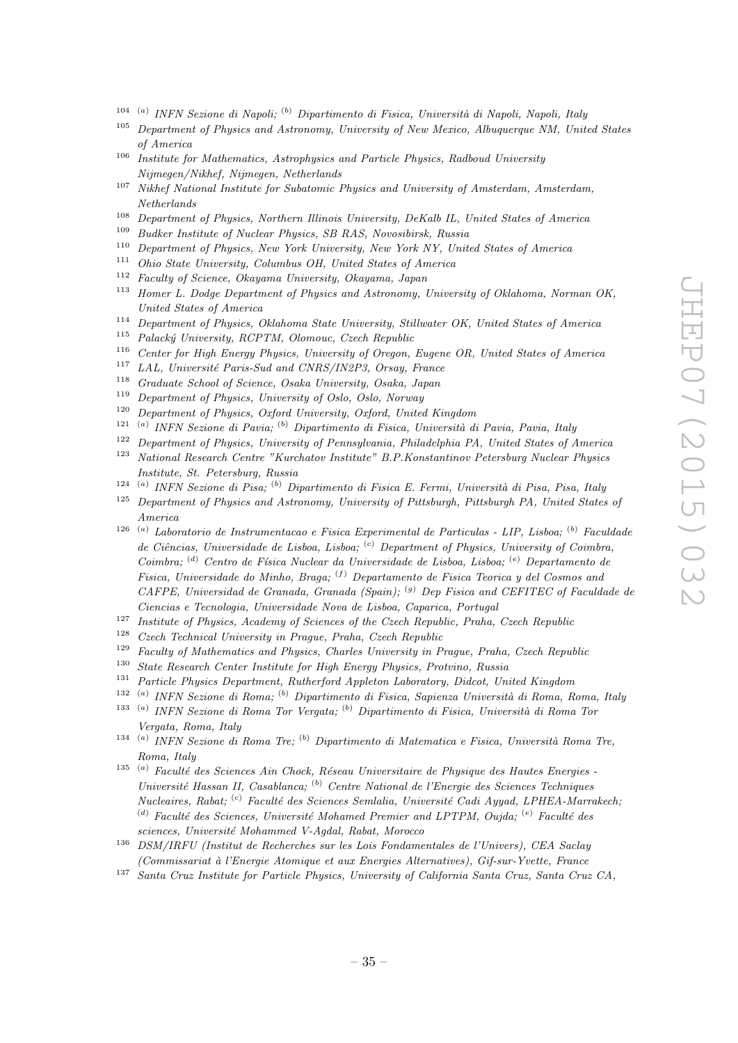[104] [(a)] *INFN Sezione di Napoli;* [(b)] *Dipartimento di Fisica, Università di Napoli, Napoli, Italy*

[105] *Department of Physics and Astronomy, University of New Mexico, Albuquerque NM, United States of America*

[106] *Institute for Mathematics, Astrophysics and Particle Physics, Radboud University Nijmegen/Nikhef, Nijmegen, Netherlands*

[107] *Nikhef National Institute for Subatomic Physics and University of Amsterdam, Amsterdam, Netherlands*

[108] *Department of Physics, Northern Illinois University, DeKalb IL, United States of America*

[109] *Budker Institute of Nuclear Physics, SB RAS, Novosibirsk, Russia*

[110] *Department of Physics, New York University, New York NY, United States of America*

[111] *Ohio State University, Columbus OH, United States of America*

[112] *Faculty of Science, Okayama University, Okayama, Japan*

[113] *Homer L. Dodge Department of Physics and Astronomy, University of Oklahoma, Norman OK, United States of America*

[114] *Department of Physics, Oklahoma State University, Stillwater OK, United States of America*

[115] *Palacký University, RCPTM, Olomouc, Czech Republic*

[116] *Center for High Energy Physics, University of Oregon, Eugene OR, United States of America*

[117] *LAL, Université Paris-Sud and CNRS/IN2P3, Orsay, France*

[118] *Graduate School of Science, Osaka University, Osaka, Japan*

[119] *Department of Physics, University of Oslo, Oslo, Norway*

[120] *Department of Physics, Oxford University, Oxford, United Kingdom*

[121] [(a)] *INFN Sezione di Pavia;* [(b)] *Dipartimento di Fisica, Università di Pavia, Pavia, Italy*

[122] *Department of Physics, University of Pennsylvania, Philadelphia PA, United States of America*

[123] *National Research Centre "Kurchatov Institute" B.P.Konstantinov Petersburg Nuclear Physics Institute, St. Petersburg, Russia*

[124] [(a)] *INFN Sezione di Pisa;* [(b)] *Dipartimento di Fisica E. Fermi, Università di Pisa, Pisa, Italy*

[125] *Department of Physics and Astronomy, University of Pittsburgh, Pittsburgh PA, United States of America*

[126] [(a)] *Laboratorio de Instrumentacao e Fisica Experimental de Particulas - LIP, Lisboa;* [(b)] *Faculdade de Ciências, Universidade de Lisboa, Lisboa;* [(c)] *Department of Physics, University of Coimbra, Coimbra;* [(d)] *Centro de Física Nuclear da Universidade de Lisboa, Lisboa;* [(e)] *Departamento de Fisica, Universidade do Minho, Braga;* [(f)] *Departamento de Fisica Teorica y del Cosmos and CAFPE, Universidad de Granada, Granada (Spain);* [(g)] *Dep Fisica and CEFITEC of Faculdade de Ciencias e Tecnologia, Universidade Nova de Lisboa, Caparica, Portugal*

[127] *Institute of Physics, Academy of Sciences of the Czech Republic, Praha, Czech Republic*

[128] *Czech Technical University in Prague, Praha, Czech Republic*

[129] *Faculty of Mathematics and Physics, Charles University in Prague, Praha, Czech Republic*

[130] *State Research Center Institute for High Energy Physics, Protvino, Russia*

[131] *Particle Physics Department, Rutherford Appleton Laboratory, Didcot, United Kingdom*

[132] [(a)] *INFN Sezione di Roma;* [(b)] *Dipartimento di Fisica, Sapienza Università di Roma, Roma, Italy*

[133] [(a)] *INFN Sezione di Roma Tor Vergata;* [(b)] *Dipartimento di Fisica, Università di Roma Tor Vergata, Roma, Italy*

[134] [(a)] *INFN Sezione di Roma Tre;* [(b)] *Dipartimento di Matematica e Fisica, Università Roma Tre, Roma, Italy*

[135] [(a)] *Faculté des Sciences Ain Chock, Réseau Universitaire de Physique des Hautes Energies - Université Hassan II, Casablanca;* [(b)] *Centre National de l'Energie des Sciences Techniques Nucleaires, Rabat;* [(c)] *Faculté des Sciences Semlalia, Université Cadi Ayyad, LPHEA-Marrakech;* [(d)] *Faculté des Sciences, Université Mohamed Premier and LPTPM, Oujda;* [(e)] *Faculté des sciences, Université Mohammed V-Agdal, Rabat, Morocco*

[136] *DSM/IRFU (Institut de Recherches sur les Lois Fondamentales de l'Univers), CEA Saclay (Commissariat à l'Energie Atomique et aux Energies Alternatives), Gif-sur-Yvette, France*

[137] *Santa Cruz Institute for Particle Physics, University of California Santa Cruz, Santa Cruz CA,*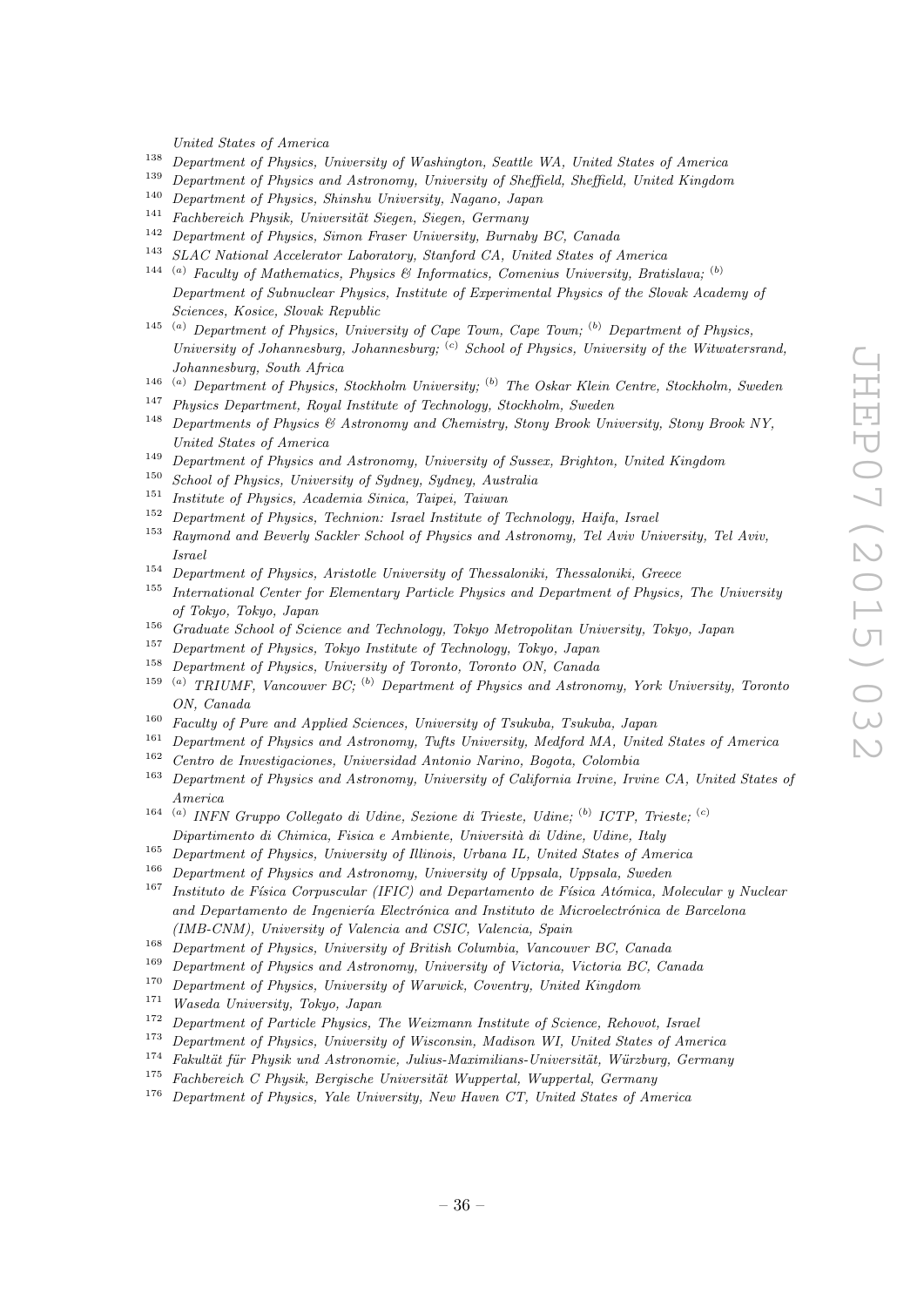*United States of America*

[138] *Department of Physics, University of Washington, Seattle WA, United States of America*

[139] *Department of Physics and Astronomy, University of Sheffield, Sheffield, United Kingdom*

[140] *Department of Physics, Shinshu University, Nagano, Japan*

[141] *Fachbereich Physik, Universität Siegen, Siegen, Germany*

[142] *Department of Physics, Simon Fraser University, Burnaby BC, Canada*

[143] *SLAC National Accelerator Laboratory, Stanford CA, United States of America*

[144] [(a)] *Faculty of Mathematics, Physics & Informatics, Comenius University, Bratislava;* [(b)] *Department of Subnuclear Physics, Institute of Experimental Physics of the Slovak Academy of Sciences, Kosice, Slovak Republic*

[145] [(a)] *Department of Physics, University of Cape Town, Cape Town;* [(b)] *Department of Physics, University of Johannesburg, Johannesburg;* [(c)] *School of Physics, University of the Witwatersrand, Johannesburg, South Africa*

[146] [(a)] *Department of Physics, Stockholm University;* [(b)] *The Oskar Klein Centre, Stockholm, Sweden*

[147] *Physics Department, Royal Institute of Technology, Stockholm, Sweden*

[148] *Departments of Physics & Astronomy and Chemistry, Stony Brook University, Stony Brook NY, United States of America*

[149] *Department of Physics and Astronomy, University of Sussex, Brighton, United Kingdom*

[150] *School of Physics, University of Sydney, Sydney, Australia*

[151] *Institute of Physics, Academia Sinica, Taipei, Taiwan*

[152] *Department of Physics, Technion: Israel Institute of Technology, Haifa, Israel*

[153] *Raymond and Beverly Sackler School of Physics and Astronomy, Tel Aviv University, Tel Aviv, Israel*

[154] *Department of Physics, Aristotle University of Thessaloniki, Thessaloniki, Greece*

[155] *International Center for Elementary Particle Physics and Department of Physics, The University of Tokyo, Tokyo, Japan*

[156] *Graduate School of Science and Technology, Tokyo Metropolitan University, Tokyo, Japan*

[157] *Department of Physics, Tokyo Institute of Technology, Tokyo, Japan*

[158] *Department of Physics, University of Toronto, Toronto ON, Canada*

[159] [(a)] *TRIUMF, Vancouver BC;* [(b)] *Department of Physics and Astronomy, York University, Toronto ON, Canada*

[160] *Faculty of Pure and Applied Sciences, University of Tsukuba, Tsukuba, Japan*

[161] *Department of Physics and Astronomy, Tufts University, Medford MA, United States of America*

[162] *Centro de Investigaciones, Universidad Antonio Narino, Bogota, Colombia*

[163] *Department of Physics and Astronomy, University of California Irvine, Irvine CA, United States of America*

[164] [(a)] *INFN Gruppo Collegato di Udine, Sezione di Trieste, Udine;* [(b)] *ICTP, Trieste;* [(c)] *Dipartimento di Chimica, Fisica e Ambiente, Università di Udine, Udine, Italy*

[165] *Department of Physics, University of Illinois, Urbana IL, United States of America*

[166] *Department of Physics and Astronomy, University of Uppsala, Uppsala, Sweden*

[167] *Instituto de Física Corpuscular (IFIC) and Departamento de Física Atómica, Molecular y Nuclear and Departamento de Ingeniería Electrónica and Instituto de Microelectrónica de Barcelona (IMB-CNM), University of Valencia and CSIC, Valencia, Spain*

[168] *Department of Physics, University of British Columbia, Vancouver BC, Canada*

[169] *Department of Physics and Astronomy, University of Victoria, Victoria BC, Canada*

[170] *Department of Physics, University of Warwick, Coventry, United Kingdom*

[171] *Waseda University, Tokyo, Japan*

[172] *Department of Particle Physics, The Weizmann Institute of Science, Rehovot, Israel*

[173] *Department of Physics, University of Wisconsin, Madison WI, United States of America*

[174] *Fakultät für Physik und Astronomie, Julius-Maximilians-Universität, Würzburg, Germany*

[175] *Fachbereich C Physik, Bergische Universität Wuppertal, Wuppertal, Germany*

[176] *Department of Physics, Yale University, New Haven CT, United States of America*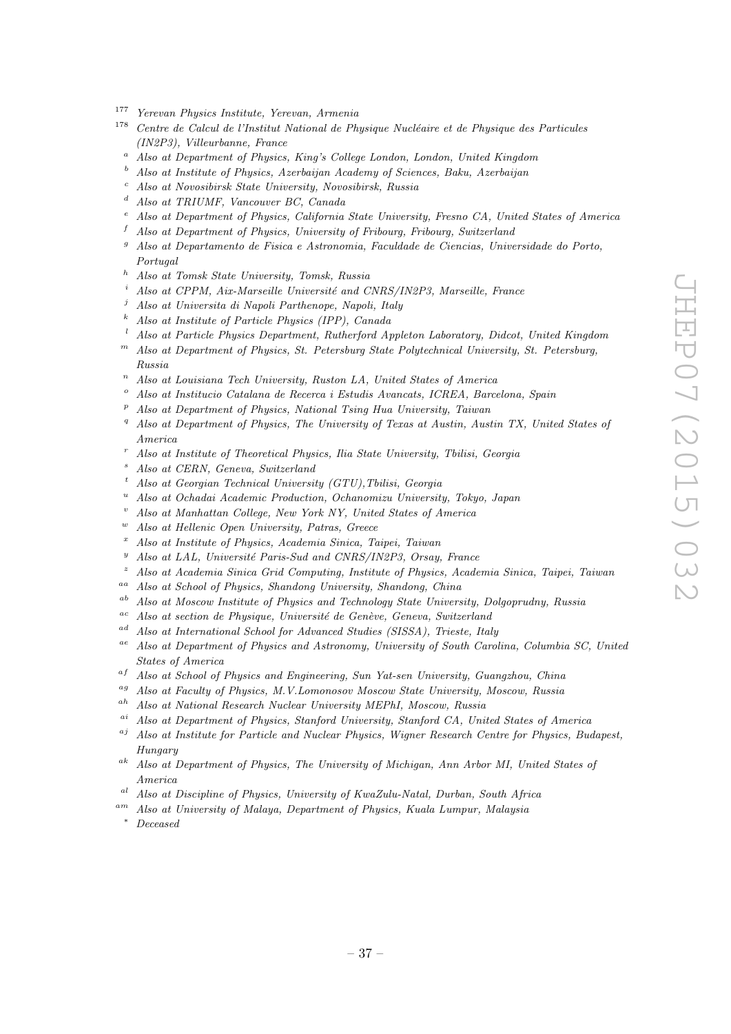[177] *Yerevan Physics Institute, Yerevan, Armenia*
[178] *Centre de Calcul de l'Institut National de Physique Nucléaire et de Physique des Particules (IN2P3), Villeurbanne, France*
[a] *Also at Department of Physics, King's College London, London, United Kingdom*
[b] *Also at Institute of Physics, Azerbaijan Academy of Sciences, Baku, Azerbaijan*
[c] *Also at Novosibirsk State University, Novosibirsk, Russia*
[d] *Also at TRIUMF, Vancouver BC, Canada*
[e] *Also at Department of Physics, California State University, Fresno CA, United States of America*
[f] *Also at Department of Physics, University of Fribourg, Fribourg, Switzerland*
[g] *Also at Departamento de Fisica e Astronomia, Faculdade de Ciencias, Universidade do Porto, Portugal*
[h] *Also at Tomsk State University, Tomsk, Russia*
[i] *Also at CPPM, Aix-Marseille Université and CNRS/IN2P3, Marseille, France*
[j] *Also at Universita di Napoli Parthenope, Napoli, Italy*
[k] *Also at Institute of Particle Physics (IPP), Canada*
[l] *Also at Particle Physics Department, Rutherford Appleton Laboratory, Didcot, United Kingdom*
[m] *Also at Department of Physics, St. Petersburg State Polytechnical University, St. Petersburg, Russia*
[n] *Also at Louisiana Tech University, Ruston LA, United States of America*
[o] *Also at Institucio Catalana de Recerca i Estudis Avancats, ICREA, Barcelona, Spain*
[p] *Also at Department of Physics, National Tsing Hua University, Taiwan*
[q] *Also at Department of Physics, The University of Texas at Austin, Austin TX, United States of America*
[r] *Also at Institute of Theoretical Physics, Ilia State University, Tbilisi, Georgia*
[s] *Also at CERN, Geneva, Switzerland*
[t] *Also at Georgian Technical University (GTU),Tbilisi, Georgia*
[u] *Also at Ochadai Academic Production, Ochanomizu University, Tokyo, Japan*
[v] *Also at Manhattan College, New York NY, United States of America*
[w] *Also at Hellenic Open University, Patras, Greece*
[x] *Also at Institute of Physics, Academia Sinica, Taipei, Taiwan*
[y] *Also at LAL, Université Paris-Sud and CNRS/IN2P3, Orsay, France*
[z] *Also at Academia Sinica Grid Computing, Institute of Physics, Academia Sinica, Taipei, Taiwan*
[aa] *Also at School of Physics, Shandong University, Shandong, China*
[ab] *Also at Moscow Institute of Physics and Technology State University, Dolgoprudny, Russia*
[ac] *Also at section de Physique, Université de Genève, Geneva, Switzerland*
[ad] *Also at International School for Advanced Studies (SISSA), Trieste, Italy*
[ae] *Also at Department of Physics and Astronomy, University of South Carolina, Columbia SC, United States of America*
[af] *Also at School of Physics and Engineering, Sun Yat-sen University, Guangzhou, China*
[ag] *Also at Faculty of Physics, M.V.Lomonosov Moscow State University, Moscow, Russia*
[ah] *Also at National Research Nuclear University MEPhI, Moscow, Russia*
[ai] *Also at Department of Physics, Stanford University, Stanford CA, United States of America*
[aj] *Also at Institute for Particle and Nuclear Physics, Wigner Research Centre for Physics, Budapest, Hungary*
[ak] *Also at Department of Physics, The University of Michigan, Ann Arbor MI, United States of America*
[al] *Also at Discipline of Physics, University of KwaZulu-Natal, Durban, South Africa*
[am] *Also at University of Malaya, Department of Physics, Kuala Lumpur, Malaysia*
[*] *Deceased*